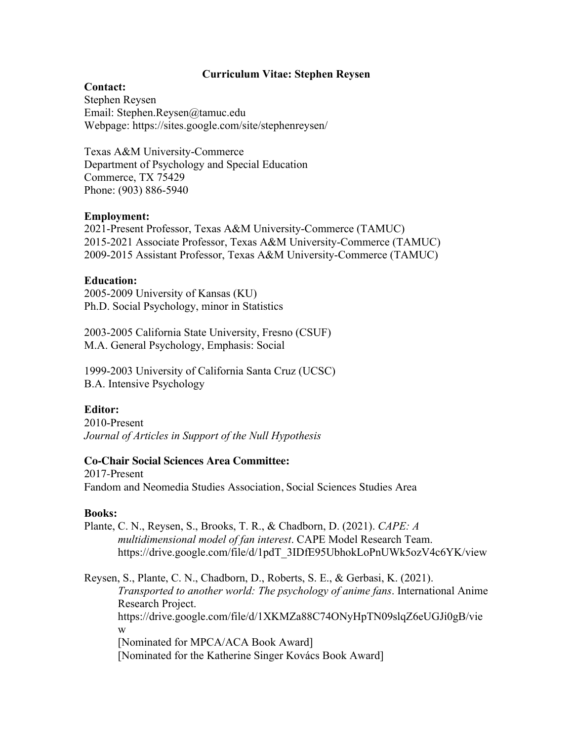# Curriculum Vitae: Stephen Reysen

**Contact:**

Stephen Reysen
Email: Stephen.Reysen@tamuc.edu
Webpage: https://sites.google.com/site/stephenreysen/

Texas A&M University-Commerce
Department of Psychology and Special Education
Commerce, TX 75429
Phone: (903) 886-5940

**Employment:**

2021-Present Professor, Texas A&M University-Commerce (TAMUC)
2015-2021 Associate Professor, Texas A&M University-Commerce (TAMUC)
2009-2015 Assistant Professor, Texas A&M University-Commerce (TAMUC)

**Education:**

2005-2009 University of Kansas (KU)
Ph.D. Social Psychology, minor in Statistics

2003-2005 California State University, Fresno (CSUF)
M.A. General Psychology, Emphasis: Social

1999-2003 University of California Santa Cruz (UCSC)
B.A. Intensive Psychology

**Editor:**

2010-Present
*Journal of Articles in Support of the Null Hypothesis*

**Co-Chair Social Sciences Area Committee:**

2017-Present
Fandom and Neomedia Studies Association, Social Sciences Studies Area

**Books:**

Plante, C. N., Reysen, S., Brooks, T. R., & Chadborn, D. (2021). *CAPE: A multidimensional model of fan interest*. CAPE Model Research Team. https://drive.google.com/file/d/1pdT_3IDfE95UbhokLoPnUWk5ozV4c6YK/view

Reysen, S., Plante, C. N., Chadborn, D., Roberts, S. E., & Gerbasi, K. (2021). *Transported to another world: The psychology of anime fans*. International Anime Research Project. https://drive.google.com/file/d/1XKMZa88C74ONyHpTN09slqZ6eUGJi0gB/view
[Nominated for MPCA/ACA Book Award]
[Nominated for the Katherine Singer Kovács Book Award]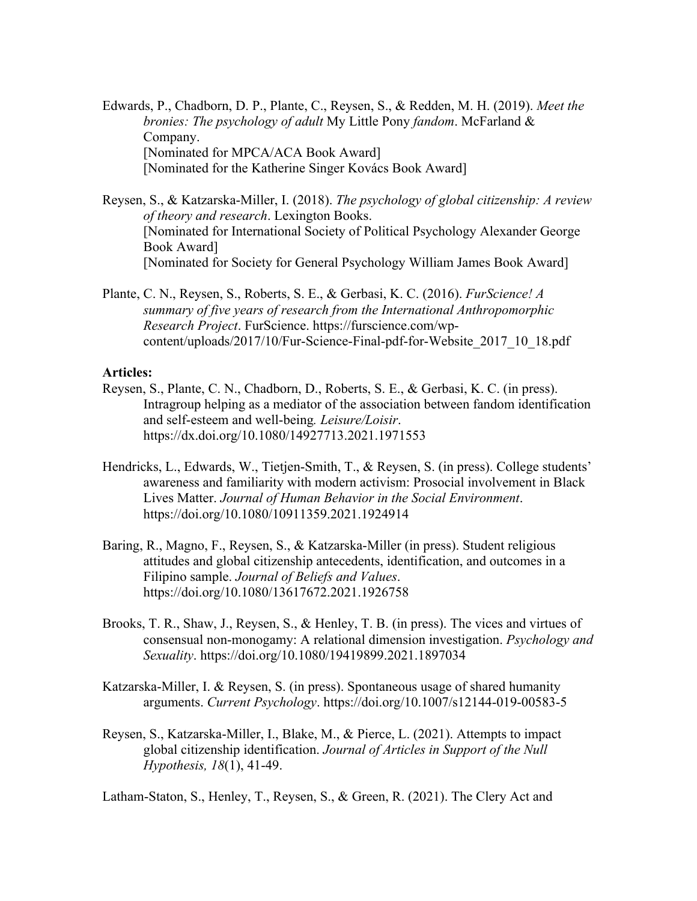Edwards, P., Chadborn, D. P., Plante, C., Reysen, S., & Redden, M. H. (2019). *Meet the bronies: The psychology of adult* My Little Pony *fandom*. McFarland & Company.
[Nominated for MPCA/ACA Book Award]
[Nominated for the Katherine Singer Kovács Book Award]

Reysen, S., & Katzarska-Miller, I. (2018). *The psychology of global citizenship: A review of theory and research*. Lexington Books.
[Nominated for International Society of Political Psychology Alexander George Book Award]
[Nominated for Society for General Psychology William James Book Award]

Plante, C. N., Reysen, S., Roberts, S. E., & Gerbasi, K. C. (2016). *FurScience! A summary of five years of research from the International Anthropomorphic Research Project*. FurScience. https://furscience.com/wp-content/uploads/2017/10/Fur-Science-Final-pdf-for-Website_2017_10_18.pdf

**Articles:**

Reysen, S., Plante, C. N., Chadborn, D., Roberts, S. E., & Gerbasi, K. C. (in press). Intragroup helping as a mediator of the association between fandom identification and self-esteem and well-being*. Leisure/Loisir*. https://dx.doi.org/10.1080/14927713.2021.1971553

Hendricks, L., Edwards, W., Tietjen-Smith, T., & Reysen, S. (in press). College students' awareness and familiarity with modern activism: Prosocial involvement in Black Lives Matter. *Journal of Human Behavior in the Social Environment*. https://doi.org/10.1080/10911359.2021.1924914

Baring, R., Magno, F., Reysen, S., & Katzarska-Miller (in press). Student religious attitudes and global citizenship antecedents, identification, and outcomes in a Filipino sample. *Journal of Beliefs and Values*. https://doi.org/10.1080/13617672.2021.1926758

Brooks, T. R., Shaw, J., Reysen, S., & Henley, T. B. (in press). The vices and virtues of consensual non-monogamy: A relational dimension investigation. *Psychology and Sexuality*. https://doi.org/10.1080/19419899.2021.1897034

Katzarska-Miller, I. & Reysen, S. (in press). Spontaneous usage of shared humanity arguments. *Current Psychology*. https://doi.org/10.1007/s12144-019-00583-5

Reysen, S., Katzarska-Miller, I., Blake, M., & Pierce, L. (2021). Attempts to impact global citizenship identification. *Journal of Articles in Support of the Null Hypothesis, 18*(1), 41-49.

Latham-Staton, S., Henley, T., Reysen, S., & Green, R. (2021). The Clery Act and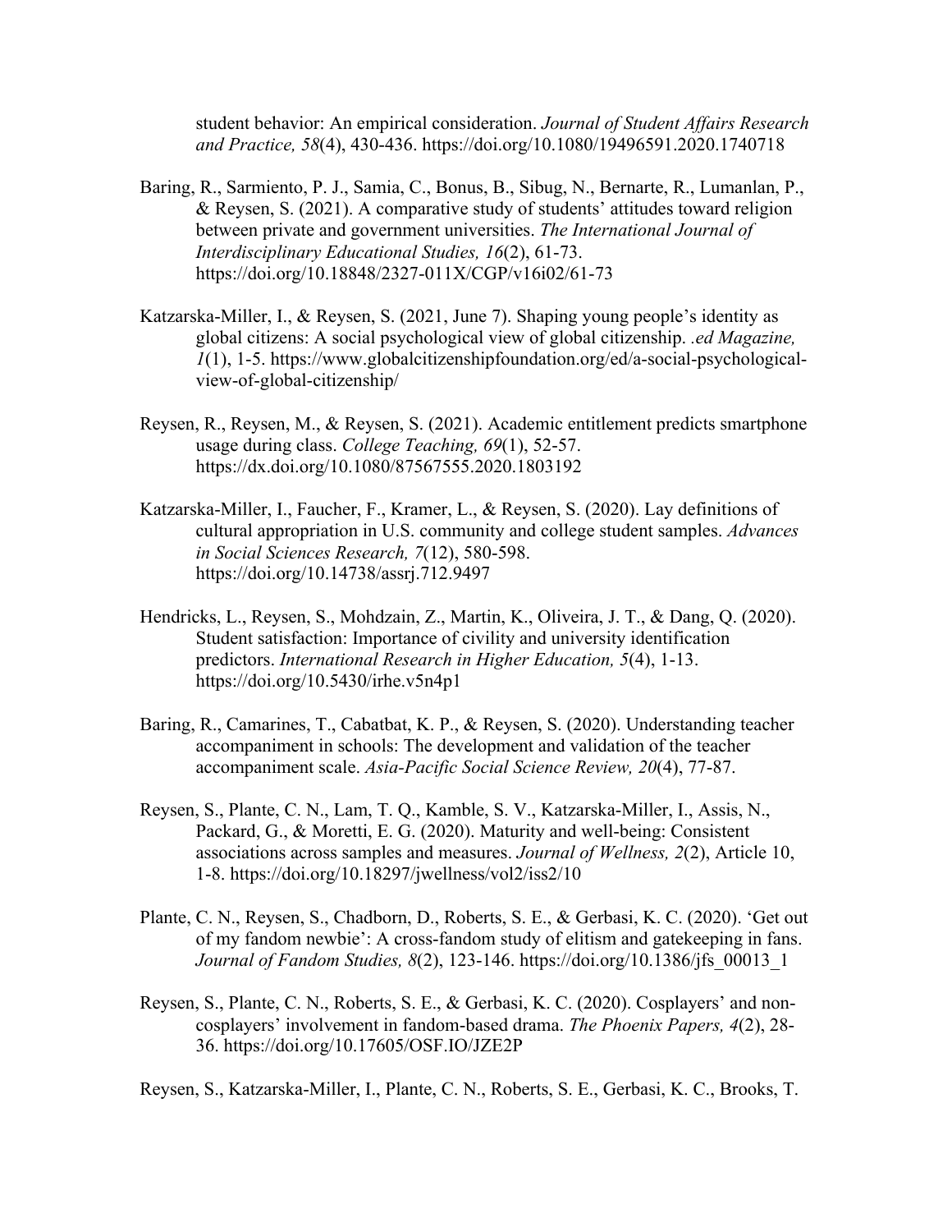student behavior: An empirical consideration. *Journal of Student Affairs Research and Practice, 58*(4), 430-436. https://doi.org/10.1080/19496591.2020.1740718

Baring, R., Sarmiento, P. J., Samia, C., Bonus, B., Sibug, N., Bernarte, R., Lumanlan, P., & Reysen, S. (2021). A comparative study of students' attitudes toward religion between private and government universities. *The International Journal of Interdisciplinary Educational Studies, 16*(2), 61-73. https://doi.org/10.18848/2327-011X/CGP/v16i02/61-73

Katzarska-Miller, I., & Reysen, S. (2021, June 7). Shaping young people's identity as global citizens: A social psychological view of global citizenship. *.ed Magazine, 1*(1), 1-5. https://www.globalcitizenshipfoundation.org/ed/a-social-psychological-view-of-global-citizenship/

Reysen, R., Reysen, M., & Reysen, S. (2021). Academic entitlement predicts smartphone usage during class. *College Teaching, 69*(1), 52-57. https://dx.doi.org/10.1080/87567555.2020.1803192

Katzarska-Miller, I., Faucher, F., Kramer, L., & Reysen, S. (2020). Lay definitions of cultural appropriation in U.S. community and college student samples. *Advances in Social Sciences Research, 7*(12), 580-598. https://doi.org/10.14738/assrj.712.9497

Hendricks, L., Reysen, S., Mohdzain, Z., Martin, K., Oliveira, J. T., & Dang, Q. (2020). Student satisfaction: Importance of civility and university identification predictors. *International Research in Higher Education, 5*(4), 1-13. https://doi.org/10.5430/irhe.v5n4p1

Baring, R., Camarines, T., Cabatbat, K. P., & Reysen, S. (2020). Understanding teacher accompaniment in schools: The development and validation of the teacher accompaniment scale. *Asia-Pacific Social Science Review, 20*(4), 77-87.

Reysen, S., Plante, C. N., Lam, T. Q., Kamble, S. V., Katzarska-Miller, I., Assis, N., Packard, G., & Moretti, E. G. (2020). Maturity and well-being: Consistent associations across samples and measures. *Journal of Wellness, 2*(2), Article 10, 1-8. https://doi.org/10.18297/jwellness/vol2/iss2/10

Plante, C. N., Reysen, S., Chadborn, D., Roberts, S. E., & Gerbasi, K. C. (2020). 'Get out of my fandom newbie': A cross-fandom study of elitism and gatekeeping in fans. *Journal of Fandom Studies, 8*(2), 123-146. https://doi.org/10.1386/jfs_00013_1

Reysen, S., Plante, C. N., Roberts, S. E., & Gerbasi, K. C. (2020). Cosplayers' and non-cosplayers' involvement in fandom-based drama. *The Phoenix Papers, 4*(2), 28-36. https://doi.org/10.17605/OSF.IO/JZE2P

Reysen, S., Katzarska-Miller, I., Plante, C. N., Roberts, S. E., Gerbasi, K. C., Brooks, T.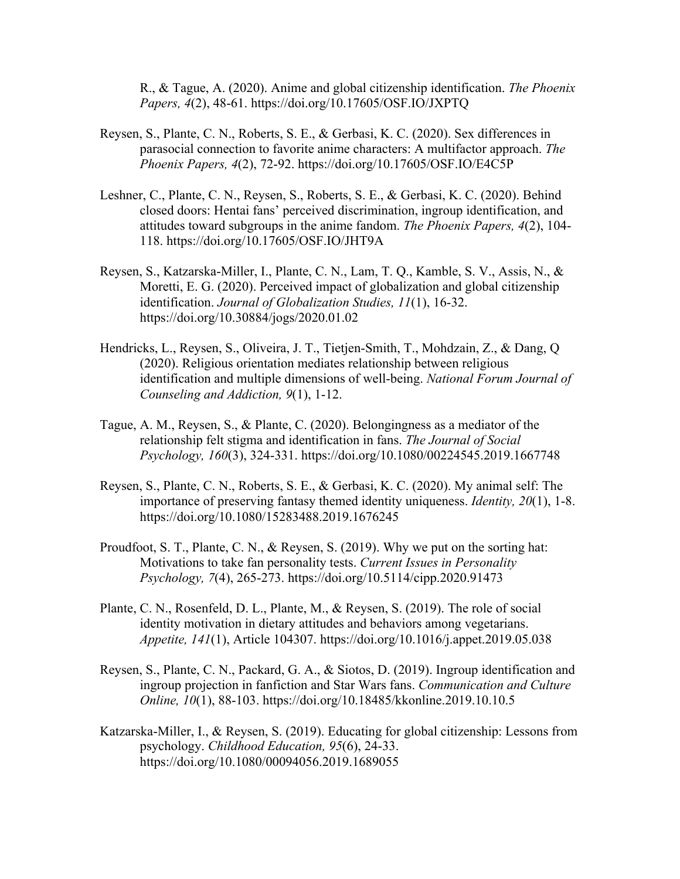R., & Tague, A. (2020). Anime and global citizenship identification. *The Phoenix Papers, 4*(2), 48-61. https://doi.org/10.17605/OSF.IO/JXPTQ

Reysen, S., Plante, C. N., Roberts, S. E., & Gerbasi, K. C. (2020). Sex differences in parasocial connection to favorite anime characters: A multifactor approach. *The Phoenix Papers, 4*(2), 72-92. https://doi.org/10.17605/OSF.IO/E4C5P

Leshner, C., Plante, C. N., Reysen, S., Roberts, S. E., & Gerbasi, K. C. (2020). Behind closed doors: Hentai fans' perceived discrimination, ingroup identification, and attitudes toward subgroups in the anime fandom. *The Phoenix Papers, 4*(2), 104-118. https://doi.org/10.17605/OSF.IO/JHT9A

Reysen, S., Katzarska-Miller, I., Plante, C. N., Lam, T. Q., Kamble, S. V., Assis, N., & Moretti, E. G. (2020). Perceived impact of globalization and global citizenship identification. *Journal of Globalization Studies, 11*(1), 16-32. https://doi.org/10.30884/jogs/2020.01.02

Hendricks, L., Reysen, S., Oliveira, J. T., Tietjen-Smith, T., Mohdzain, Z., & Dang, Q (2020). Religious orientation mediates relationship between religious identification and multiple dimensions of well-being. *National Forum Journal of Counseling and Addiction, 9*(1), 1-12.

Tague, A. M., Reysen, S., & Plante, C. (2020). Belongingness as a mediator of the relationship felt stigma and identification in fans. *The Journal of Social Psychology, 160*(3), 324-331. https://doi.org/10.1080/00224545.2019.1667748

Reysen, S., Plante, C. N., Roberts, S. E., & Gerbasi, K. C. (2020). My animal self: The importance of preserving fantasy themed identity uniqueness. *Identity, 20*(1), 1-8. https://doi.org/10.1080/15283488.2019.1676245

Proudfoot, S. T., Plante, C. N., & Reysen, S. (2019). Why we put on the sorting hat: Motivations to take fan personality tests. *Current Issues in Personality Psychology, 7*(4), 265-273. https://doi.org/10.5114/cipp.2020.91473

Plante, C. N., Rosenfeld, D. L., Plante, M., & Reysen, S. (2019). The role of social identity motivation in dietary attitudes and behaviors among vegetarians. *Appetite, 141*(1), Article 104307. https://doi.org/10.1016/j.appet.2019.05.038

Reysen, S., Plante, C. N., Packard, G. A., & Siotos, D. (2019). Ingroup identification and ingroup projection in fanfiction and Star Wars fans. *Communication and Culture Online, 10*(1), 88-103. https://doi.org/10.18485/kkonline.2019.10.10.5

Katzarska-Miller, I., & Reysen, S. (2019). Educating for global citizenship: Lessons from psychology. *Childhood Education, 95*(6), 24-33. https://doi.org/10.1080/00094056.2019.1689055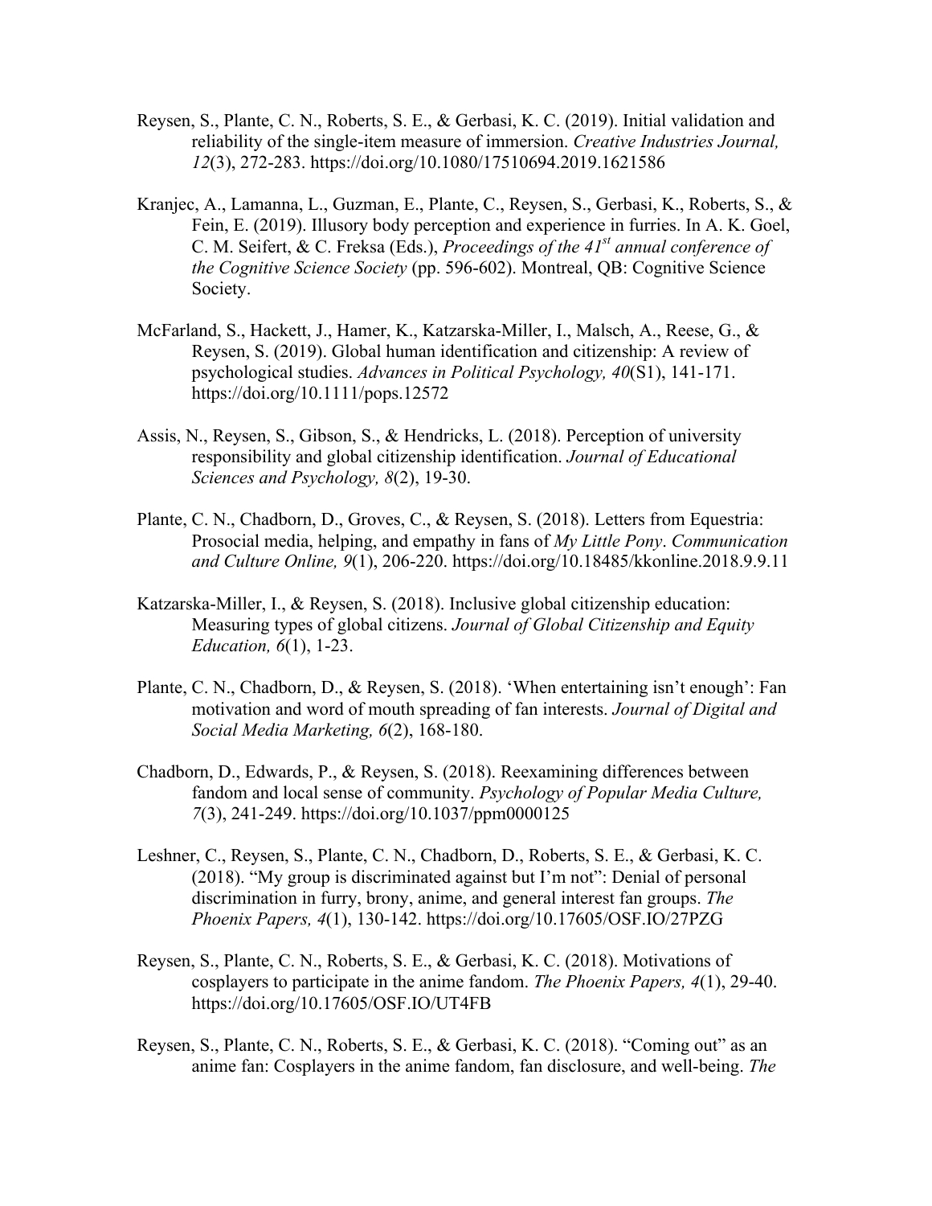Reysen, S., Plante, C. N., Roberts, S. E., & Gerbasi, K. C. (2019). Initial validation and reliability of the single-item measure of immersion. *Creative Industries Journal, 12*(3), 272-283. https://doi.org/10.1080/17510694.2019.1621586

Kranjec, A., Lamanna, L., Guzman, E., Plante, C., Reysen, S., Gerbasi, K., Roberts, S., & Fein, E. (2019). Illusory body perception and experience in furries. In A. K. Goel, C. M. Seifert, & C. Freksa (Eds.), *Proceedings of the 41st annual conference of the Cognitive Science Society* (pp. 596-602). Montreal, QB: Cognitive Science Society.

McFarland, S., Hackett, J., Hamer, K., Katzarska-Miller, I., Malsch, A., Reese, G., & Reysen, S. (2019). Global human identification and citizenship: A review of psychological studies. *Advances in Political Psychology, 40*(S1), 141-171. https://doi.org/10.1111/pops.12572

Assis, N., Reysen, S., Gibson, S., & Hendricks, L. (2018). Perception of university responsibility and global citizenship identification. *Journal of Educational Sciences and Psychology, 8*(2), 19-30.

Plante, C. N., Chadborn, D., Groves, C., & Reysen, S. (2018). Letters from Equestria: Prosocial media, helping, and empathy in fans of *My Little Pony*. *Communication and Culture Online, 9*(1), 206-220. https://doi.org/10.18485/kkonline.2018.9.9.11

Katzarska-Miller, I., & Reysen, S. (2018). Inclusive global citizenship education: Measuring types of global citizens. *Journal of Global Citizenship and Equity Education, 6*(1), 1-23.

Plante, C. N., Chadborn, D., & Reysen, S. (2018). 'When entertaining isn't enough': Fan motivation and word of mouth spreading of fan interests. *Journal of Digital and Social Media Marketing, 6*(2), 168-180.

Chadborn, D., Edwards, P., & Reysen, S. (2018). Reexamining differences between fandom and local sense of community. *Psychology of Popular Media Culture, 7*(3), 241-249. https://doi.org/10.1037/ppm0000125

Leshner, C., Reysen, S., Plante, C. N., Chadborn, D., Roberts, S. E., & Gerbasi, K. C. (2018). "My group is discriminated against but I'm not": Denial of personal discrimination in furry, brony, anime, and general interest fan groups. *The Phoenix Papers, 4*(1), 130-142. https://doi.org/10.17605/OSF.IO/27PZG

Reysen, S., Plante, C. N., Roberts, S. E., & Gerbasi, K. C. (2018). Motivations of cosplayers to participate in the anime fandom. *The Phoenix Papers, 4*(1), 29-40. https://doi.org/10.17605/OSF.IO/UT4FB

Reysen, S., Plante, C. N., Roberts, S. E., & Gerbasi, K. C. (2018). "Coming out" as an anime fan: Cosplayers in the anime fandom, fan disclosure, and well-being. *The*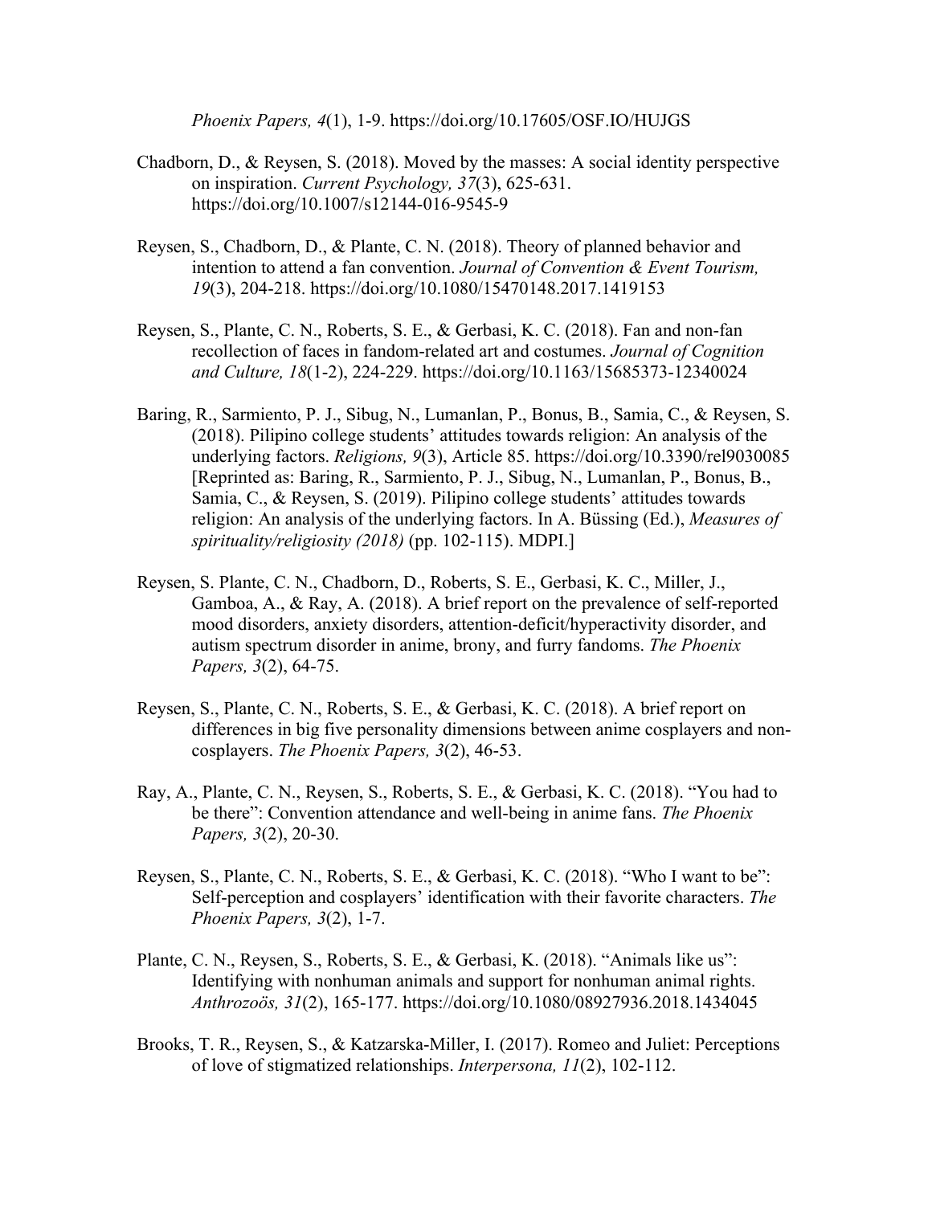*Phoenix Papers, 4*(1), 1-9. https://doi.org/10.17605/OSF.IO/HUJGS

Chadborn, D., & Reysen, S. (2018). Moved by the masses: A social identity perspective on inspiration. *Current Psychology, 37*(3), 625-631. https://doi.org/10.1007/s12144-016-9545-9

Reysen, S., Chadborn, D., & Plante, C. N. (2018). Theory of planned behavior and intention to attend a fan convention. *Journal of Convention & Event Tourism, 19*(3), 204-218. https://doi.org/10.1080/15470148.2017.1419153

Reysen, S., Plante, C. N., Roberts, S. E., & Gerbasi, K. C. (2018). Fan and non-fan recollection of faces in fandom-related art and costumes. *Journal of Cognition and Culture, 18*(1-2), 224-229. https://doi.org/10.1163/15685373-12340024

Baring, R., Sarmiento, P. J., Sibug, N., Lumanlan, P., Bonus, B., Samia, C., & Reysen, S. (2018). Pilipino college students' attitudes towards religion: An analysis of the underlying factors. *Religions, 9*(3), Article 85. https://doi.org/10.3390/rel9030085 [Reprinted as: Baring, R., Sarmiento, P. J., Sibug, N., Lumanlan, P., Bonus, B., Samia, C., & Reysen, S. (2019). Pilipino college students' attitudes towards religion: An analysis of the underlying factors. In A. Büssing (Ed.), *Measures of spirituality/religiosity (2018)* (pp. 102-115). MDPI.]

Reysen, S. Plante, C. N., Chadborn, D., Roberts, S. E., Gerbasi, K. C., Miller, J., Gamboa, A., & Ray, A. (2018). A brief report on the prevalence of self-reported mood disorders, anxiety disorders, attention-deficit/hyperactivity disorder, and autism spectrum disorder in anime, brony, and furry fandoms. *The Phoenix Papers, 3*(2), 64-75.

Reysen, S., Plante, C. N., Roberts, S. E., & Gerbasi, K. C. (2018). A brief report on differences in big five personality dimensions between anime cosplayers and non-cosplayers. *The Phoenix Papers, 3*(2), 46-53.

Ray, A., Plante, C. N., Reysen, S., Roberts, S. E., & Gerbasi, K. C. (2018). "You had to be there": Convention attendance and well-being in anime fans. *The Phoenix Papers, 3*(2), 20-30.

Reysen, S., Plante, C. N., Roberts, S. E., & Gerbasi, K. C. (2018). "Who I want to be": Self-perception and cosplayers' identification with their favorite characters. *The Phoenix Papers, 3*(2), 1-7.

Plante, C. N., Reysen, S., Roberts, S. E., & Gerbasi, K. (2018). "Animals like us": Identifying with nonhuman animals and support for nonhuman animal rights. *Anthrozoös, 31*(2), 165-177. https://doi.org/10.1080/08927936.2018.1434045

Brooks, T. R., Reysen, S., & Katzarska-Miller, I. (2017). Romeo and Juliet: Perceptions of love of stigmatized relationships. *Interpersona, 11*(2), 102-112.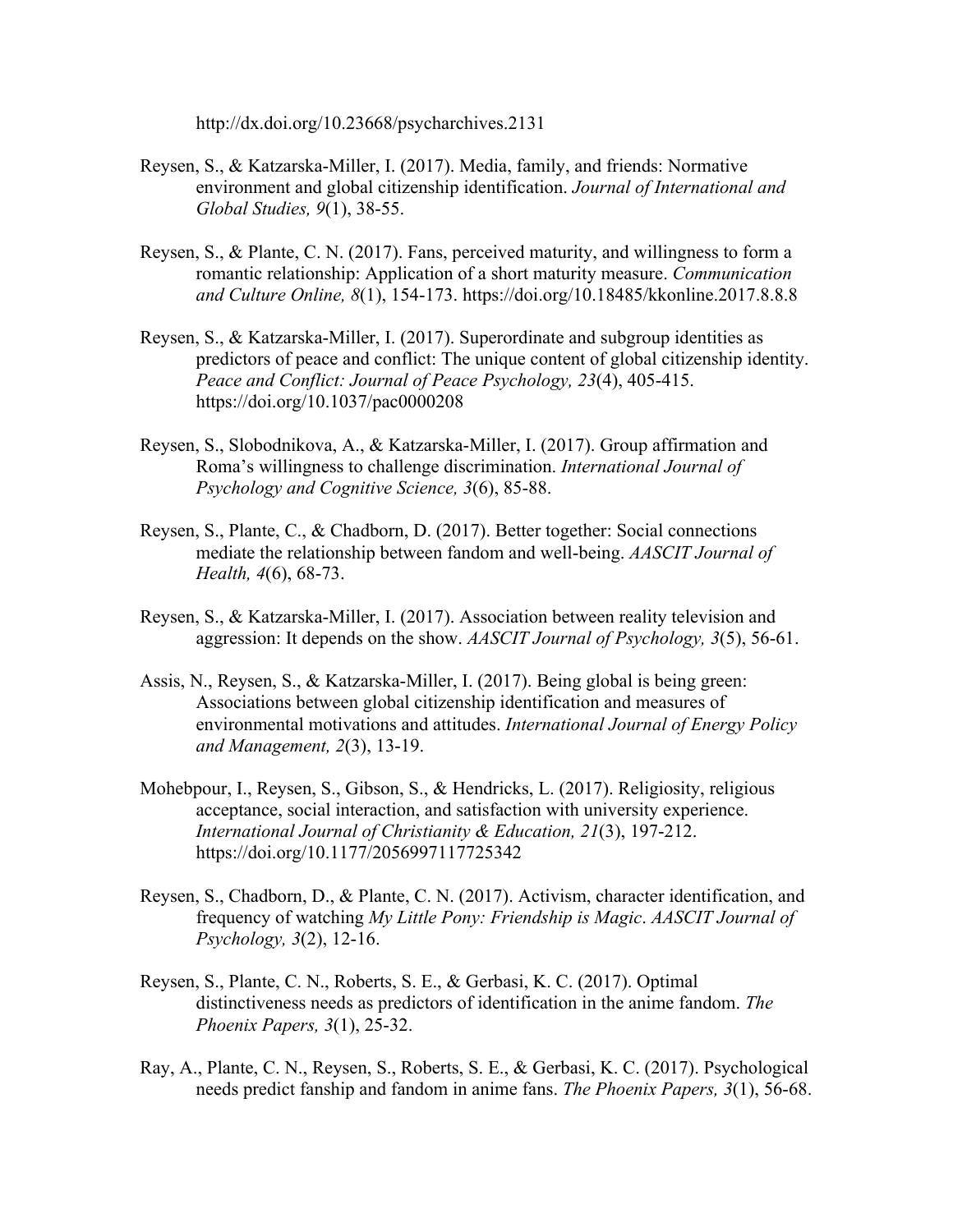http://dx.doi.org/10.23668/psycharchives.2131

Reysen, S., & Katzarska-Miller, I. (2017). Media, family, and friends: Normative environment and global citizenship identification. *Journal of International and Global Studies, 9*(1), 38-55.

Reysen, S., & Plante, C. N. (2017). Fans, perceived maturity, and willingness to form a romantic relationship: Application of a short maturity measure. *Communication and Culture Online, 8*(1), 154-173. https://doi.org/10.18485/kkonline.2017.8.8.8

Reysen, S., & Katzarska-Miller, I. (2017). Superordinate and subgroup identities as predictors of peace and conflict: The unique content of global citizenship identity. *Peace and Conflict: Journal of Peace Psychology, 23*(4), 405-415. https://doi.org/10.1037/pac0000208

Reysen, S., Slobodnikova, A., & Katzarska-Miller, I. (2017). Group affirmation and Roma's willingness to challenge discrimination. *International Journal of Psychology and Cognitive Science, 3*(6), 85-88.

Reysen, S., Plante, C., & Chadborn, D. (2017). Better together: Social connections mediate the relationship between fandom and well-being. *AASCIT Journal of Health, 4*(6), 68-73.

Reysen, S., & Katzarska-Miller, I. (2017). Association between reality television and aggression: It depends on the show. *AASCIT Journal of Psychology, 3*(5), 56-61.

Assis, N., Reysen, S., & Katzarska-Miller, I. (2017). Being global is being green: Associations between global citizenship identification and measures of environmental motivations and attitudes. *International Journal of Energy Policy and Management, 2*(3), 13-19.

Mohebpour, I., Reysen, S., Gibson, S., & Hendricks, L. (2017). Religiosity, religious acceptance, social interaction, and satisfaction with university experience. *International Journal of Christianity & Education, 21*(3), 197-212. https://doi.org/10.1177/2056997117725342

Reysen, S., Chadborn, D., & Plante, C. N. (2017). Activism, character identification, and frequency of watching *My Little Pony: Friendship is Magic*. *AASCIT Journal of Psychology, 3*(2), 12-16.

Reysen, S., Plante, C. N., Roberts, S. E., & Gerbasi, K. C. (2017). Optimal distinctiveness needs as predictors of identification in the anime fandom. *The Phoenix Papers, 3*(1), 25-32.

Ray, A., Plante, C. N., Reysen, S., Roberts, S. E., & Gerbasi, K. C. (2017). Psychological needs predict fanship and fandom in anime fans. *The Phoenix Papers, 3*(1), 56-68.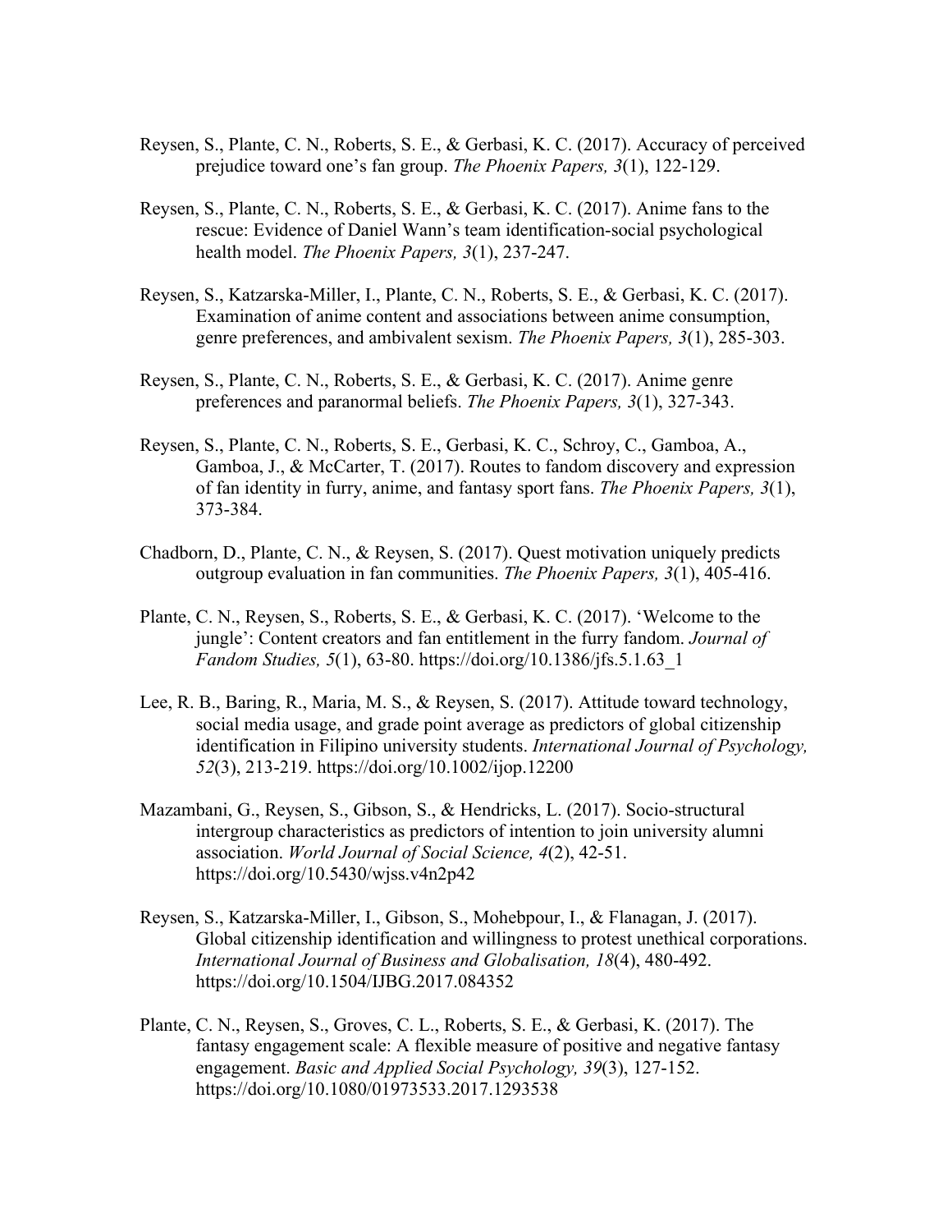Reysen, S., Plante, C. N., Roberts, S. E., & Gerbasi, K. C. (2017). Accuracy of perceived prejudice toward one's fan group. *The Phoenix Papers, 3*(1), 122-129.

Reysen, S., Plante, C. N., Roberts, S. E., & Gerbasi, K. C. (2017). Anime fans to the rescue: Evidence of Daniel Wann's team identification-social psychological health model. *The Phoenix Papers, 3*(1), 237-247.

Reysen, S., Katzarska-Miller, I., Plante, C. N., Roberts, S. E., & Gerbasi, K. C. (2017). Examination of anime content and associations between anime consumption, genre preferences, and ambivalent sexism. *The Phoenix Papers, 3*(1), 285-303.

Reysen, S., Plante, C. N., Roberts, S. E., & Gerbasi, K. C. (2017). Anime genre preferences and paranormal beliefs. *The Phoenix Papers, 3*(1), 327-343.

Reysen, S., Plante, C. N., Roberts, S. E., Gerbasi, K. C., Schroy, C., Gamboa, A., Gamboa, J., & McCarter, T. (2017). Routes to fandom discovery and expression of fan identity in furry, anime, and fantasy sport fans. *The Phoenix Papers, 3*(1), 373-384.

Chadborn, D., Plante, C. N., & Reysen, S. (2017). Quest motivation uniquely predicts outgroup evaluation in fan communities. *The Phoenix Papers, 3*(1), 405-416.

Plante, C. N., Reysen, S., Roberts, S. E., & Gerbasi, K. C. (2017). 'Welcome to the jungle': Content creators and fan entitlement in the furry fandom. *Journal of Fandom Studies, 5*(1), 63-80. https://doi.org/10.1386/jfs.5.1.63_1

Lee, R. B., Baring, R., Maria, M. S., & Reysen, S. (2017). Attitude toward technology, social media usage, and grade point average as predictors of global citizenship identification in Filipino university students. *International Journal of Psychology, 52*(3), 213-219. https://doi.org/10.1002/ijop.12200

Mazambani, G., Reysen, S., Gibson, S., & Hendricks, L. (2017). Socio-structural intergroup characteristics as predictors of intention to join university alumni association. *World Journal of Social Science, 4*(2), 42-51. https://doi.org/10.5430/wjss.v4n2p42

Reysen, S., Katzarska-Miller, I., Gibson, S., Mohebpour, I., & Flanagan, J. (2017). Global citizenship identification and willingness to protest unethical corporations. *International Journal of Business and Globalisation, 18*(4), 480-492. https://doi.org/10.1504/IJBG.2017.084352

Plante, C. N., Reysen, S., Groves, C. L., Roberts, S. E., & Gerbasi, K. (2017). The fantasy engagement scale: A flexible measure of positive and negative fantasy engagement. *Basic and Applied Social Psychology, 39*(3), 127-152. https://doi.org/10.1080/01973533.2017.1293538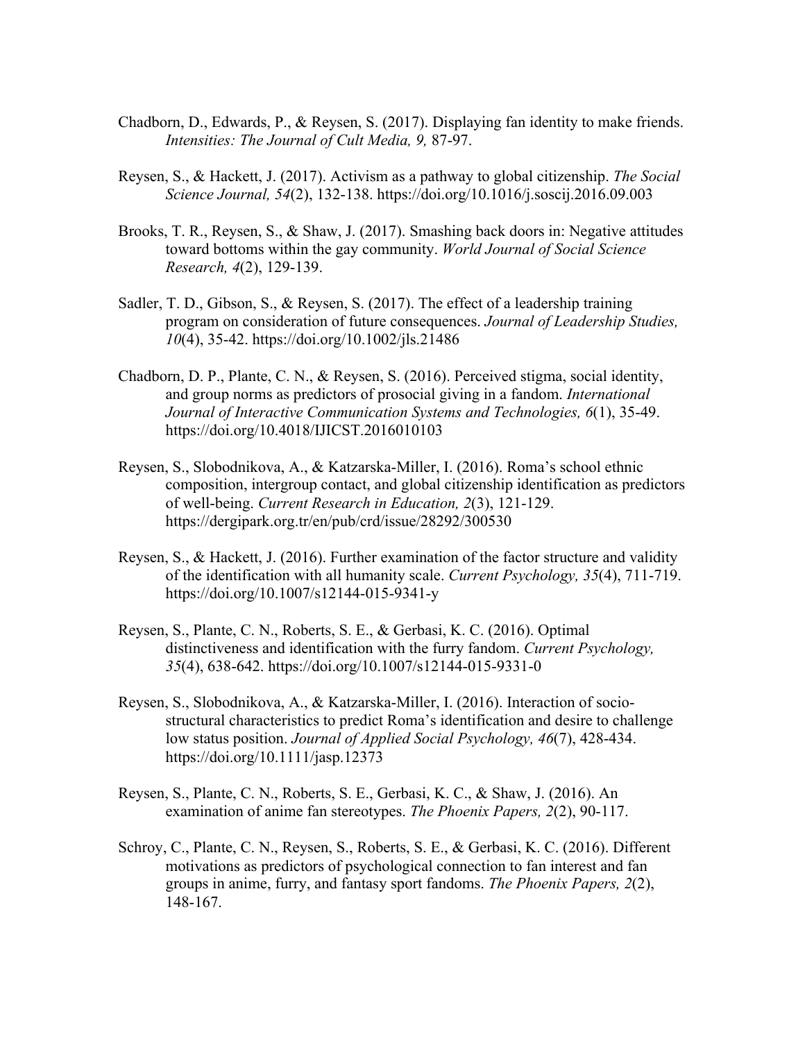Chadborn, D., Edwards, P., & Reysen, S. (2017). Displaying fan identity to make friends. *Intensities: The Journal of Cult Media, 9,* 87-97.

Reysen, S., & Hackett, J. (2017). Activism as a pathway to global citizenship. *The Social Science Journal, 54*(2), 132-138. https://doi.org/10.1016/j.soscij.2016.09.003

Brooks, T. R., Reysen, S., & Shaw, J. (2017). Smashing back doors in: Negative attitudes toward bottoms within the gay community. *World Journal of Social Science Research, 4*(2), 129-139.

Sadler, T. D., Gibson, S., & Reysen, S. (2017). The effect of a leadership training program on consideration of future consequences. *Journal of Leadership Studies, 10*(4), 35-42. https://doi.org/10.1002/jls.21486

Chadborn, D. P., Plante, C. N., & Reysen, S. (2016). Perceived stigma, social identity, and group norms as predictors of prosocial giving in a fandom. *International Journal of Interactive Communication Systems and Technologies, 6*(1), 35-49. https://doi.org/10.4018/IJICST.2016010103

Reysen, S., Slobodnikova, A., & Katzarska-Miller, I. (2016). Roma's school ethnic composition, intergroup contact, and global citizenship identification as predictors of well-being. *Current Research in Education, 2*(3), 121-129. https://dergipark.org.tr/en/pub/crd/issue/28292/300530

Reysen, S., & Hackett, J. (2016). Further examination of the factor structure and validity of the identification with all humanity scale. *Current Psychology, 35*(4), 711-719. https://doi.org/10.1007/s12144-015-9341-y

Reysen, S., Plante, C. N., Roberts, S. E., & Gerbasi, K. C. (2016). Optimal distinctiveness and identification with the furry fandom. *Current Psychology, 35*(4), 638-642. https://doi.org/10.1007/s12144-015-9331-0

Reysen, S., Slobodnikova, A., & Katzarska-Miller, I. (2016). Interaction of socio-structural characteristics to predict Roma's identification and desire to challenge low status position. *Journal of Applied Social Psychology, 46*(7), 428-434. https://doi.org/10.1111/jasp.12373

Reysen, S., Plante, C. N., Roberts, S. E., Gerbasi, K. C., & Shaw, J. (2016). An examination of anime fan stereotypes. *The Phoenix Papers, 2*(2), 90-117.

Schroy, C., Plante, C. N., Reysen, S., Roberts, S. E., & Gerbasi, K. C. (2016). Different motivations as predictors of psychological connection to fan interest and fan groups in anime, furry, and fantasy sport fandoms. *The Phoenix Papers, 2*(2), 148-167.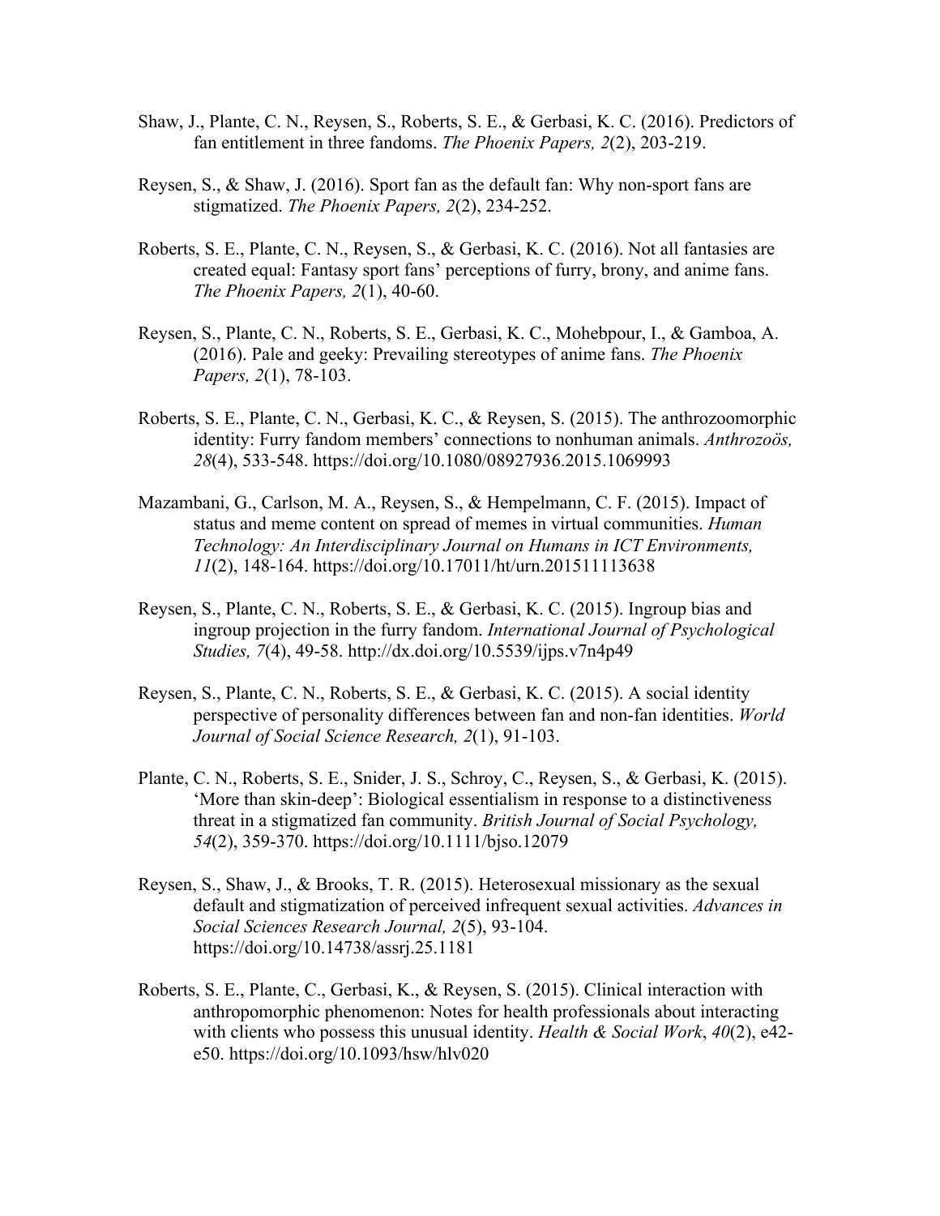Shaw, J., Plante, C. N., Reysen, S., Roberts, S. E., & Gerbasi, K. C. (2016). Predictors of fan entitlement in three fandoms. *The Phoenix Papers, 2*(2), 203-219.

Reysen, S., & Shaw, J. (2016). Sport fan as the default fan: Why non-sport fans are stigmatized. *The Phoenix Papers, 2*(2), 234-252.

Roberts, S. E., Plante, C. N., Reysen, S., & Gerbasi, K. C. (2016). Not all fantasies are created equal: Fantasy sport fans' perceptions of furry, brony, and anime fans. *The Phoenix Papers, 2*(1), 40-60.

Reysen, S., Plante, C. N., Roberts, S. E., Gerbasi, K. C., Mohebpour, I., & Gamboa, A. (2016). Pale and geeky: Prevailing stereotypes of anime fans. *The Phoenix Papers, 2*(1), 78-103.

Roberts, S. E., Plante, C. N., Gerbasi, K. C., & Reysen, S. (2015). The anthrozoomorphic identity: Furry fandom members' connections to nonhuman animals. *Anthrozoös, 28*(4), 533-548. https://doi.org/10.1080/08927936.2015.1069993

Mazambani, G., Carlson, M. A., Reysen, S., & Hempelmann, C. F. (2015). Impact of status and meme content on spread of memes in virtual communities. *Human Technology: An Interdisciplinary Journal on Humans in ICT Environments, 11*(2), 148-164. https://doi.org/10.17011/ht/urn.201511113638

Reysen, S., Plante, C. N., Roberts, S. E., & Gerbasi, K. C. (2015). Ingroup bias and ingroup projection in the furry fandom. *International Journal of Psychological Studies, 7*(4), 49-58. http://dx.doi.org/10.5539/ijps.v7n4p49

Reysen, S., Plante, C. N., Roberts, S. E., & Gerbasi, K. C. (2015). A social identity perspective of personality differences between fan and non-fan identities. *World Journal of Social Science Research, 2*(1), 91-103.

Plante, C. N., Roberts, S. E., Snider, J. S., Schroy, C., Reysen, S., & Gerbasi, K. (2015). 'More than skin-deep': Biological essentialism in response to a distinctiveness threat in a stigmatized fan community. *British Journal of Social Psychology, 54*(2), 359-370. https://doi.org/10.1111/bjso.12079

Reysen, S., Shaw, J., & Brooks, T. R. (2015). Heterosexual missionary as the sexual default and stigmatization of perceived infrequent sexual activities. *Advances in Social Sciences Research Journal, 2*(5), 93-104. https://doi.org/10.14738/assrj.25.1181

Roberts, S. E., Plante, C., Gerbasi, K., & Reysen, S. (2015). Clinical interaction with anthropomorphic phenomenon: Notes for health professionals about interacting with clients who possess this unusual identity. *Health & Social Work*, *40*(2), e42-e50. https://doi.org/10.1093/hsw/hlv020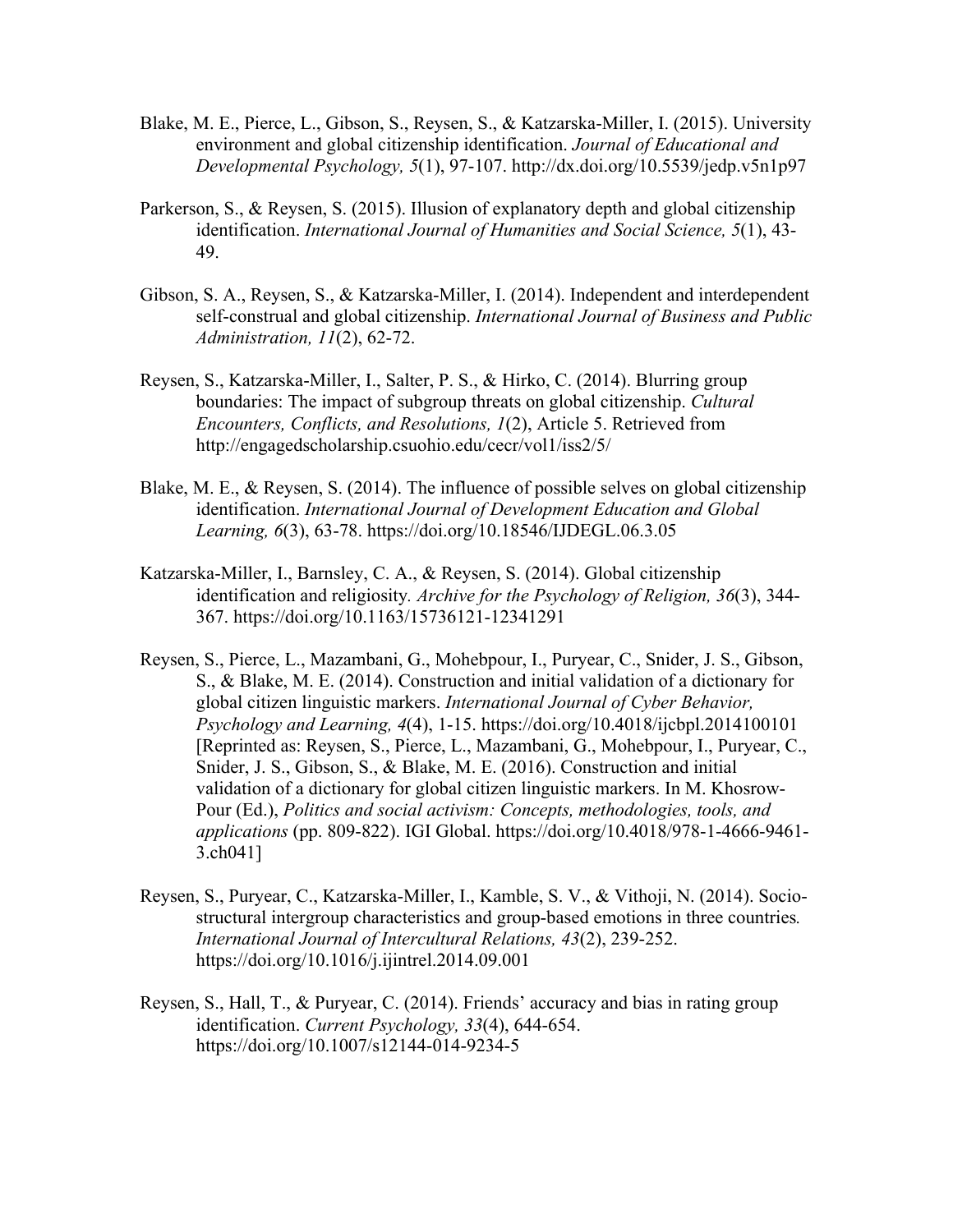Blake, M. E., Pierce, L., Gibson, S., Reysen, S., & Katzarska-Miller, I. (2015). University environment and global citizenship identification. *Journal of Educational and Developmental Psychology, 5*(1), 97-107. http://dx.doi.org/10.5539/jedp.v5n1p97

Parkerson, S., & Reysen, S. (2015). Illusion of explanatory depth and global citizenship identification. *International Journal of Humanities and Social Science, 5*(1), 43-49.

Gibson, S. A., Reysen, S., & Katzarska-Miller, I. (2014). Independent and interdependent self-construal and global citizenship. *International Journal of Business and Public Administration, 11*(2), 62-72.

Reysen, S., Katzarska-Miller, I., Salter, P. S., & Hirko, C. (2014). Blurring group boundaries: The impact of subgroup threats on global citizenship. *Cultural Encounters, Conflicts, and Resolutions, 1*(2), Article 5. Retrieved from http://engagedscholarship.csuohio.edu/cecr/vol1/iss2/5/

Blake, M. E., & Reysen, S. (2014). The influence of possible selves on global citizenship identification. *International Journal of Development Education and Global Learning, 6*(3), 63-78. https://doi.org/10.18546/IJDEGL.06.3.05

Katzarska-Miller, I., Barnsley, C. A., & Reysen, S. (2014). Global citizenship identification and religiosity. *Archive for the Psychology of Religion, 36*(3), 344-367. https://doi.org/10.1163/15736121-12341291

Reysen, S., Pierce, L., Mazambani, G., Mohebpour, I., Puryear, C., Snider, J. S., Gibson, S., & Blake, M. E. (2014). Construction and initial validation of a dictionary for global citizen linguistic markers. *International Journal of Cyber Behavior, Psychology and Learning, 4*(4), 1-15. https://doi.org/10.4018/ijcbpl.2014100101 [Reprinted as: Reysen, S., Pierce, L., Mazambani, G., Mohebpour, I., Puryear, C., Snider, J. S., Gibson, S., & Blake, M. E. (2016). Construction and initial validation of a dictionary for global citizen linguistic markers. In M. Khosrow-Pour (Ed.), *Politics and social activism: Concepts, methodologies, tools, and applications* (pp. 809-822). IGI Global. https://doi.org/10.4018/978-1-4666-9461-3.ch041]

Reysen, S., Puryear, C., Katzarska-Miller, I., Kamble, S. V., & Vithoji, N. (2014). Socio-structural intergroup characteristics and group-based emotions in three countries*. International Journal of Intercultural Relations, 43*(2), 239-252. https://doi.org/10.1016/j.ijintrel.2014.09.001

Reysen, S., Hall, T., & Puryear, C. (2014). Friends' accuracy and bias in rating group identification. *Current Psychology, 33*(4), 644-654. https://doi.org/10.1007/s12144-014-9234-5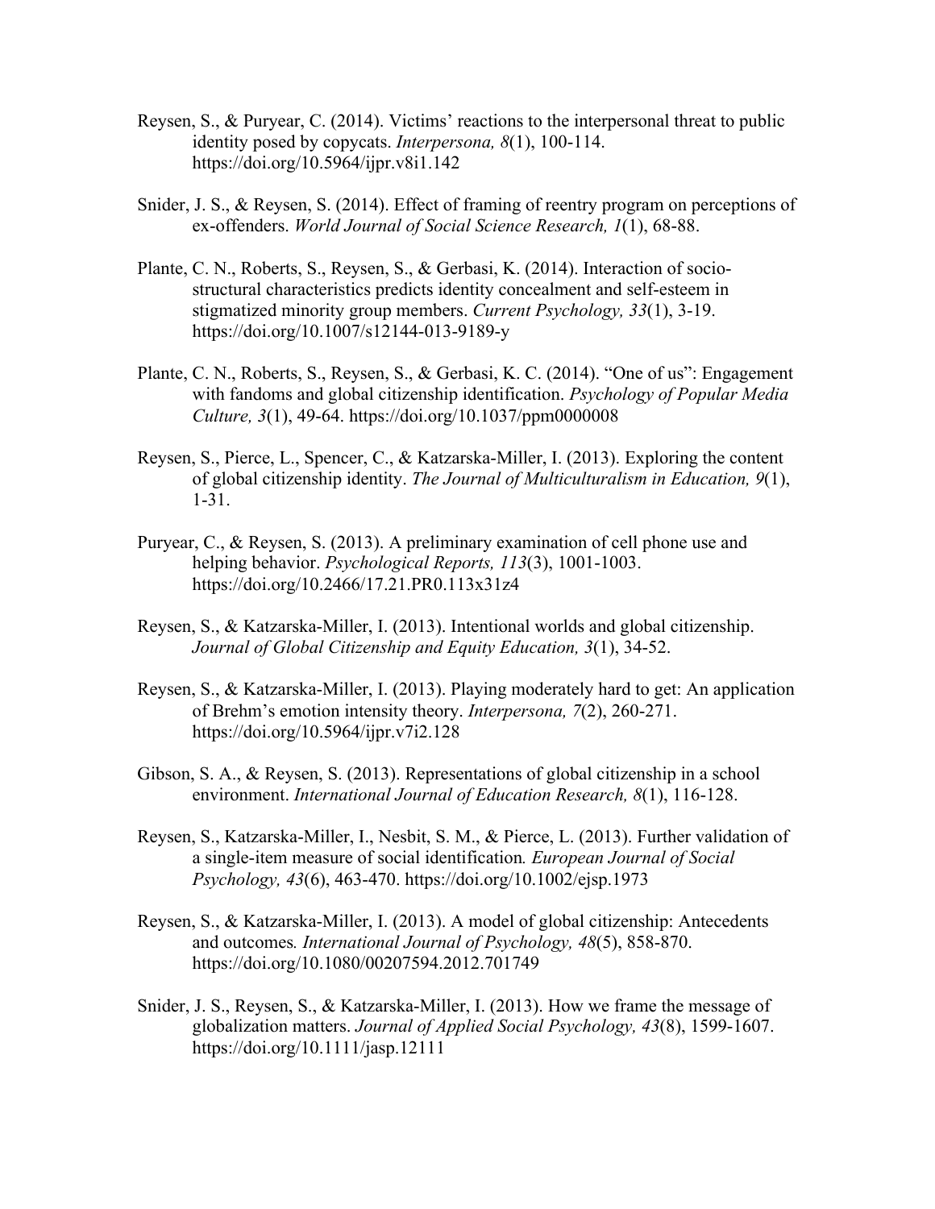Reysen, S., & Puryear, C. (2014). Victims' reactions to the interpersonal threat to public identity posed by copycats. *Interpersona, 8*(1), 100-114. https://doi.org/10.5964/ijpr.v8i1.142

Snider, J. S., & Reysen, S. (2014). Effect of framing of reentry program on perceptions of ex-offenders. *World Journal of Social Science Research, 1*(1), 68-88.

Plante, C. N., Roberts, S., Reysen, S., & Gerbasi, K. (2014). Interaction of socio-structural characteristics predicts identity concealment and self-esteem in stigmatized minority group members. *Current Psychology, 33*(1), 3-19. https://doi.org/10.1007/s12144-013-9189-y

Plante, C. N., Roberts, S., Reysen, S., & Gerbasi, K. C. (2014). "One of us": Engagement with fandoms and global citizenship identification. *Psychology of Popular Media Culture, 3*(1), 49-64. https://doi.org/10.1037/ppm0000008

Reysen, S., Pierce, L., Spencer, C., & Katzarska-Miller, I. (2013). Exploring the content of global citizenship identity. *The Journal of Multiculturalism in Education, 9*(1), 1-31.

Puryear, C., & Reysen, S. (2013). A preliminary examination of cell phone use and helping behavior. *Psychological Reports, 113*(3), 1001-1003. https://doi.org/10.2466/17.21.PR0.113x31z4

Reysen, S., & Katzarska-Miller, I. (2013). Intentional worlds and global citizenship. *Journal of Global Citizenship and Equity Education, 3*(1), 34-52.

Reysen, S., & Katzarska-Miller, I. (2013). Playing moderately hard to get: An application of Brehm's emotion intensity theory. *Interpersona, 7*(2), 260-271. https://doi.org/10.5964/ijpr.v7i2.128

Gibson, S. A., & Reysen, S. (2013). Representations of global citizenship in a school environment. *International Journal of Education Research, 8*(1), 116-128.

Reysen, S., Katzarska-Miller, I., Nesbit, S. M., & Pierce, L. (2013). Further validation of a single-item measure of social identification*. European Journal of Social Psychology, 43*(6), 463-470. https://doi.org/10.1002/ejsp.1973

Reysen, S., & Katzarska-Miller, I. (2013). A model of global citizenship: Antecedents and outcomes*. International Journal of Psychology, 48*(5), 858-870. https://doi.org/10.1080/00207594.2012.701749

Snider, J. S., Reysen, S., & Katzarska-Miller, I. (2013). How we frame the message of globalization matters. *Journal of Applied Social Psychology, 43*(8), 1599-1607. https://doi.org/10.1111/jasp.12111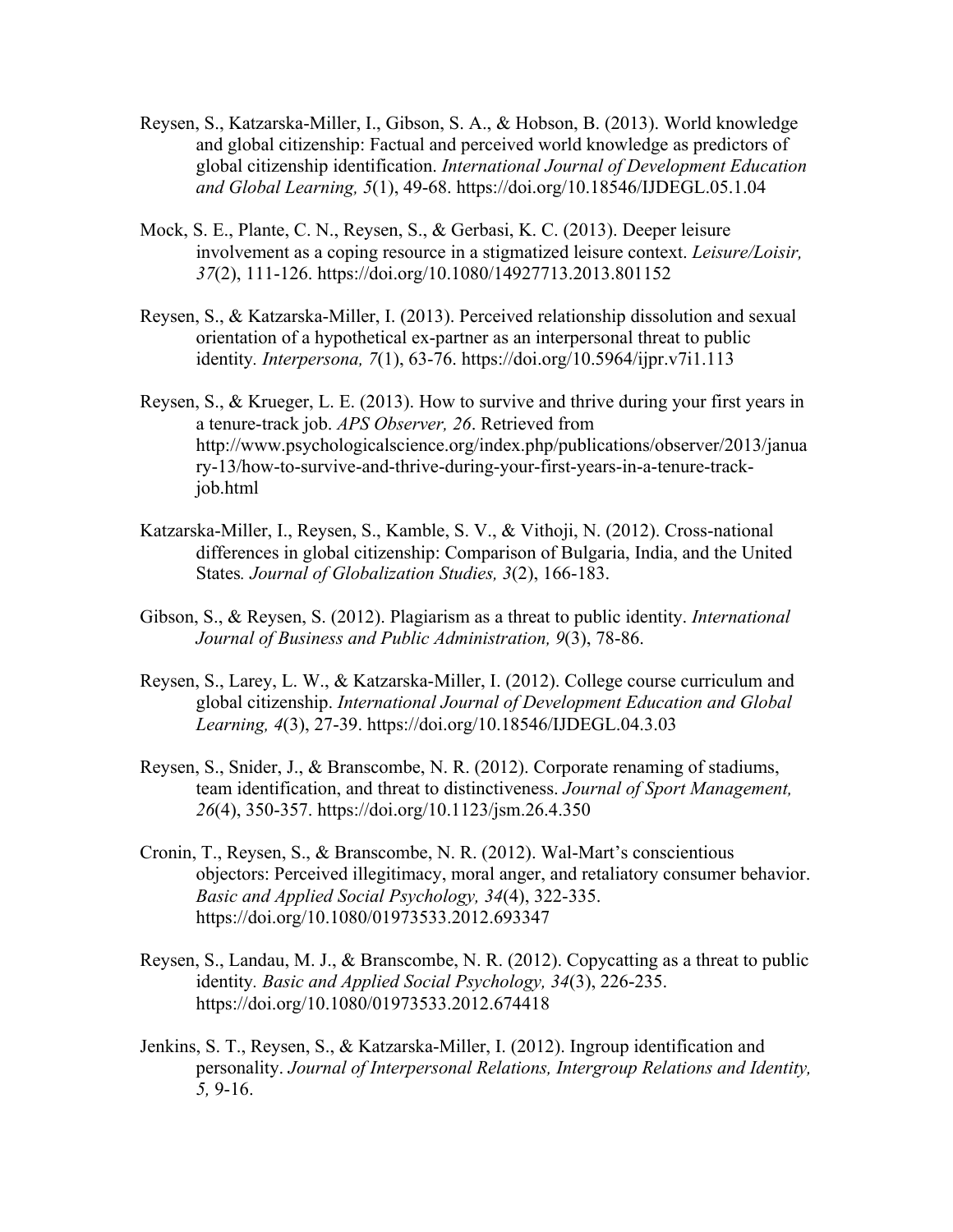Reysen, S., Katzarska-Miller, I., Gibson, S. A., & Hobson, B. (2013). World knowledge and global citizenship: Factual and perceived world knowledge as predictors of global citizenship identification. *International Journal of Development Education and Global Learning, 5*(1), 49-68. https://doi.org/10.18546/IJDEGL.05.1.04

Mock, S. E., Plante, C. N., Reysen, S., & Gerbasi, K. C. (2013). Deeper leisure involvement as a coping resource in a stigmatized leisure context. *Leisure/Loisir, 37*(2), 111-126. https://doi.org/10.1080/14927713.2013.801152

Reysen, S., & Katzarska-Miller, I. (2013). Perceived relationship dissolution and sexual orientation of a hypothetical ex-partner as an interpersonal threat to public identity. *Interpersona, 7*(1), 63-76. https://doi.org/10.5964/ijpr.v7i1.113

Reysen, S., & Krueger, L. E. (2013). How to survive and thrive during your first years in a tenure-track job. *APS Observer, 26*. Retrieved from http://www.psychologicalscience.org/index.php/publications/observer/2013/january-13/how-to-survive-and-thrive-during-your-first-years-in-a-tenure-track-job.html

Katzarska-Miller, I., Reysen, S., Kamble, S. V., & Vithoji, N. (2012). Cross-national differences in global citizenship: Comparison of Bulgaria, India, and the United States. *Journal of Globalization Studies, 3*(2), 166-183.

Gibson, S., & Reysen, S. (2012). Plagiarism as a threat to public identity. *International Journal of Business and Public Administration, 9*(3), 78-86.

Reysen, S., Larey, L. W., & Katzarska-Miller, I. (2012). College course curriculum and global citizenship. *International Journal of Development Education and Global Learning, 4*(3), 27-39. https://doi.org/10.18546/IJDEGL.04.3.03

Reysen, S., Snider, J., & Branscombe, N. R. (2012). Corporate renaming of stadiums, team identification, and threat to distinctiveness. *Journal of Sport Management, 26*(4), 350-357. https://doi.org/10.1123/jsm.26.4.350

Cronin, T., Reysen, S., & Branscombe, N. R. (2012). Wal-Mart's conscientious objectors: Perceived illegitimacy, moral anger, and retaliatory consumer behavior. *Basic and Applied Social Psychology, 34*(4), 322-335. https://doi.org/10.1080/01973533.2012.693347

Reysen, S., Landau, M. J., & Branscombe, N. R. (2012). Copycatting as a threat to public identity. *Basic and Applied Social Psychology, 34*(3), 226-235. https://doi.org/10.1080/01973533.2012.674418

Jenkins, S. T., Reysen, S., & Katzarska-Miller, I. (2012). Ingroup identification and personality. *Journal of Interpersonal Relations, Intergroup Relations and Identity, 5,* 9-16.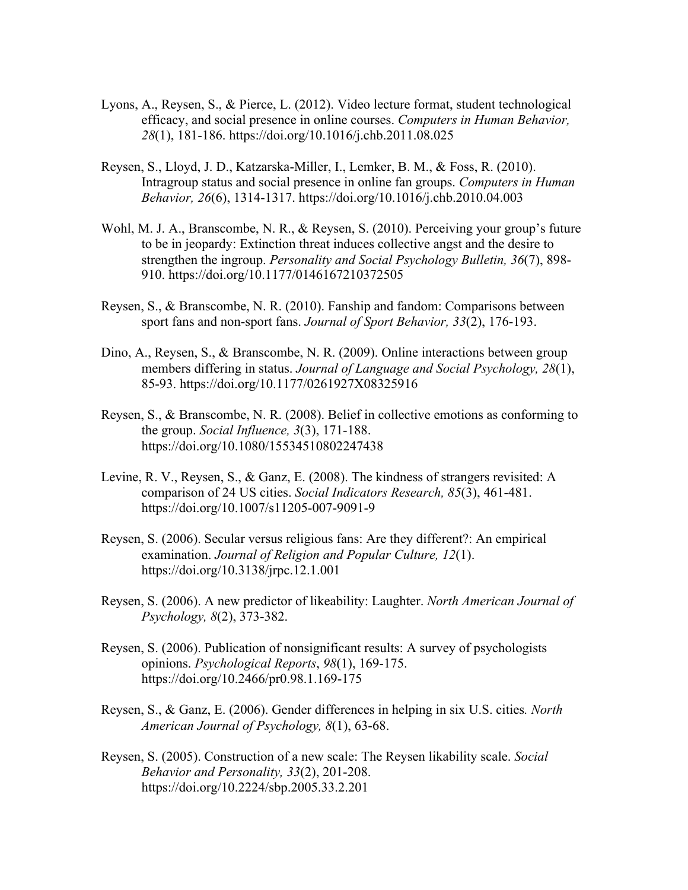Lyons, A., Reysen, S., & Pierce, L. (2012). Video lecture format, student technological efficacy, and social presence in online courses. *Computers in Human Behavior, 28*(1), 181-186. https://doi.org/10.1016/j.chb.2011.08.025

Reysen, S., Lloyd, J. D., Katzarska-Miller, I., Lemker, B. M., & Foss, R. (2010). Intragroup status and social presence in online fan groups. *Computers in Human Behavior, 26*(6), 1314-1317. https://doi.org/10.1016/j.chb.2010.04.003

Wohl, M. J. A., Branscombe, N. R., & Reysen, S. (2010). Perceiving your group's future to be in jeopardy: Extinction threat induces collective angst and the desire to strengthen the ingroup. *Personality and Social Psychology Bulletin, 36*(7), 898-910. https://doi.org/10.1177/0146167210372505

Reysen, S., & Branscombe, N. R. (2010). Fanship and fandom: Comparisons between sport fans and non-sport fans. *Journal of Sport Behavior, 33*(2), 176-193.

Dino, A., Reysen, S., & Branscombe, N. R. (2009). Online interactions between group members differing in status. *Journal of Language and Social Psychology, 28*(1), 85-93. https://doi.org/10.1177/0261927X08325916

Reysen, S., & Branscombe, N. R. (2008). Belief in collective emotions as conforming to the group. *Social Influence, 3*(3), 171-188. https://doi.org/10.1080/15534510802247438

Levine, R. V., Reysen, S., & Ganz, E. (2008). The kindness of strangers revisited: A comparison of 24 US cities. *Social Indicators Research, 85*(3), 461-481. https://doi.org/10.1007/s11205-007-9091-9

Reysen, S. (2006). Secular versus religious fans: Are they different?: An empirical examination. *Journal of Religion and Popular Culture, 12*(1). https://doi.org/10.3138/jrpc.12.1.001

Reysen, S. (2006). A new predictor of likeability: Laughter. *North American Journal of Psychology, 8*(2), 373-382.

Reysen, S. (2006). Publication of nonsignificant results: A survey of psychologists opinions. *Psychological Reports*, *98*(1), 169-175. https://doi.org/10.2466/pr0.98.1.169-175

Reysen, S., & Ganz, E. (2006). Gender differences in helping in six U.S. cities*. North American Journal of Psychology, 8*(1), 63-68.

Reysen, S. (2005). Construction of a new scale: The Reysen likability scale. *Social Behavior and Personality, 33*(2), 201-208. https://doi.org/10.2224/sbp.2005.33.2.201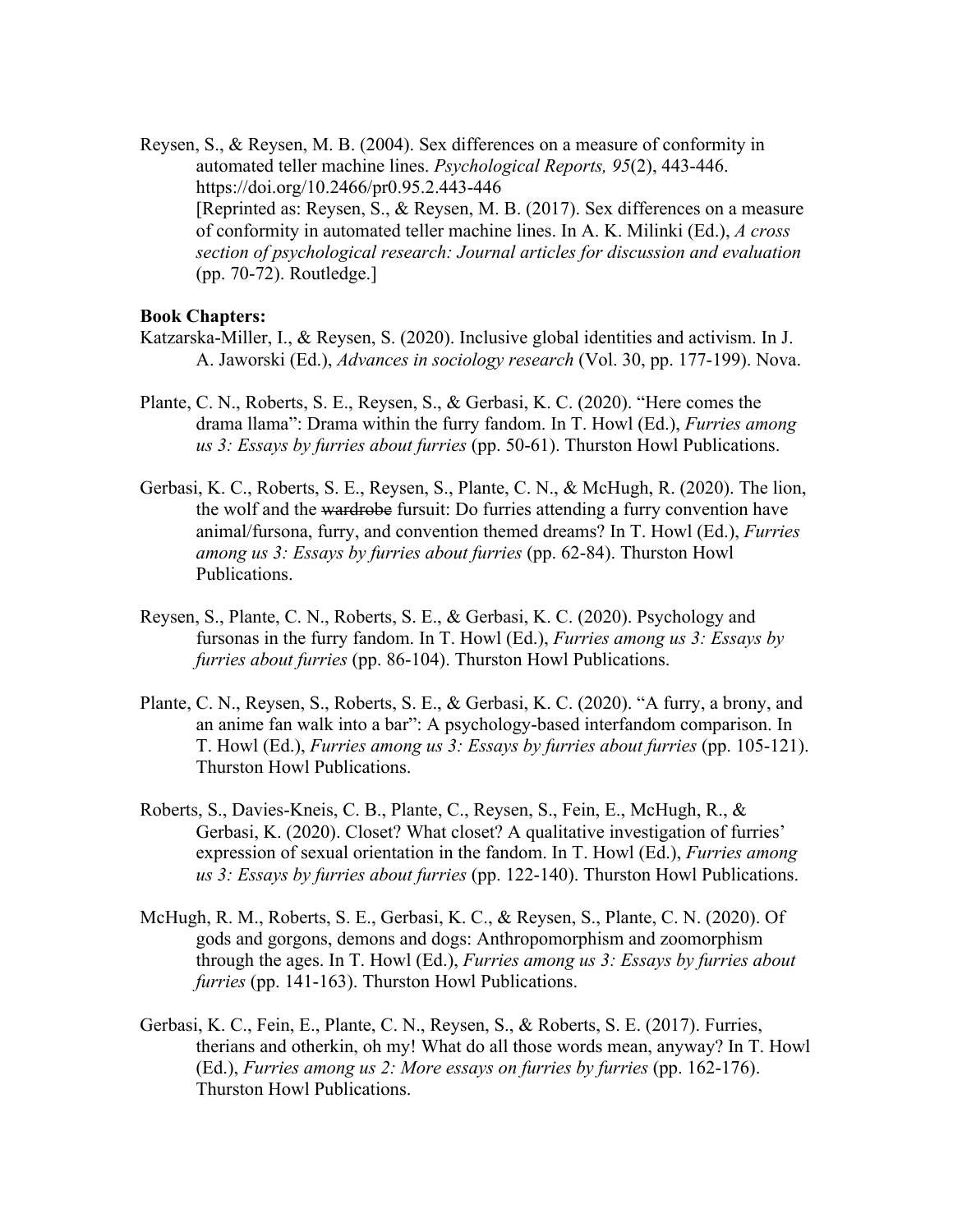Reysen, S., & Reysen, M. B. (2004). Sex differences on a measure of conformity in automated teller machine lines. *Psychological Reports, 95*(2), 443-446. https://doi.org/10.2466/pr0.95.2.443-446
[Reprinted as: Reysen, S., & Reysen, M. B. (2017). Sex differences on a measure of conformity in automated teller machine lines. In A. K. Milinki (Ed.), *A cross section of psychological research: Journal articles for discussion and evaluation* (pp. 70-72). Routledge.]

**Book Chapters:**

Katzarska-Miller, I., & Reysen, S. (2020). Inclusive global identities and activism. In J. A. Jaworski (Ed.), *Advances in sociology research* (Vol. 30, pp. 177-199). Nova.

Plante, C. N., Roberts, S. E., Reysen, S., & Gerbasi, K. C. (2020). "Here comes the drama llama": Drama within the furry fandom. In T. Howl (Ed.), *Furries among us 3: Essays by furries about furries* (pp. 50-61). Thurston Howl Publications.

Gerbasi, K. C., Roberts, S. E., Reysen, S., Plante, C. N., & McHugh, R. (2020). The lion, the wolf and the ~~wardrobe~~ fursuit: Do furries attending a furry convention have animal/fursona, furry, and convention themed dreams? In T. Howl (Ed.), *Furries among us 3: Essays by furries about furries* (pp. 62-84). Thurston Howl Publications.

Reysen, S., Plante, C. N., Roberts, S. E., & Gerbasi, K. C. (2020). Psychology and fursonas in the furry fandom. In T. Howl (Ed.), *Furries among us 3: Essays by furries about furries* (pp. 86-104). Thurston Howl Publications.

Plante, C. N., Reysen, S., Roberts, S. E., & Gerbasi, K. C. (2020). "A furry, a brony, and an anime fan walk into a bar": A psychology-based interfandom comparison. In T. Howl (Ed.), *Furries among us 3: Essays by furries about furries* (pp. 105-121). Thurston Howl Publications.

Roberts, S., Davies-Kneis, C. B., Plante, C., Reysen, S., Fein, E., McHugh, R., & Gerbasi, K. (2020). Closet? What closet? A qualitative investigation of furries' expression of sexual orientation in the fandom. In T. Howl (Ed.), *Furries among us 3: Essays by furries about furries* (pp. 122-140). Thurston Howl Publications.

McHugh, R. M., Roberts, S. E., Gerbasi, K. C., & Reysen, S., Plante, C. N. (2020). Of gods and gorgons, demons and dogs: Anthropomorphism and zoomorphism through the ages. In T. Howl (Ed.), *Furries among us 3: Essays by furries about furries* (pp. 141-163). Thurston Howl Publications.

Gerbasi, K. C., Fein, E., Plante, C. N., Reysen, S., & Roberts, S. E. (2017). Furries, therians and otherkin, oh my! What do all those words mean, anyway? In T. Howl (Ed.), *Furries among us 2: More essays on furries by furries* (pp. 162-176). Thurston Howl Publications.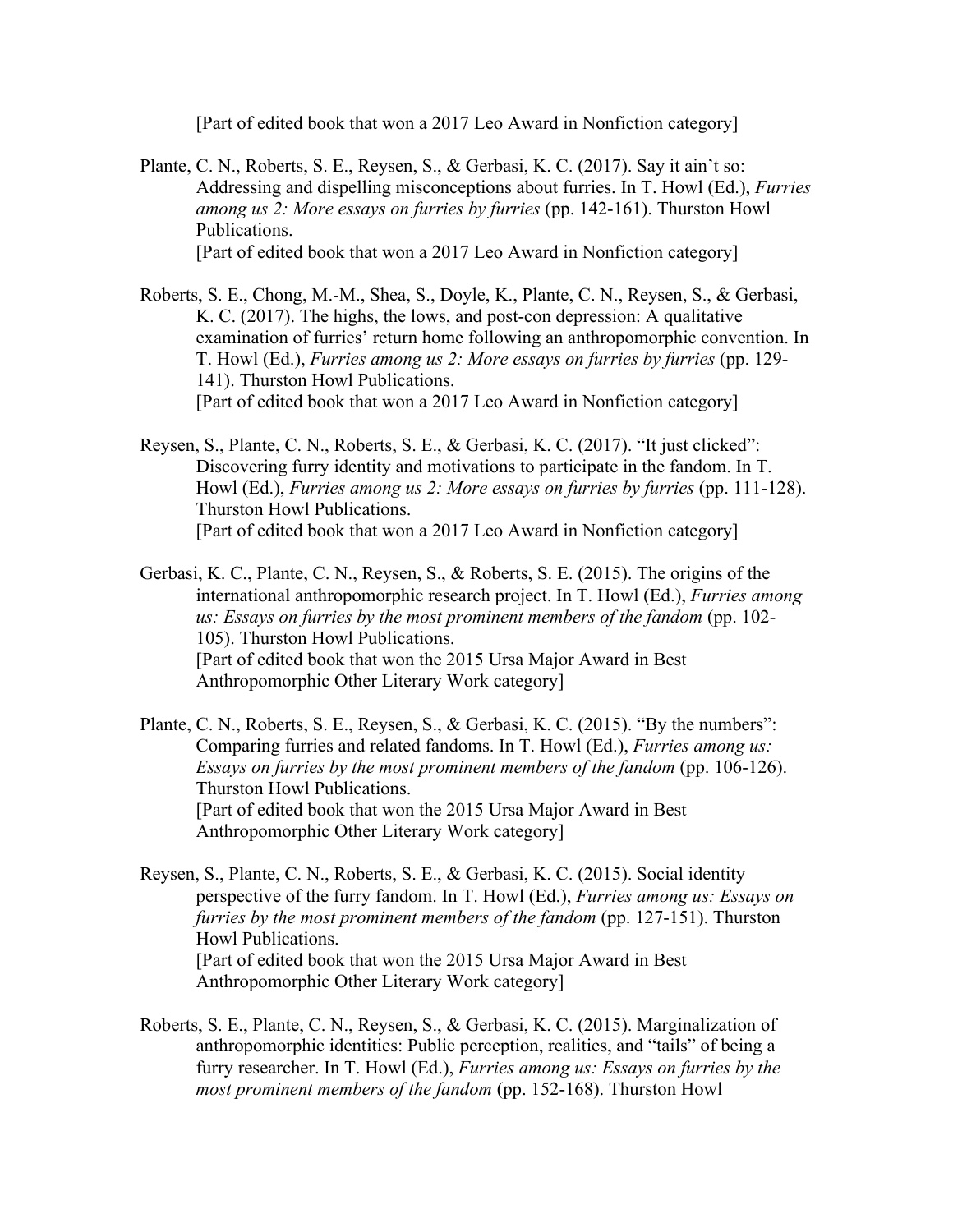[Part of edited book that won a 2017 Leo Award in Nonfiction category]

Plante, C. N., Roberts, S. E., Reysen, S., & Gerbasi, K. C. (2017). Say it ain't so: Addressing and dispelling misconceptions about furries. In T. Howl (Ed.), *Furries among us 2: More essays on furries by furries* (pp. 142-161). Thurston Howl Publications.
[Part of edited book that won a 2017 Leo Award in Nonfiction category]

Roberts, S. E., Chong, M.-M., Shea, S., Doyle, K., Plante, C. N., Reysen, S., & Gerbasi, K. C. (2017). The highs, the lows, and post-con depression: A qualitative examination of furries' return home following an anthropomorphic convention. In T. Howl (Ed.), *Furries among us 2: More essays on furries by furries* (pp. 129-141). Thurston Howl Publications.
[Part of edited book that won a 2017 Leo Award in Nonfiction category]

Reysen, S., Plante, C. N., Roberts, S. E., & Gerbasi, K. C. (2017). "It just clicked": Discovering furry identity and motivations to participate in the fandom. In T. Howl (Ed.), *Furries among us 2: More essays on furries by furries* (pp. 111-128). Thurston Howl Publications.
[Part of edited book that won a 2017 Leo Award in Nonfiction category]

Gerbasi, K. C., Plante, C. N., Reysen, S., & Roberts, S. E. (2015). The origins of the international anthropomorphic research project. In T. Howl (Ed.), *Furries among us: Essays on furries by the most prominent members of the fandom* (pp. 102-105). Thurston Howl Publications.
[Part of edited book that won the 2015 Ursa Major Award in Best Anthropomorphic Other Literary Work category]

Plante, C. N., Roberts, S. E., Reysen, S., & Gerbasi, K. C. (2015). "By the numbers": Comparing furries and related fandoms. In T. Howl (Ed.), *Furries among us: Essays on furries by the most prominent members of the fandom* (pp. 106-126). Thurston Howl Publications.
[Part of edited book that won the 2015 Ursa Major Award in Best Anthropomorphic Other Literary Work category]

Reysen, S., Plante, C. N., Roberts, S. E., & Gerbasi, K. C. (2015). Social identity perspective of the furry fandom. In T. Howl (Ed.), *Furries among us: Essays on furries by the most prominent members of the fandom* (pp. 127-151). Thurston Howl Publications.
[Part of edited book that won the 2015 Ursa Major Award in Best Anthropomorphic Other Literary Work category]

Roberts, S. E., Plante, C. N., Reysen, S., & Gerbasi, K. C. (2015). Marginalization of anthropomorphic identities: Public perception, realities, and "tails" of being a furry researcher. In T. Howl (Ed.), *Furries among us: Essays on furries by the most prominent members of the fandom* (pp. 152-168). Thurston Howl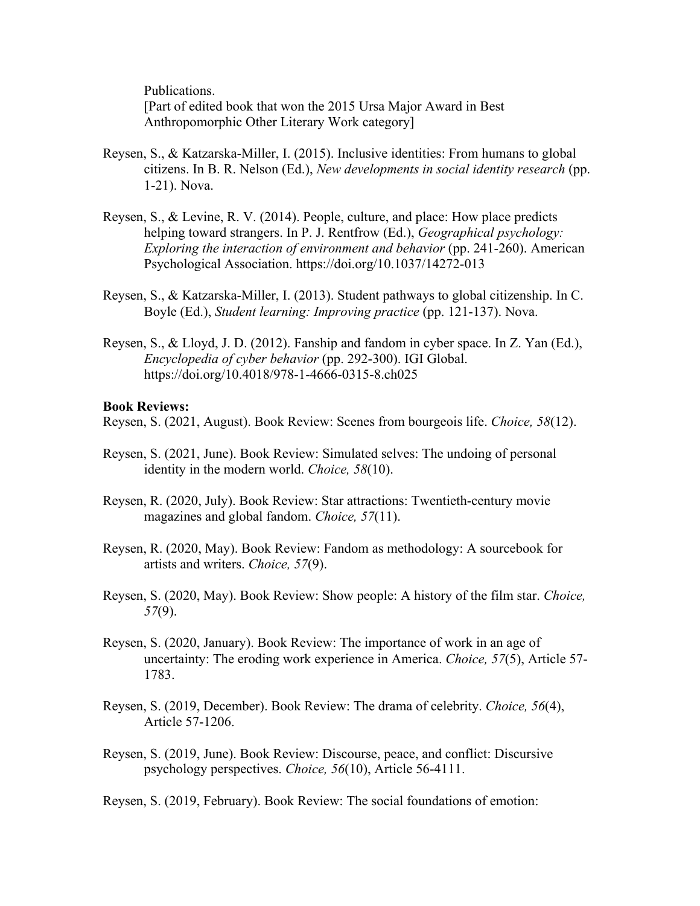Publications.
[Part of edited book that won the 2015 Ursa Major Award in Best Anthropomorphic Other Literary Work category]

Reysen, S., & Katzarska-Miller, I. (2015). Inclusive identities: From humans to global citizens. In B. R. Nelson (Ed.), *New developments in social identity research* (pp. 1-21). Nova.

Reysen, S., & Levine, R. V. (2014). People, culture, and place: How place predicts helping toward strangers. In P. J. Rentfrow (Ed.), *Geographical psychology: Exploring the interaction of environment and behavior* (pp. 241-260). American Psychological Association. https://doi.org/10.1037/14272-013

Reysen, S., & Katzarska-Miller, I. (2013). Student pathways to global citizenship. In C. Boyle (Ed.), *Student learning: Improving practice* (pp. 121-137). Nova.

Reysen, S., & Lloyd, J. D. (2012). Fanship and fandom in cyber space. In Z. Yan (Ed.), *Encyclopedia of cyber behavior* (pp. 292-300). IGI Global. https://doi.org/10.4018/978-1-4666-0315-8.ch025

**Book Reviews:**

Reysen, S. (2021, August). Book Review: Scenes from bourgeois life. *Choice, 58*(12).

Reysen, S. (2021, June). Book Review: Simulated selves: The undoing of personal identity in the modern world. *Choice, 58*(10).

Reysen, R. (2020, July). Book Review: Star attractions: Twentieth-century movie magazines and global fandom. *Choice, 57*(11).

Reysen, R. (2020, May). Book Review: Fandom as methodology: A sourcebook for artists and writers. *Choice, 57*(9).

Reysen, S. (2020, May). Book Review: Show people: A history of the film star. *Choice, 57*(9).

Reysen, S. (2020, January). Book Review: The importance of work in an age of uncertainty: The eroding work experience in America. *Choice, 57*(5), Article 57-1783.

Reysen, S. (2019, December). Book Review: The drama of celebrity. *Choice, 56*(4), Article 57-1206.

Reysen, S. (2019, June). Book Review: Discourse, peace, and conflict: Discursive psychology perspectives. *Choice, 56*(10), Article 56-4111.

Reysen, S. (2019, February). Book Review: The social foundations of emotion: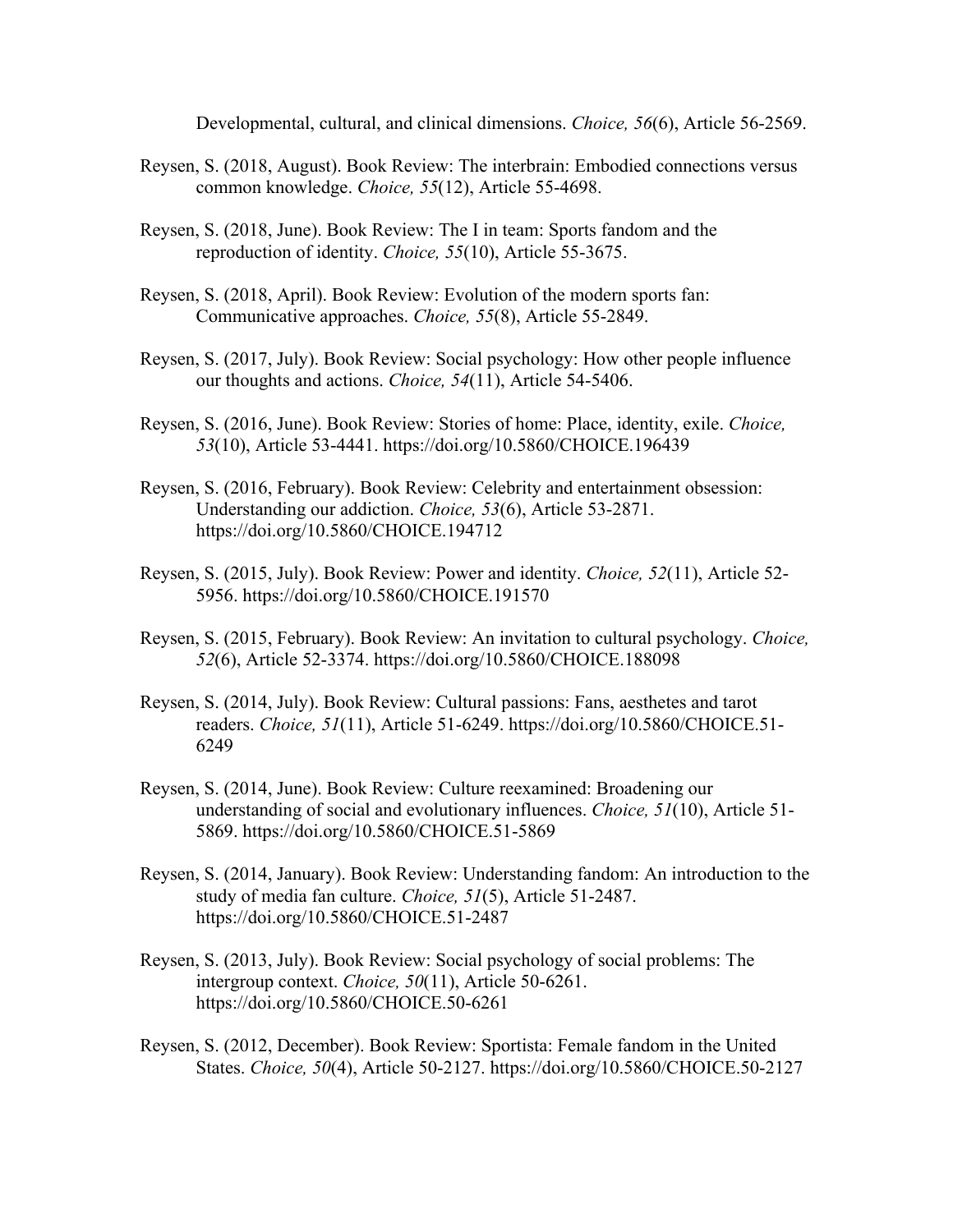Developmental, cultural, and clinical dimensions. *Choice, 56*(6), Article 56-2569.

Reysen, S. (2018, August). Book Review: The interbrain: Embodied connections versus common knowledge. *Choice, 55*(12), Article 55-4698.

Reysen, S. (2018, June). Book Review: The I in team: Sports fandom and the reproduction of identity. *Choice, 55*(10), Article 55-3675.

Reysen, S. (2018, April). Book Review: Evolution of the modern sports fan: Communicative approaches. *Choice, 55*(8), Article 55-2849.

Reysen, S. (2017, July). Book Review: Social psychology: How other people influence our thoughts and actions. *Choice, 54*(11), Article 54-5406.

Reysen, S. (2016, June). Book Review: Stories of home: Place, identity, exile. *Choice, 53*(10), Article 53-4441. https://doi.org/10.5860/CHOICE.196439

Reysen, S. (2016, February). Book Review: Celebrity and entertainment obsession: Understanding our addiction. *Choice, 53*(6), Article 53-2871. https://doi.org/10.5860/CHOICE.194712

Reysen, S. (2015, July). Book Review: Power and identity. *Choice, 52*(11), Article 52-5956. https://doi.org/10.5860/CHOICE.191570

Reysen, S. (2015, February). Book Review: An invitation to cultural psychology. *Choice, 52*(6), Article 52-3374. https://doi.org/10.5860/CHOICE.188098

Reysen, S. (2014, July). Book Review: Cultural passions: Fans, aesthetes and tarot readers. *Choice, 51*(11), Article 51-6249. https://doi.org/10.5860/CHOICE.51-6249

Reysen, S. (2014, June). Book Review: Culture reexamined: Broadening our understanding of social and evolutionary influences. *Choice, 51*(10), Article 51-5869. https://doi.org/10.5860/CHOICE.51-5869

Reysen, S. (2014, January). Book Review: Understanding fandom: An introduction to the study of media fan culture. *Choice, 51*(5), Article 51-2487. https://doi.org/10.5860/CHOICE.51-2487

Reysen, S. (2013, July). Book Review: Social psychology of social problems: The intergroup context. *Choice, 50*(11), Article 50-6261. https://doi.org/10.5860/CHOICE.50-6261

Reysen, S. (2012, December). Book Review: Sportista: Female fandom in the United States. *Choice, 50*(4), Article 50-2127. https://doi.org/10.5860/CHOICE.50-2127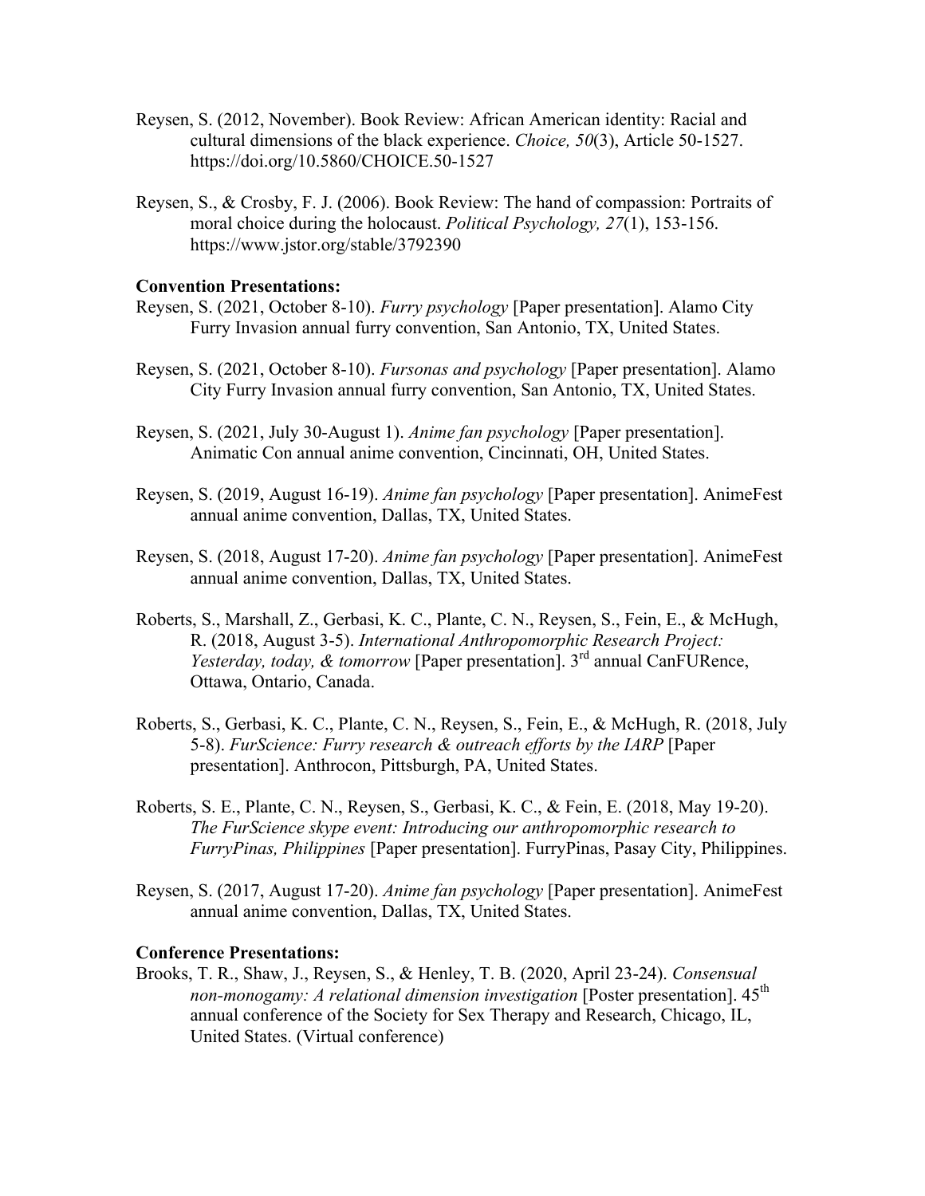Reysen, S. (2012, November). Book Review: African American identity: Racial and cultural dimensions of the black experience. *Choice, 50*(3), Article 50-1527. https://doi.org/10.5860/CHOICE.50-1527

Reysen, S., & Crosby, F. J. (2006). Book Review: The hand of compassion: Portraits of moral choice during the holocaust. *Political Psychology, 27*(1), 153-156. https://www.jstor.org/stable/3792390

**Convention Presentations:**

Reysen, S. (2021, October 8-10). *Furry psychology* [Paper presentation]. Alamo City Furry Invasion annual furry convention, San Antonio, TX, United States.

Reysen, S. (2021, October 8-10). *Fursonas and psychology* [Paper presentation]. Alamo City Furry Invasion annual furry convention, San Antonio, TX, United States.

Reysen, S. (2021, July 30-August 1). *Anime fan psychology* [Paper presentation]. Animatic Con annual anime convention, Cincinnati, OH, United States.

Reysen, S. (2019, August 16-19). *Anime fan psychology* [Paper presentation]. AnimeFest annual anime convention, Dallas, TX, United States.

Reysen, S. (2018, August 17-20). *Anime fan psychology* [Paper presentation]. AnimeFest annual anime convention, Dallas, TX, United States.

Roberts, S., Marshall, Z., Gerbasi, K. C., Plante, C. N., Reysen, S., Fein, E., & McHugh, R. (2018, August 3-5). *International Anthropomorphic Research Project: Yesterday, today, & tomorrow* [Paper presentation]. 3rd annual CanFURence, Ottawa, Ontario, Canada.

Roberts, S., Gerbasi, K. C., Plante, C. N., Reysen, S., Fein, E., & McHugh, R. (2018, July 5-8). *FurScience: Furry research & outreach efforts by the IARP* [Paper presentation]. Anthrocon, Pittsburgh, PA, United States.

Roberts, S. E., Plante, C. N., Reysen, S., Gerbasi, K. C., & Fein, E. (2018, May 19-20). *The FurScience skype event: Introducing our anthropomorphic research to FurryPinas, Philippines* [Paper presentation]. FurryPinas, Pasay City, Philippines.

Reysen, S. (2017, August 17-20). *Anime fan psychology* [Paper presentation]. AnimeFest annual anime convention, Dallas, TX, United States.

**Conference Presentations:**

Brooks, T. R., Shaw, J., Reysen, S., & Henley, T. B. (2020, April 23-24). *Consensual non-monogamy: A relational dimension investigation* [Poster presentation]. 45th annual conference of the Society for Sex Therapy and Research, Chicago, IL, United States. (Virtual conference)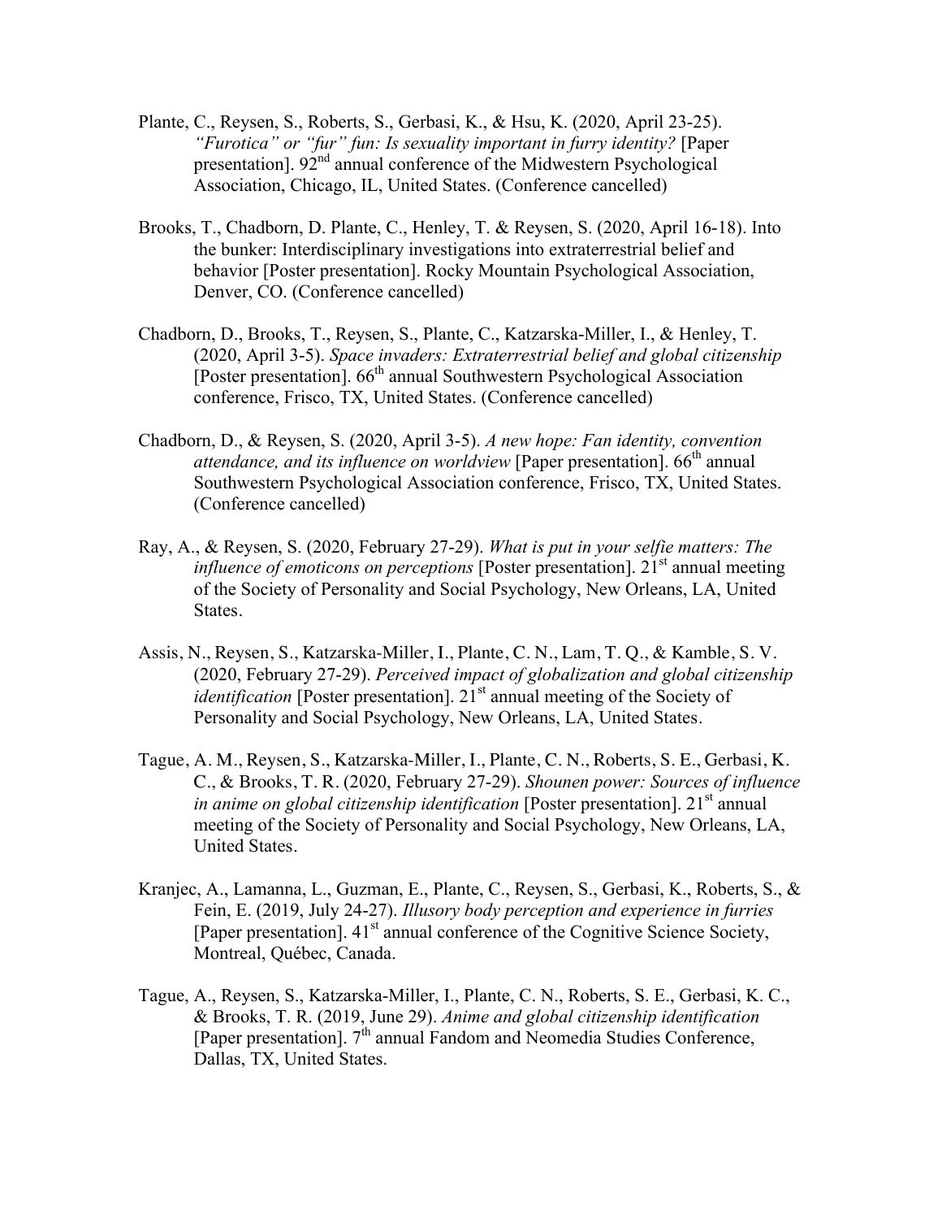Plante, C., Reysen, S., Roberts, S., Gerbasi, K., & Hsu, K. (2020, April 23-25). *"Furotica" or "fur" fun: Is sexuality important in furry identity?* [Paper presentation]. 92nd annual conference of the Midwestern Psychological Association, Chicago, IL, United States. (Conference cancelled)

Brooks, T., Chadborn, D. Plante, C., Henley, T. & Reysen, S. (2020, April 16-18). Into the bunker: Interdisciplinary investigations into extraterrestrial belief and behavior [Poster presentation]. Rocky Mountain Psychological Association, Denver, CO. (Conference cancelled)

Chadborn, D., Brooks, T., Reysen, S., Plante, C., Katzarska-Miller, I., & Henley, T. (2020, April 3-5). *Space invaders: Extraterrestrial belief and global citizenship* [Poster presentation]. 66th annual Southwestern Psychological Association conference, Frisco, TX, United States. (Conference cancelled)

Chadborn, D., & Reysen, S. (2020, April 3-5). *A new hope: Fan identity, convention attendance, and its influence on worldview* [Paper presentation]. 66th annual Southwestern Psychological Association conference, Frisco, TX, United States. (Conference cancelled)

Ray, A., & Reysen, S. (2020, February 27-29). *What is put in your selfie matters: The influence of emoticons on perceptions* [Poster presentation]. 21st annual meeting of the Society of Personality and Social Psychology, New Orleans, LA, United States.

Assis, N., Reysen, S., Katzarska-Miller, I., Plante, C. N., Lam, T. Q., & Kamble, S. V. (2020, February 27-29). *Perceived impact of globalization and global citizenship identification* [Poster presentation]. 21st annual meeting of the Society of Personality and Social Psychology, New Orleans, LA, United States.

Tague, A. M., Reysen, S., Katzarska-Miller, I., Plante, C. N., Roberts, S. E., Gerbasi, K. C., & Brooks, T. R. (2020, February 27-29). *Shounen power: Sources of influence in anime on global citizenship identification* [Poster presentation]. 21st annual meeting of the Society of Personality and Social Psychology, New Orleans, LA, United States.

Kranjec, A., Lamanna, L., Guzman, E., Plante, C., Reysen, S., Gerbasi, K., Roberts, S., & Fein, E. (2019, July 24-27). *Illusory body perception and experience in furries* [Paper presentation]. 41st annual conference of the Cognitive Science Society, Montreal, Québec, Canada.

Tague, A., Reysen, S., Katzarska-Miller, I., Plante, C. N., Roberts, S. E., Gerbasi, K. C., & Brooks, T. R. (2019, June 29). *Anime and global citizenship identification* [Paper presentation]. 7th annual Fandom and Neomedia Studies Conference, Dallas, TX, United States.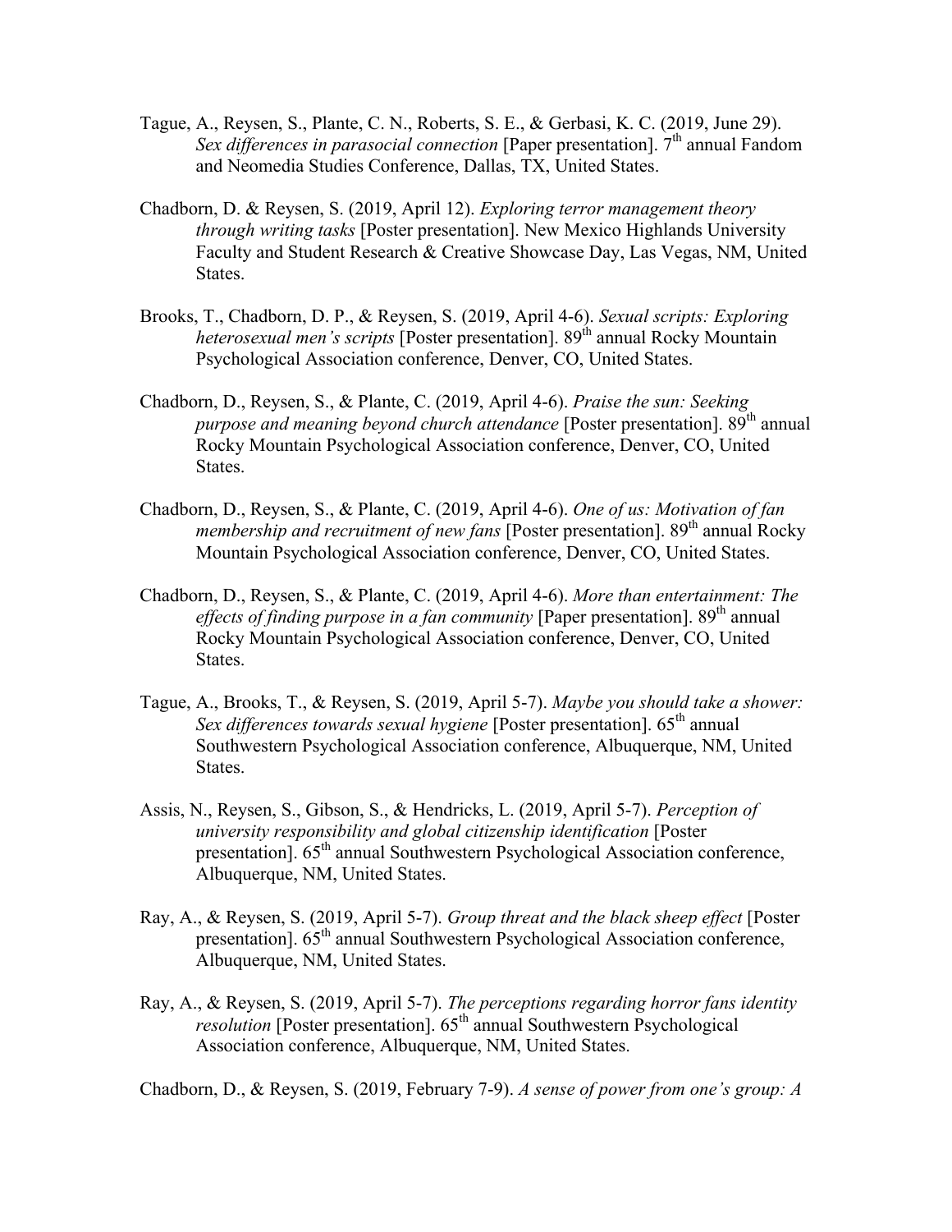Tague, A., Reysen, S., Plante, C. N., Roberts, S. E., & Gerbasi, K. C. (2019, June 29). *Sex differences in parasocial connection* [Paper presentation]. 7th annual Fandom and Neomedia Studies Conference, Dallas, TX, United States.

Chadborn, D. & Reysen, S. (2019, April 12). *Exploring terror management theory through writing tasks* [Poster presentation]. New Mexico Highlands University Faculty and Student Research & Creative Showcase Day, Las Vegas, NM, United States.

Brooks, T., Chadborn, D. P., & Reysen, S. (2019, April 4-6). *Sexual scripts: Exploring heterosexual men's scripts* [Poster presentation]. 89th annual Rocky Mountain Psychological Association conference, Denver, CO, United States.

Chadborn, D., Reysen, S., & Plante, C. (2019, April 4-6). *Praise the sun: Seeking purpose and meaning beyond church attendance* [Poster presentation]. 89th annual Rocky Mountain Psychological Association conference, Denver, CO, United States.

Chadborn, D., Reysen, S., & Plante, C. (2019, April 4-6). *One of us: Motivation of fan membership and recruitment of new fans* [Poster presentation]. 89th annual Rocky Mountain Psychological Association conference, Denver, CO, United States.

Chadborn, D., Reysen, S., & Plante, C. (2019, April 4-6). *More than entertainment: The effects of finding purpose in a fan community* [Paper presentation]. 89th annual Rocky Mountain Psychological Association conference, Denver, CO, United States.

Tague, A., Brooks, T., & Reysen, S. (2019, April 5-7). *Maybe you should take a shower: Sex differences towards sexual hygiene* [Poster presentation]. 65th annual Southwestern Psychological Association conference, Albuquerque, NM, United States.

Assis, N., Reysen, S., Gibson, S., & Hendricks, L. (2019, April 5-7). *Perception of university responsibility and global citizenship identification* [Poster presentation]. 65th annual Southwestern Psychological Association conference, Albuquerque, NM, United States.

Ray, A., & Reysen, S. (2019, April 5-7). *Group threat and the black sheep effect* [Poster presentation]. 65th annual Southwestern Psychological Association conference, Albuquerque, NM, United States.

Ray, A., & Reysen, S. (2019, April 5-7). *The perceptions regarding horror fans identity resolution* [Poster presentation]. 65th annual Southwestern Psychological Association conference, Albuquerque, NM, United States.

Chadborn, D., & Reysen, S. (2019, February 7-9). *A sense of power from one's group: A*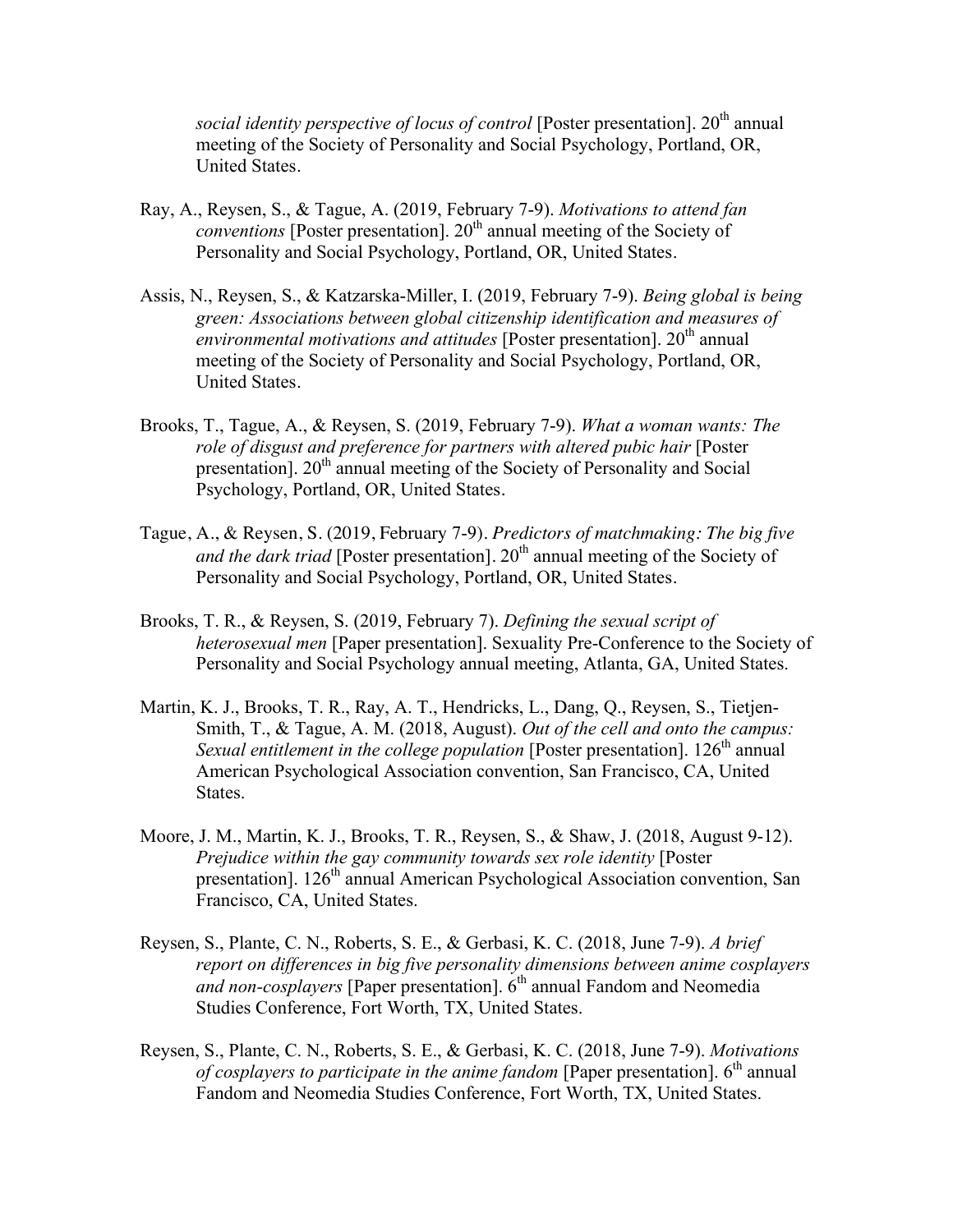*social identity perspective of locus of control* [Poster presentation]. 20th annual meeting of the Society of Personality and Social Psychology, Portland, OR, United States.

Ray, A., Reysen, S., & Tague, A. (2019, February 7-9). *Motivations to attend fan conventions* [Poster presentation]. 20th annual meeting of the Society of Personality and Social Psychology, Portland, OR, United States.

Assis, N., Reysen, S., & Katzarska-Miller, I. (2019, February 7-9). *Being global is being green: Associations between global citizenship identification and measures of environmental motivations and attitudes* [Poster presentation]. 20th annual meeting of the Society of Personality and Social Psychology, Portland, OR, United States.

Brooks, T., Tague, A., & Reysen, S. (2019, February 7-9). *What a woman wants: The role of disgust and preference for partners with altered pubic hair* [Poster presentation]. 20th annual meeting of the Society of Personality and Social Psychology, Portland, OR, United States.

Tague, A., & Reysen, S. (2019, February 7-9). *Predictors of matchmaking: The big five and the dark triad* [Poster presentation]. 20th annual meeting of the Society of Personality and Social Psychology, Portland, OR, United States.

Brooks, T. R., & Reysen, S. (2019, February 7). *Defining the sexual script of heterosexual men* [Paper presentation]. Sexuality Pre-Conference to the Society of Personality and Social Psychology annual meeting, Atlanta, GA, United States.

Martin, K. J., Brooks, T. R., Ray, A. T., Hendricks, L., Dang, Q., Reysen, S., Tietjen-Smith, T., & Tague, A. M. (2018, August). *Out of the cell and onto the campus: Sexual entitlement in the college population* [Poster presentation]. 126th annual American Psychological Association convention, San Francisco, CA, United States.

Moore, J. M., Martin, K. J., Brooks, T. R., Reysen, S., & Shaw, J. (2018, August 9-12). *Prejudice within the gay community towards sex role identity* [Poster presentation]. 126th annual American Psychological Association convention, San Francisco, CA, United States.

Reysen, S., Plante, C. N., Roberts, S. E., & Gerbasi, K. C. (2018, June 7-9). *A brief report on differences in big five personality dimensions between anime cosplayers and non-cosplayers* [Paper presentation]. 6th annual Fandom and Neomedia Studies Conference, Fort Worth, TX, United States.

Reysen, S., Plante, C. N., Roberts, S. E., & Gerbasi, K. C. (2018, June 7-9). *Motivations of cosplayers to participate in the anime fandom* [Paper presentation]. 6th annual Fandom and Neomedia Studies Conference, Fort Worth, TX, United States.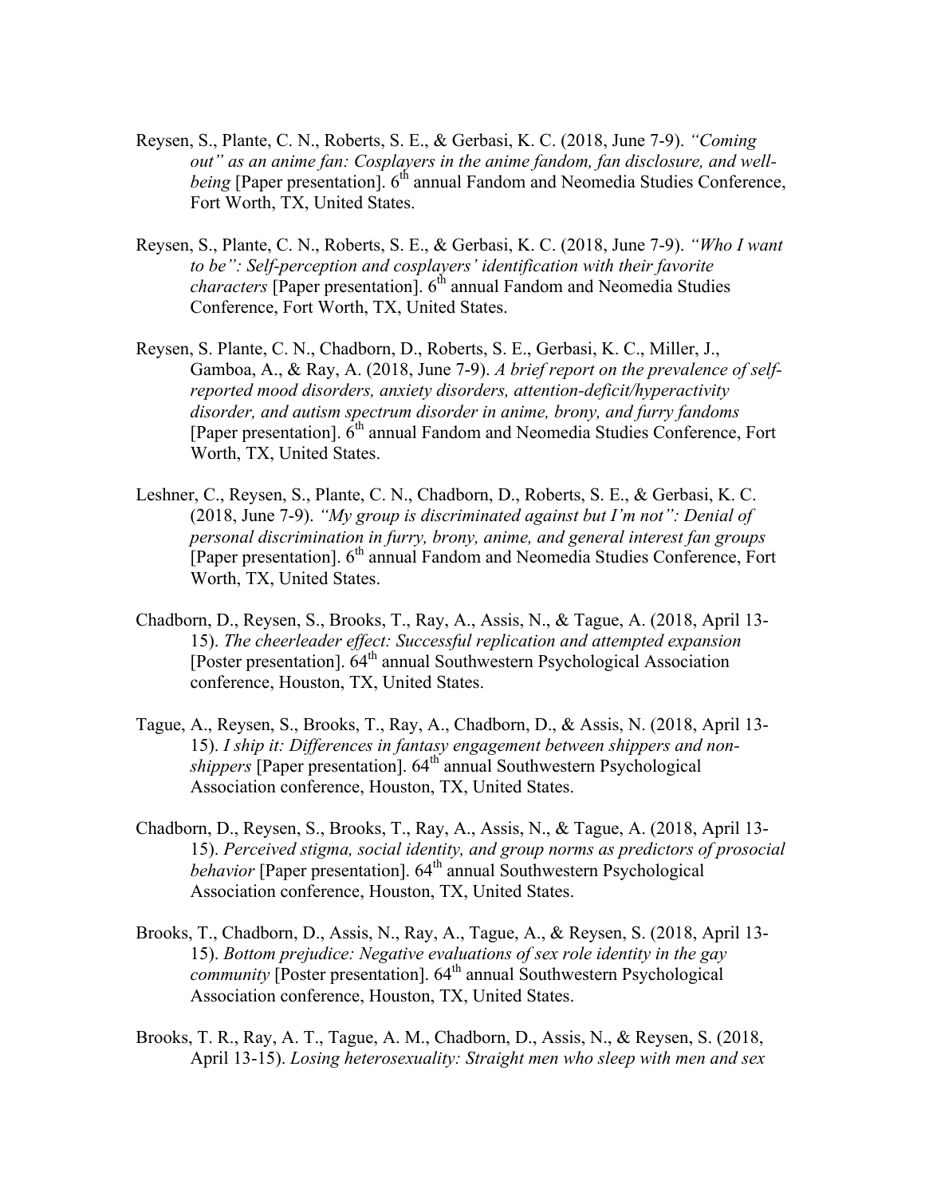Reysen, S., Plante, C. N., Roberts, S. E., & Gerbasi, K. C. (2018, June 7-9). *"Coming out" as an anime fan: Cosplayers in the anime fandom, fan disclosure, and well-being* [Paper presentation]. 6th annual Fandom and Neomedia Studies Conference, Fort Worth, TX, United States.

Reysen, S., Plante, C. N., Roberts, S. E., & Gerbasi, K. C. (2018, June 7-9). *"Who I want to be": Self-perception and cosplayers' identification with their favorite characters* [Paper presentation]. 6th annual Fandom and Neomedia Studies Conference, Fort Worth, TX, United States.

Reysen, S. Plante, C. N., Chadborn, D., Roberts, S. E., Gerbasi, K. C., Miller, J., Gamboa, A., & Ray, A. (2018, June 7-9). *A brief report on the prevalence of self-reported mood disorders, anxiety disorders, attention-deficit/hyperactivity disorder, and autism spectrum disorder in anime, brony, and furry fandoms* [Paper presentation]. 6th annual Fandom and Neomedia Studies Conference, Fort Worth, TX, United States.

Leshner, C., Reysen, S., Plante, C. N., Chadborn, D., Roberts, S. E., & Gerbasi, K. C. (2018, June 7-9). *"My group is discriminated against but I'm not": Denial of personal discrimination in furry, brony, anime, and general interest fan groups* [Paper presentation]. 6th annual Fandom and Neomedia Studies Conference, Fort Worth, TX, United States.

Chadborn, D., Reysen, S., Brooks, T., Ray, A., Assis, N., & Tague, A. (2018, April 13-15). *The cheerleader effect: Successful replication and attempted expansion* [Poster presentation]. 64th annual Southwestern Psychological Association conference, Houston, TX, United States.

Tague, A., Reysen, S., Brooks, T., Ray, A., Chadborn, D., & Assis, N. (2018, April 13-15). *I ship it: Differences in fantasy engagement between shippers and non-shippers* [Paper presentation]. 64th annual Southwestern Psychological Association conference, Houston, TX, United States.

Chadborn, D., Reysen, S., Brooks, T., Ray, A., Assis, N., & Tague, A. (2018, April 13-15). *Perceived stigma, social identity, and group norms as predictors of prosocial behavior* [Paper presentation]. 64th annual Southwestern Psychological Association conference, Houston, TX, United States.

Brooks, T., Chadborn, D., Assis, N., Ray, A., Tague, A., & Reysen, S. (2018, April 13-15). *Bottom prejudice: Negative evaluations of sex role identity in the gay community* [Poster presentation]. 64th annual Southwestern Psychological Association conference, Houston, TX, United States.

Brooks, T. R., Ray, A. T., Tague, A. M., Chadborn, D., Assis, N., & Reysen, S. (2018, April 13-15). *Losing heterosexuality: Straight men who sleep with men and sex*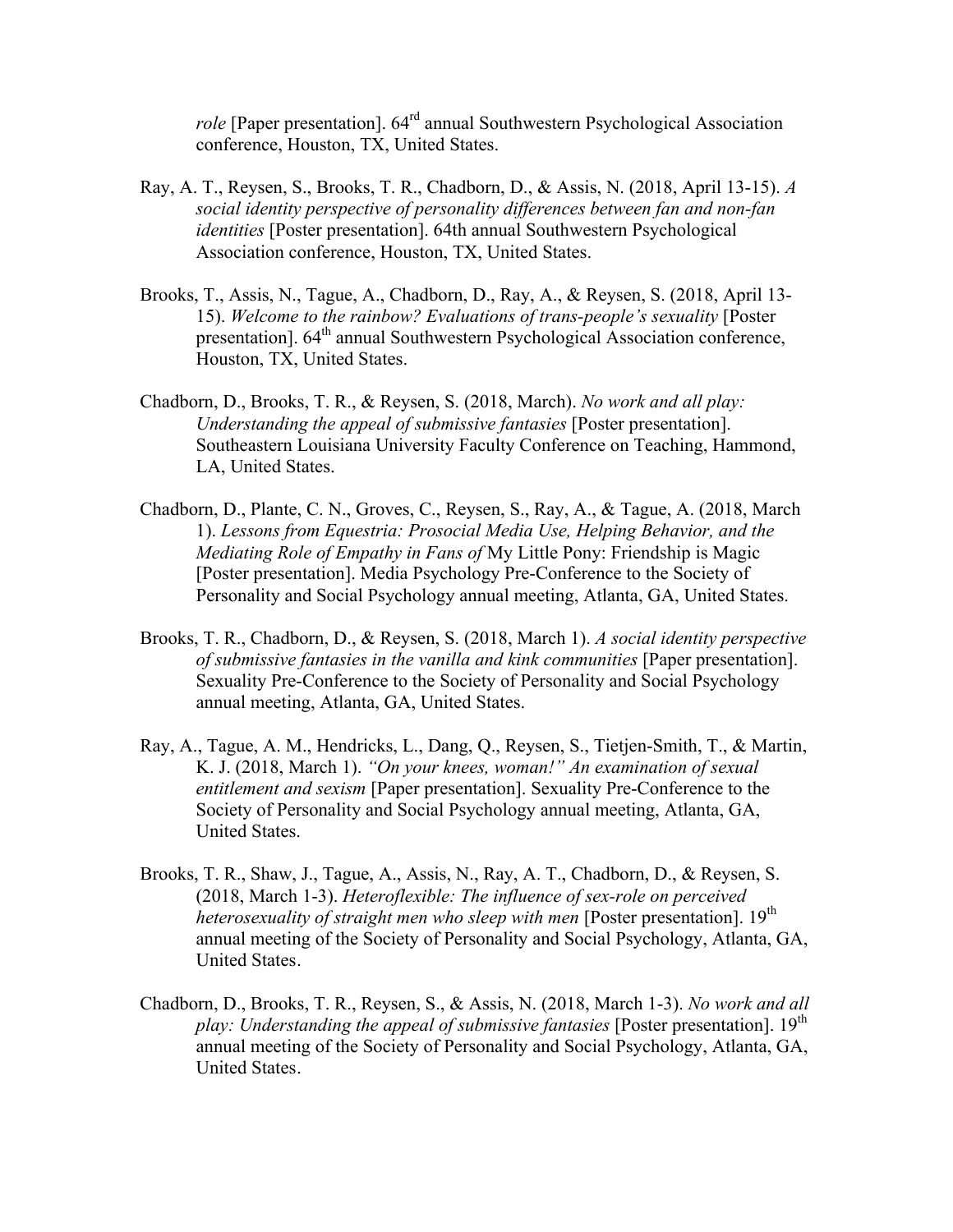*role* [Paper presentation]. 64[rd] annual Southwestern Psychological Association conference, Houston, TX, United States.

Ray, A. T., Reysen, S., Brooks, T. R., Chadborn, D., & Assis, N. (2018, April 13-15). *A social identity perspective of personality differences between fan and non-fan identities* [Poster presentation]. 64th annual Southwestern Psychological Association conference, Houston, TX, United States.

Brooks, T., Assis, N., Tague, A., Chadborn, D., Ray, A., & Reysen, S. (2018, April 13-15). *Welcome to the rainbow? Evaluations of trans-people's sexuality* [Poster presentation]. 64[th] annual Southwestern Psychological Association conference, Houston, TX, United States.

Chadborn, D., Brooks, T. R., & Reysen, S. (2018, March). *No work and all play: Understanding the appeal of submissive fantasies* [Poster presentation]. Southeastern Louisiana University Faculty Conference on Teaching, Hammond, LA, United States.

Chadborn, D., Plante, C. N., Groves, C., Reysen, S., Ray, A., & Tague, A. (2018, March 1). *Lessons from Equestria: Prosocial Media Use, Helping Behavior, and the Mediating Role of Empathy in Fans of* My Little Pony: Friendship is Magic [Poster presentation]. Media Psychology Pre-Conference to the Society of Personality and Social Psychology annual meeting, Atlanta, GA, United States.

Brooks, T. R., Chadborn, D., & Reysen, S. (2018, March 1). *A social identity perspective of submissive fantasies in the vanilla and kink communities* [Paper presentation]. Sexuality Pre-Conference to the Society of Personality and Social Psychology annual meeting, Atlanta, GA, United States.

Ray, A., Tague, A. M., Hendricks, L., Dang, Q., Reysen, S., Tietjen-Smith, T., & Martin, K. J. (2018, March 1). *"On your knees, woman!" An examination of sexual entitlement and sexism* [Paper presentation]. Sexuality Pre-Conference to the Society of Personality and Social Psychology annual meeting, Atlanta, GA, United States.

Brooks, T. R., Shaw, J., Tague, A., Assis, N., Ray, A. T., Chadborn, D., & Reysen, S. (2018, March 1-3). *Heteroflexible: The influence of sex-role on perceived heterosexuality of straight men who sleep with men* [Poster presentation]. 19[th] annual meeting of the Society of Personality and Social Psychology, Atlanta, GA, United States.

Chadborn, D., Brooks, T. R., Reysen, S., & Assis, N. (2018, March 1-3). *No work and all play: Understanding the appeal of submissive fantasies* [Poster presentation]. 19[th] annual meeting of the Society of Personality and Social Psychology, Atlanta, GA, United States.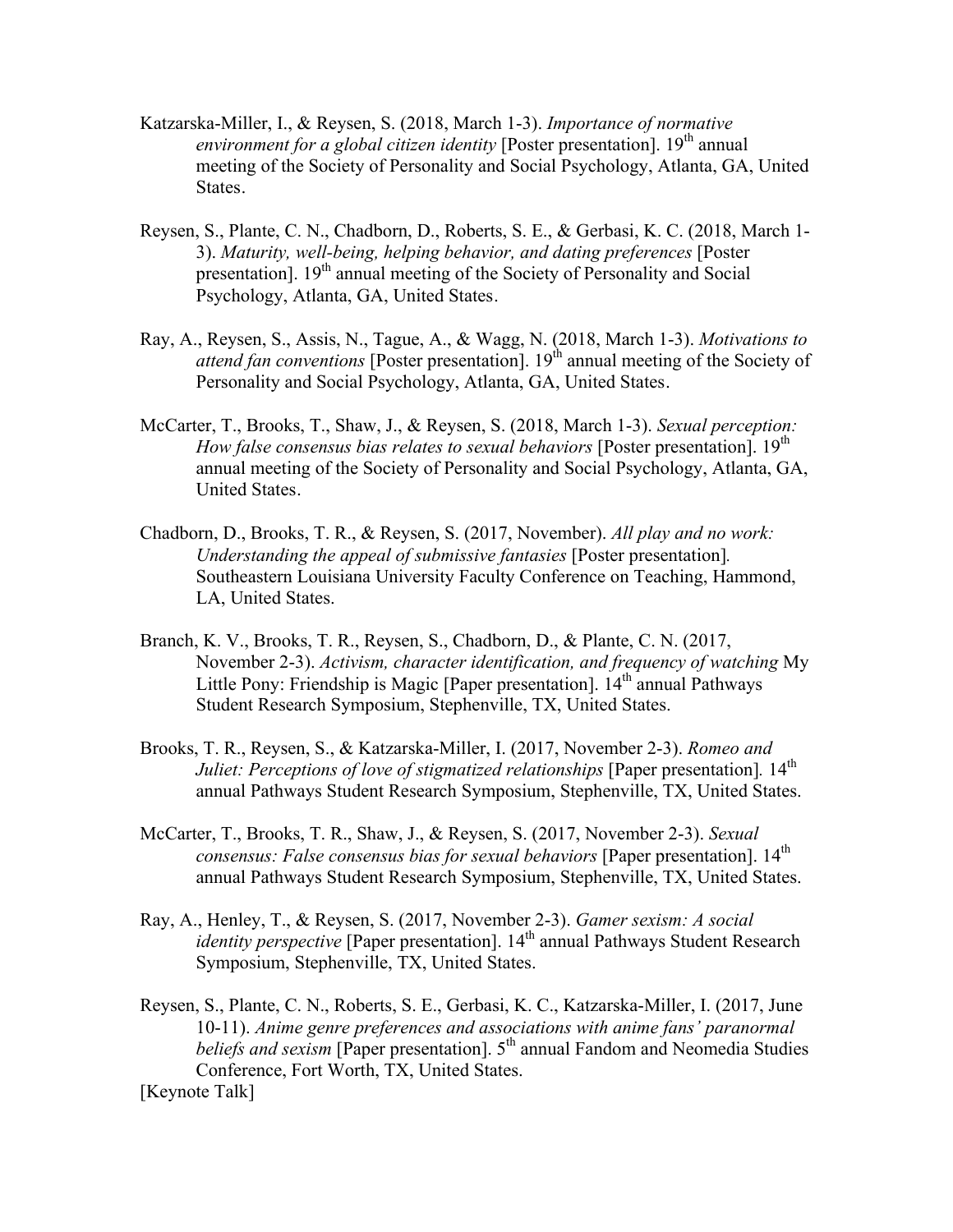Katzarska-Miller, I., & Reysen, S. (2018, March 1-3). *Importance of normative environment for a global citizen identity* [Poster presentation]. 19th annual meeting of the Society of Personality and Social Psychology, Atlanta, GA, United States.

Reysen, S., Plante, C. N., Chadborn, D., Roberts, S. E., & Gerbasi, K. C. (2018, March 1-3). *Maturity, well-being, helping behavior, and dating preferences* [Poster presentation]. 19th annual meeting of the Society of Personality and Social Psychology, Atlanta, GA, United States.

Ray, A., Reysen, S., Assis, N., Tague, A., & Wagg, N. (2018, March 1-3). *Motivations to attend fan conventions* [Poster presentation]. 19th annual meeting of the Society of Personality and Social Psychology, Atlanta, GA, United States.

McCarter, T., Brooks, T., Shaw, J., & Reysen, S. (2018, March 1-3). *Sexual perception: How false consensus bias relates to sexual behaviors* [Poster presentation]. 19th annual meeting of the Society of Personality and Social Psychology, Atlanta, GA, United States.

Chadborn, D., Brooks, T. R., & Reysen, S. (2017, November). *All play and no work: Understanding the appeal of submissive fantasies* [Poster presentation]. Southeastern Louisiana University Faculty Conference on Teaching, Hammond, LA, United States.

Branch, K. V., Brooks, T. R., Reysen, S., Chadborn, D., & Plante, C. N. (2017, November 2-3). *Activism, character identification, and frequency of watching* My Little Pony: Friendship is Magic [Paper presentation]. 14th annual Pathways Student Research Symposium, Stephenville, TX, United States.

Brooks, T. R., Reysen, S., & Katzarska-Miller, I. (2017, November 2-3). *Romeo and Juliet: Perceptions of love of stigmatized relationships* [Paper presentation]. 14th annual Pathways Student Research Symposium, Stephenville, TX, United States.

McCarter, T., Brooks, T. R., Shaw, J., & Reysen, S. (2017, November 2-3). *Sexual consensus: False consensus bias for sexual behaviors* [Paper presentation]. 14th annual Pathways Student Research Symposium, Stephenville, TX, United States.

Ray, A., Henley, T., & Reysen, S. (2017, November 2-3). *Gamer sexism: A social identity perspective* [Paper presentation]. 14th annual Pathways Student Research Symposium, Stephenville, TX, United States.

Reysen, S., Plante, C. N., Roberts, S. E., Gerbasi, K. C., Katzarska-Miller, I. (2017, June 10-11). *Anime genre preferences and associations with anime fans' paranormal beliefs and sexism* [Paper presentation]. 5th annual Fandom and Neomedia Studies Conference, Fort Worth, TX, United States.
[Keynote Talk]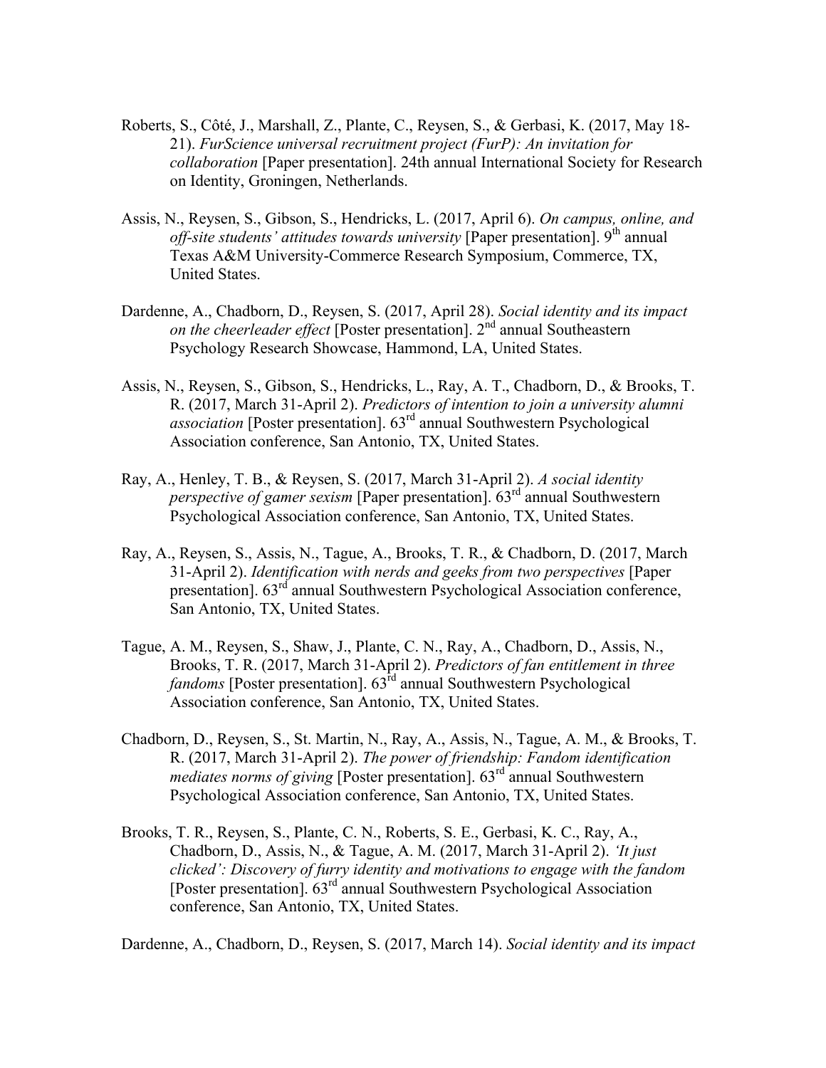Roberts, S., Côté, J., Marshall, Z., Plante, C., Reysen, S., & Gerbasi, K. (2017, May 18-21). *FurScience universal recruitment project (FurP): An invitation for collaboration* [Paper presentation]. 24th annual International Society for Research on Identity, Groningen, Netherlands.

Assis, N., Reysen, S., Gibson, S., Hendricks, L. (2017, April 6). *On campus, online, and off-site students' attitudes towards university* [Paper presentation]. 9th annual Texas A&M University-Commerce Research Symposium, Commerce, TX, United States.

Dardenne, A., Chadborn, D., Reysen, S. (2017, April 28). *Social identity and its impact on the cheerleader effect* [Poster presentation]. 2nd annual Southeastern Psychology Research Showcase, Hammond, LA, United States.

Assis, N., Reysen, S., Gibson, S., Hendricks, L., Ray, A. T., Chadborn, D., & Brooks, T. R. (2017, March 31-April 2). *Predictors of intention to join a university alumni association* [Poster presentation]. 63rd annual Southwestern Psychological Association conference, San Antonio, TX, United States.

Ray, A., Henley, T. B., & Reysen, S. (2017, March 31-April 2). *A social identity perspective of gamer sexism* [Paper presentation]. 63rd annual Southwestern Psychological Association conference, San Antonio, TX, United States.

Ray, A., Reysen, S., Assis, N., Tague, A., Brooks, T. R., & Chadborn, D. (2017, March 31-April 2). *Identification with nerds and geeks from two perspectives* [Paper presentation]. 63rd annual Southwestern Psychological Association conference, San Antonio, TX, United States.

Tague, A. M., Reysen, S., Shaw, J., Plante, C. N., Ray, A., Chadborn, D., Assis, N., Brooks, T. R. (2017, March 31-April 2). *Predictors of fan entitlement in three fandoms* [Poster presentation]. 63rd annual Southwestern Psychological Association conference, San Antonio, TX, United States.

Chadborn, D., Reysen, S., St. Martin, N., Ray, A., Assis, N., Tague, A. M., & Brooks, T. R. (2017, March 31-April 2). *The power of friendship: Fandom identification mediates norms of giving* [Poster presentation]. 63rd annual Southwestern Psychological Association conference, San Antonio, TX, United States.

Brooks, T. R., Reysen, S., Plante, C. N., Roberts, S. E., Gerbasi, K. C., Ray, A., Chadborn, D., Assis, N., & Tague, A. M. (2017, March 31-April 2). *'It just clicked': Discovery of furry identity and motivations to engage with the fandom* [Poster presentation]. 63rd annual Southwestern Psychological Association conference, San Antonio, TX, United States.

Dardenne, A., Chadborn, D., Reysen, S. (2017, March 14). *Social identity and its impact*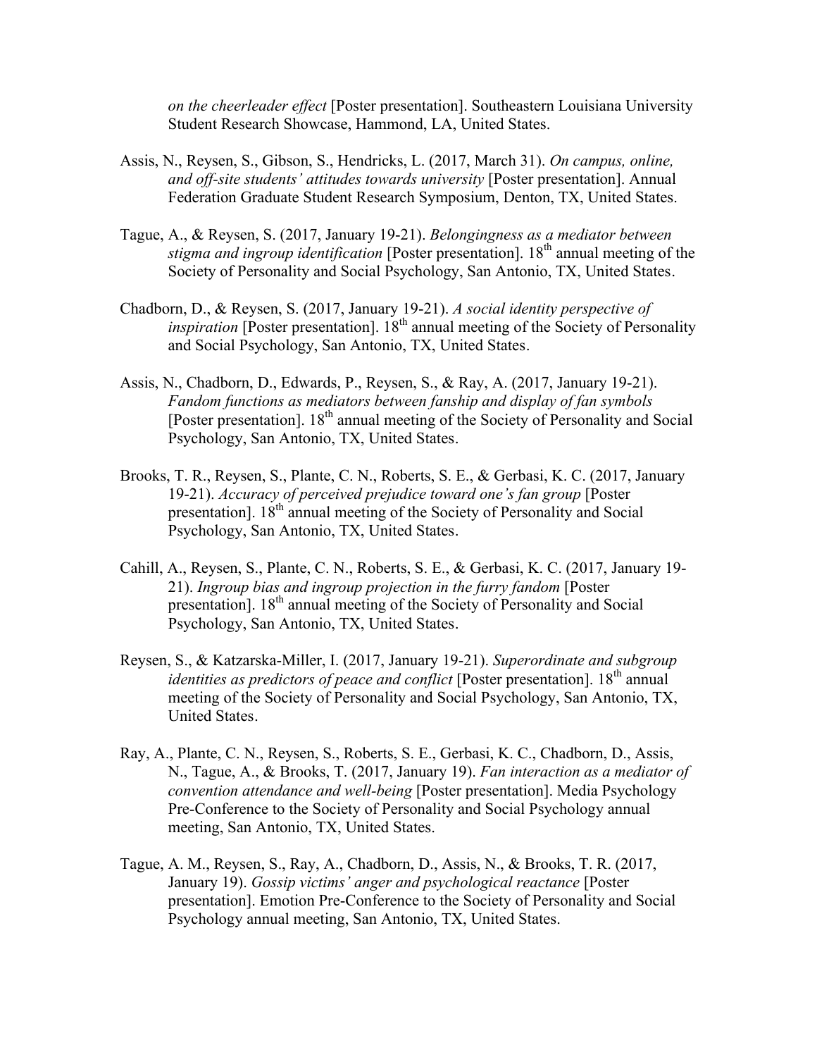*on the cheerleader effect* [Poster presentation]. Southeastern Louisiana University Student Research Showcase, Hammond, LA, United States.

Assis, N., Reysen, S., Gibson, S., Hendricks, L. (2017, March 31). *On campus, online, and off-site students' attitudes towards university* [Poster presentation]. Annual Federation Graduate Student Research Symposium, Denton, TX, United States.

Tague, A., & Reysen, S. (2017, January 19-21). *Belongingness as a mediator between stigma and ingroup identification* [Poster presentation]. 18th annual meeting of the Society of Personality and Social Psychology, San Antonio, TX, United States.

Chadborn, D., & Reysen, S. (2017, January 19-21). *A social identity perspective of inspiration* [Poster presentation]. 18th annual meeting of the Society of Personality and Social Psychology, San Antonio, TX, United States.

Assis, N., Chadborn, D., Edwards, P., Reysen, S., & Ray, A. (2017, January 19-21). *Fandom functions as mediators between fanship and display of fan symbols* [Poster presentation]. 18th annual meeting of the Society of Personality and Social Psychology, San Antonio, TX, United States.

Brooks, T. R., Reysen, S., Plante, C. N., Roberts, S. E., & Gerbasi, K. C. (2017, January 19-21). *Accuracy of perceived prejudice toward one's fan group* [Poster presentation]. 18th annual meeting of the Society of Personality and Social Psychology, San Antonio, TX, United States.

Cahill, A., Reysen, S., Plante, C. N., Roberts, S. E., & Gerbasi, K. C. (2017, January 19-21). *Ingroup bias and ingroup projection in the furry fandom* [Poster presentation]. 18th annual meeting of the Society of Personality and Social Psychology, San Antonio, TX, United States.

Reysen, S., & Katzarska-Miller, I. (2017, January 19-21). *Superordinate and subgroup identities as predictors of peace and conflict* [Poster presentation]. 18th annual meeting of the Society of Personality and Social Psychology, San Antonio, TX, United States.

Ray, A., Plante, C. N., Reysen, S., Roberts, S. E., Gerbasi, K. C., Chadborn, D., Assis, N., Tague, A., & Brooks, T. (2017, January 19). *Fan interaction as a mediator of convention attendance and well-being* [Poster presentation]. Media Psychology Pre-Conference to the Society of Personality and Social Psychology annual meeting, San Antonio, TX, United States.

Tague, A. M., Reysen, S., Ray, A., Chadborn, D., Assis, N., & Brooks, T. R. (2017, January 19). *Gossip victims' anger and psychological reactance* [Poster presentation]. Emotion Pre-Conference to the Society of Personality and Social Psychology annual meeting, San Antonio, TX, United States.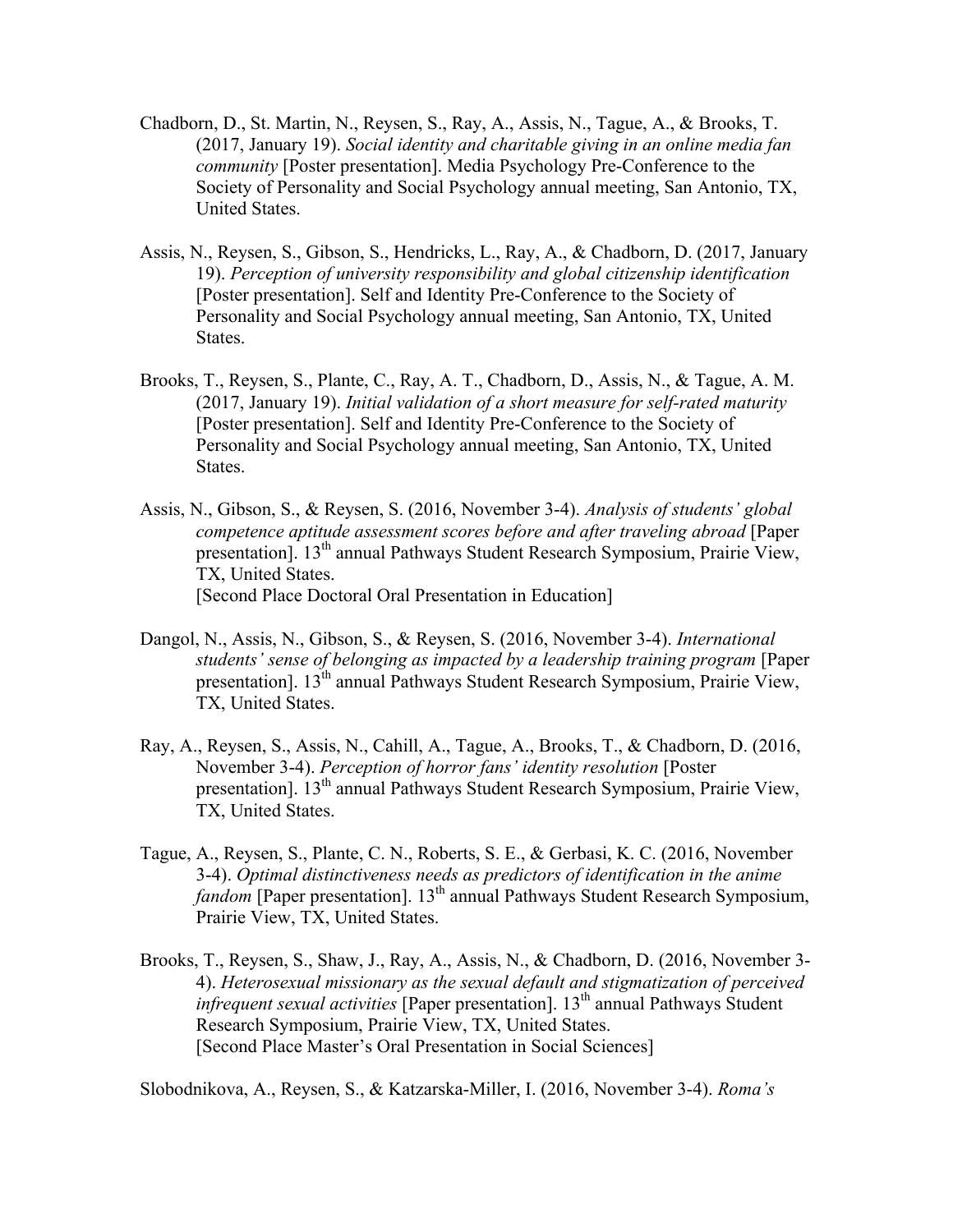Chadborn, D., St. Martin, N., Reysen, S., Ray, A., Assis, N., Tague, A., & Brooks, T. (2017, January 19). *Social identity and charitable giving in an online media fan community* [Poster presentation]. Media Psychology Pre-Conference to the Society of Personality and Social Psychology annual meeting, San Antonio, TX, United States.

Assis, N., Reysen, S., Gibson, S., Hendricks, L., Ray, A., & Chadborn, D. (2017, January 19). *Perception of university responsibility and global citizenship identification* [Poster presentation]. Self and Identity Pre-Conference to the Society of Personality and Social Psychology annual meeting, San Antonio, TX, United States.

Brooks, T., Reysen, S., Plante, C., Ray, A. T., Chadborn, D., Assis, N., & Tague, A. M. (2017, January 19). *Initial validation of a short measure for self-rated maturity* [Poster presentation]. Self and Identity Pre-Conference to the Society of Personality and Social Psychology annual meeting, San Antonio, TX, United States.

Assis, N., Gibson, S., & Reysen, S. (2016, November 3-4). *Analysis of students' global competence aptitude assessment scores before and after traveling abroad* [Paper presentation]. 13th annual Pathways Student Research Symposium, Prairie View, TX, United States.
[Second Place Doctoral Oral Presentation in Education]

Dangol, N., Assis, N., Gibson, S., & Reysen, S. (2016, November 3-4). *International students' sense of belonging as impacted by a leadership training program* [Paper presentation]. 13th annual Pathways Student Research Symposium, Prairie View, TX, United States.

Ray, A., Reysen, S., Assis, N., Cahill, A., Tague, A., Brooks, T., & Chadborn, D. (2016, November 3-4). *Perception of horror fans' identity resolution* [Poster presentation]. 13th annual Pathways Student Research Symposium, Prairie View, TX, United States.

Tague, A., Reysen, S., Plante, C. N., Roberts, S. E., & Gerbasi, K. C. (2016, November 3-4). *Optimal distinctiveness needs as predictors of identification in the anime fandom* [Paper presentation]. 13th annual Pathways Student Research Symposium, Prairie View, TX, United States.

Brooks, T., Reysen, S., Shaw, J., Ray, A., Assis, N., & Chadborn, D. (2016, November 3-4). *Heterosexual missionary as the sexual default and stigmatization of perceived infrequent sexual activities* [Paper presentation]. 13th annual Pathways Student Research Symposium, Prairie View, TX, United States.
[Second Place Master's Oral Presentation in Social Sciences]

Slobodnikova, A., Reysen, S., & Katzarska-Miller, I. (2016, November 3-4). *Roma's*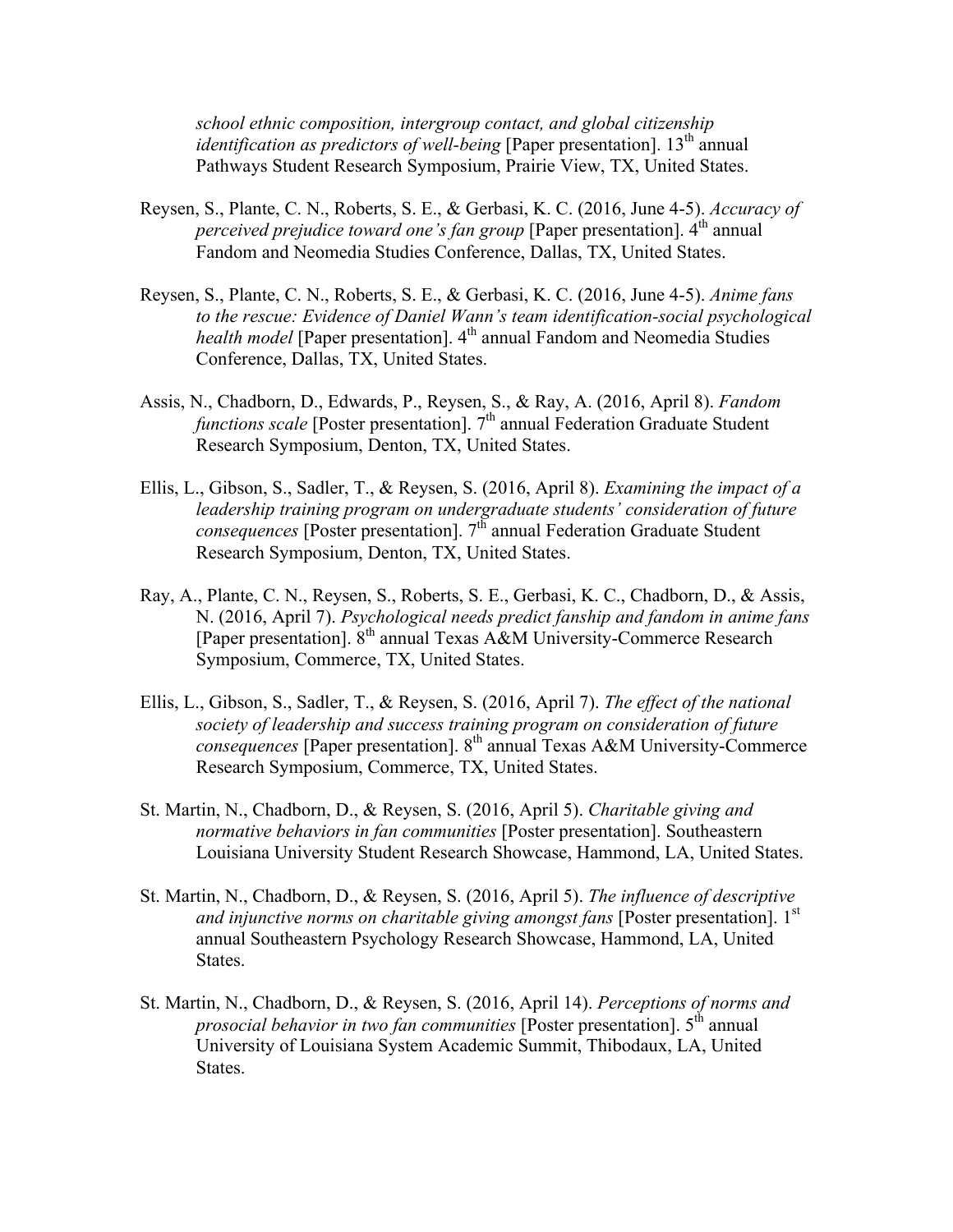*school ethnic composition, intergroup contact, and global citizenship identification as predictors of well-being* [Paper presentation]. 13th annual Pathways Student Research Symposium, Prairie View, TX, United States.

Reysen, S., Plante, C. N., Roberts, S. E., & Gerbasi, K. C. (2016, June 4-5). *Accuracy of perceived prejudice toward one's fan group* [Paper presentation]. 4th annual Fandom and Neomedia Studies Conference, Dallas, TX, United States.

Reysen, S., Plante, C. N., Roberts, S. E., & Gerbasi, K. C. (2016, June 4-5). *Anime fans to the rescue: Evidence of Daniel Wann's team identification-social psychological health model* [Paper presentation]. 4th annual Fandom and Neomedia Studies Conference, Dallas, TX, United States.

Assis, N., Chadborn, D., Edwards, P., Reysen, S., & Ray, A. (2016, April 8). *Fandom functions scale* [Poster presentation]. 7th annual Federation Graduate Student Research Symposium, Denton, TX, United States.

Ellis, L., Gibson, S., Sadler, T., & Reysen, S. (2016, April 8). *Examining the impact of a leadership training program on undergraduate students' consideration of future consequences* [Poster presentation]. 7th annual Federation Graduate Student Research Symposium, Denton, TX, United States.

Ray, A., Plante, C. N., Reysen, S., Roberts, S. E., Gerbasi, K. C., Chadborn, D., & Assis, N. (2016, April 7). *Psychological needs predict fanship and fandom in anime fans* [Paper presentation]. 8th annual Texas A&M University-Commerce Research Symposium, Commerce, TX, United States.

Ellis, L., Gibson, S., Sadler, T., & Reysen, S. (2016, April 7). *The effect of the national society of leadership and success training program on consideration of future consequences* [Paper presentation]. 8th annual Texas A&M University-Commerce Research Symposium, Commerce, TX, United States.

St. Martin, N., Chadborn, D., & Reysen, S. (2016, April 5). *Charitable giving and normative behaviors in fan communities* [Poster presentation]. Southeastern Louisiana University Student Research Showcase, Hammond, LA, United States.

St. Martin, N., Chadborn, D., & Reysen, S. (2016, April 5). *The influence of descriptive and injunctive norms on charitable giving amongst fans* [Poster presentation]. 1st annual Southeastern Psychology Research Showcase, Hammond, LA, United States.

St. Martin, N., Chadborn, D., & Reysen, S. (2016, April 14). *Perceptions of norms and prosocial behavior in two fan communities* [Poster presentation]. 5th annual University of Louisiana System Academic Summit, Thibodaux, LA, United States.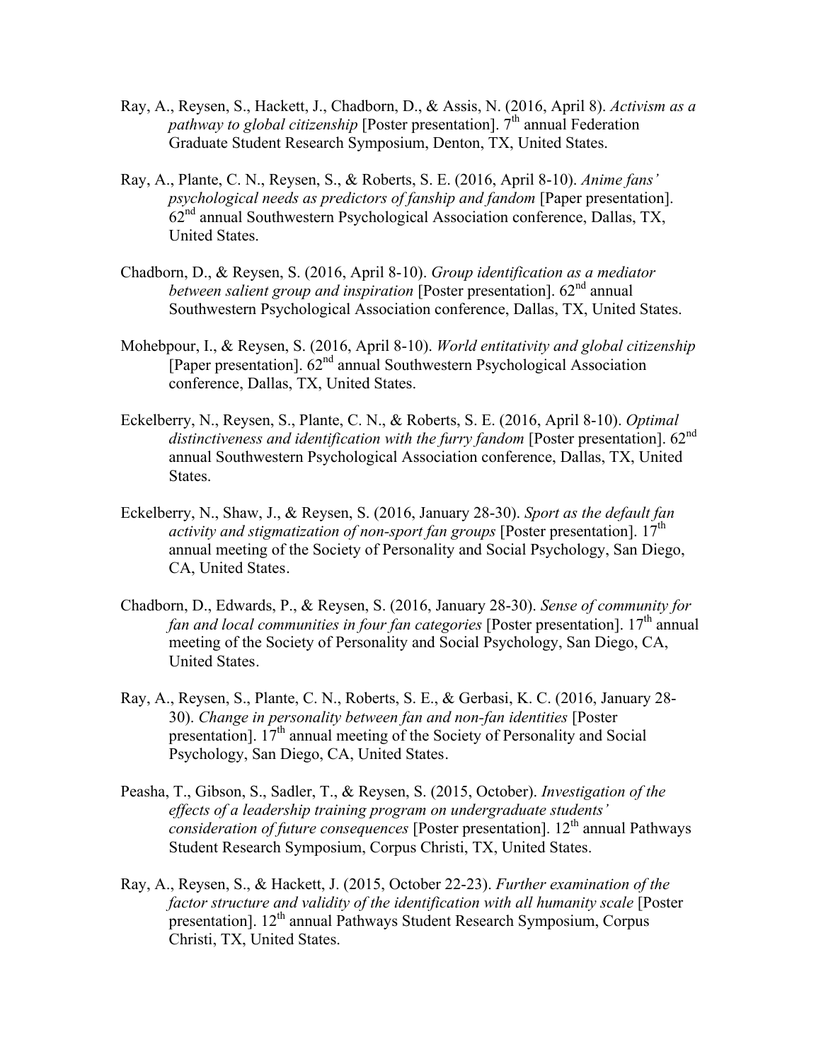Ray, A., Reysen, S., Hackett, J., Chadborn, D., & Assis, N. (2016, April 8). *Activism as a pathway to global citizenship* [Poster presentation]. 7th annual Federation Graduate Student Research Symposium, Denton, TX, United States.

Ray, A., Plante, C. N., Reysen, S., & Roberts, S. E. (2016, April 8-10). *Anime fans' psychological needs as predictors of fanship and fandom* [Paper presentation]. 62nd annual Southwestern Psychological Association conference, Dallas, TX, United States.

Chadborn, D., & Reysen, S. (2016, April 8-10). *Group identification as a mediator between salient group and inspiration* [Poster presentation]. 62nd annual Southwestern Psychological Association conference, Dallas, TX, United States.

Mohebpour, I., & Reysen, S. (2016, April 8-10). *World entitativity and global citizenship* [Paper presentation]. 62nd annual Southwestern Psychological Association conference, Dallas, TX, United States.

Eckelberry, N., Reysen, S., Plante, C. N., & Roberts, S. E. (2016, April 8-10). *Optimal distinctiveness and identification with the furry fandom* [Poster presentation]. 62nd annual Southwestern Psychological Association conference, Dallas, TX, United States.

Eckelberry, N., Shaw, J., & Reysen, S. (2016, January 28-30). *Sport as the default fan activity and stigmatization of non-sport fan groups* [Poster presentation]. 17th annual meeting of the Society of Personality and Social Psychology, San Diego, CA, United States.

Chadborn, D., Edwards, P., & Reysen, S. (2016, January 28-30). *Sense of community for fan and local communities in four fan categories* [Poster presentation]. 17th annual meeting of the Society of Personality and Social Psychology, San Diego, CA, United States.

Ray, A., Reysen, S., Plante, C. N., Roberts, S. E., & Gerbasi, K. C. (2016, January 28-30). *Change in personality between fan and non-fan identities* [Poster presentation]. 17th annual meeting of the Society of Personality and Social Psychology, San Diego, CA, United States.

Peasha, T., Gibson, S., Sadler, T., & Reysen, S. (2015, October). *Investigation of the effects of a leadership training program on undergraduate students' consideration of future consequences* [Poster presentation]. 12th annual Pathways Student Research Symposium, Corpus Christi, TX, United States.

Ray, A., Reysen, S., & Hackett, J. (2015, October 22-23). *Further examination of the factor structure and validity of the identification with all humanity scale* [Poster presentation]. 12th annual Pathways Student Research Symposium, Corpus Christi, TX, United States.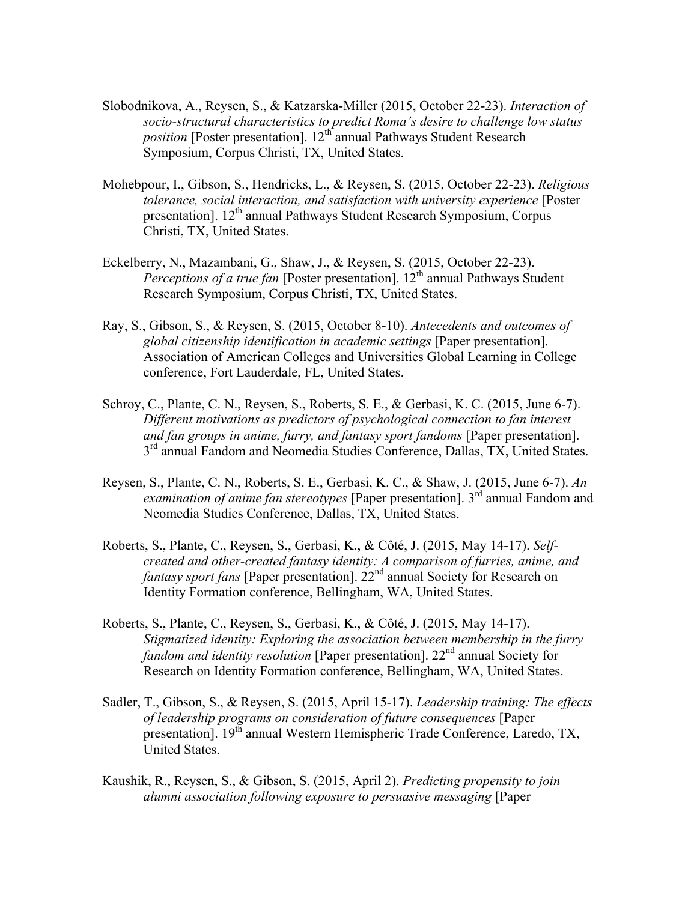Slobodnikova, A., Reysen, S., & Katzarska-Miller (2015, October 22-23). *Interaction of socio-structural characteristics to predict Roma's desire to challenge low status position* [Poster presentation]. 12th annual Pathways Student Research Symposium, Corpus Christi, TX, United States.

Mohebpour, I., Gibson, S., Hendricks, L., & Reysen, S. (2015, October 22-23). *Religious tolerance, social interaction, and satisfaction with university experience* [Poster presentation]. 12th annual Pathways Student Research Symposium, Corpus Christi, TX, United States.

Eckelberry, N., Mazambani, G., Shaw, J., & Reysen, S. (2015, October 22-23). *Perceptions of a true fan* [Poster presentation]. 12th annual Pathways Student Research Symposium, Corpus Christi, TX, United States.

Ray, S., Gibson, S., & Reysen, S. (2015, October 8-10). *Antecedents and outcomes of global citizenship identification in academic settings* [Paper presentation]. Association of American Colleges and Universities Global Learning in College conference, Fort Lauderdale, FL, United States.

Schroy, C., Plante, C. N., Reysen, S., Roberts, S. E., & Gerbasi, K. C. (2015, June 6-7). *Different motivations as predictors of psychological connection to fan interest and fan groups in anime, furry, and fantasy sport fandoms* [Paper presentation]. 3rd annual Fandom and Neomedia Studies Conference, Dallas, TX, United States.

Reysen, S., Plante, C. N., Roberts, S. E., Gerbasi, K. C., & Shaw, J. (2015, June 6-7). *An examination of anime fan stereotypes* [Paper presentation]. 3rd annual Fandom and Neomedia Studies Conference, Dallas, TX, United States.

Roberts, S., Plante, C., Reysen, S., Gerbasi, K., & Côté, J. (2015, May 14-17). *Self-created and other-created fantasy identity: A comparison of furries, anime, and fantasy sport fans* [Paper presentation]. 22nd annual Society for Research on Identity Formation conference, Bellingham, WA, United States.

Roberts, S., Plante, C., Reysen, S., Gerbasi, K., & Côté, J. (2015, May 14-17). *Stigmatized identity: Exploring the association between membership in the furry fandom and identity resolution* [Paper presentation]. 22nd annual Society for Research on Identity Formation conference, Bellingham, WA, United States.

Sadler, T., Gibson, S., & Reysen, S. (2015, April 15-17). *Leadership training: The effects of leadership programs on consideration of future consequences* [Paper presentation]. 19th annual Western Hemispheric Trade Conference, Laredo, TX, United States.

Kaushik, R., Reysen, S., & Gibson, S. (2015, April 2). *Predicting propensity to join alumni association following exposure to persuasive messaging* [Paper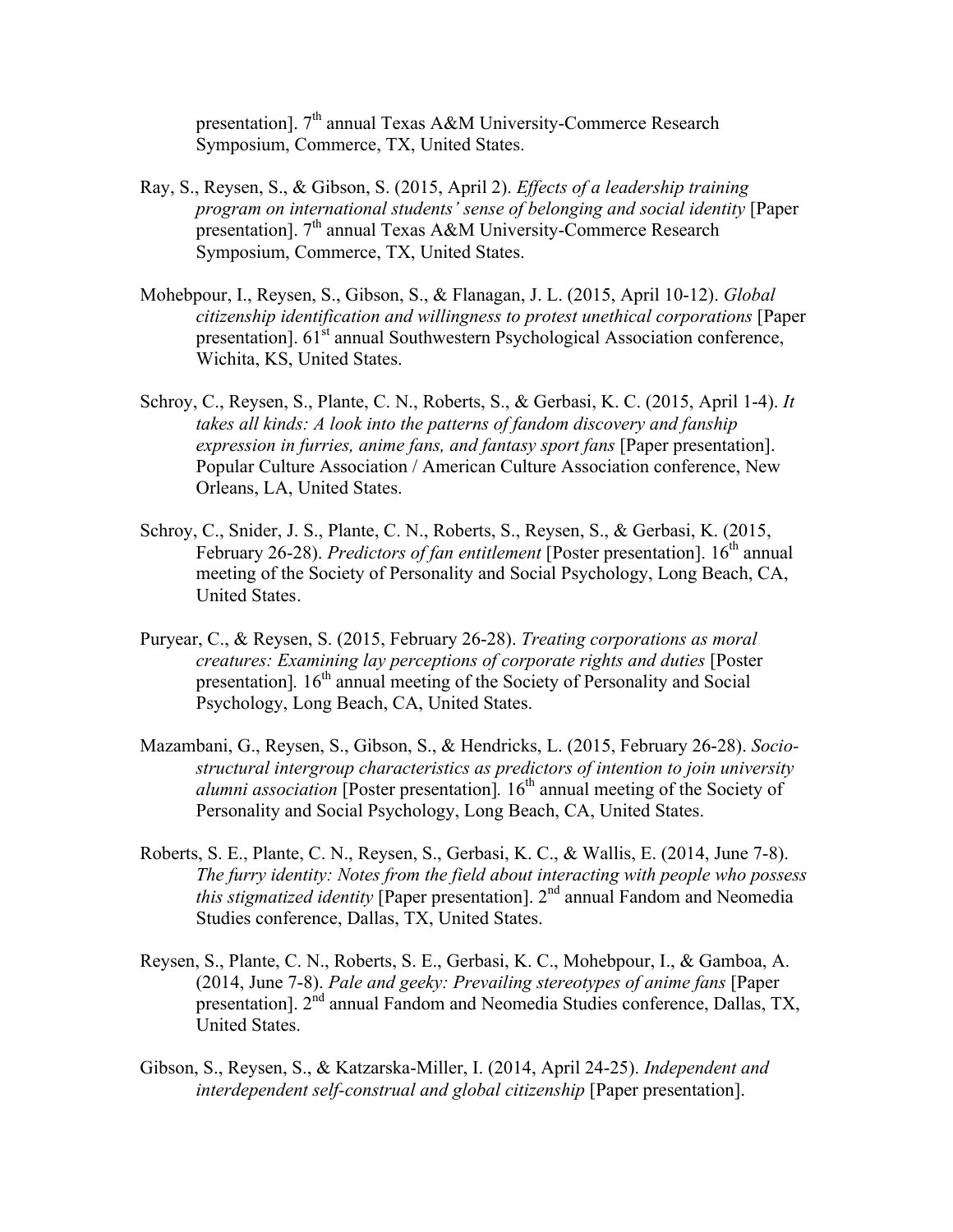presentation]. 7th annual Texas A&M University-Commerce Research Symposium, Commerce, TX, United States.

Ray, S., Reysen, S., & Gibson, S. (2015, April 2). *Effects of a leadership training program on international students' sense of belonging and social identity* [Paper presentation]. 7th annual Texas A&M University-Commerce Research Symposium, Commerce, TX, United States.

Mohebpour, I., Reysen, S., Gibson, S., & Flanagan, J. L. (2015, April 10-12). *Global citizenship identification and willingness to protest unethical corporations* [Paper presentation]. 61st annual Southwestern Psychological Association conference, Wichita, KS, United States.

Schroy, C., Reysen, S., Plante, C. N., Roberts, S., & Gerbasi, K. C. (2015, April 1-4). *It takes all kinds: A look into the patterns of fandom discovery and fanship expression in furries, anime fans, and fantasy sport fans* [Paper presentation]. Popular Culture Association / American Culture Association conference, New Orleans, LA, United States.

Schroy, C., Snider, J. S., Plante, C. N., Roberts, S., Reysen, S., & Gerbasi, K. (2015, February 26-28). *Predictors of fan entitlement* [Poster presentation]. 16th annual meeting of the Society of Personality and Social Psychology, Long Beach, CA, United States.

Puryear, C., & Reysen, S. (2015, February 26-28). *Treating corporations as moral creatures: Examining lay perceptions of corporate rights and duties* [Poster presentation]. 16th annual meeting of the Society of Personality and Social Psychology, Long Beach, CA, United States.

Mazambani, G., Reysen, S., Gibson, S., & Hendricks, L. (2015, February 26-28). *Socio-structural intergroup characteristics as predictors of intention to join university alumni association* [Poster presentation]. 16th annual meeting of the Society of Personality and Social Psychology, Long Beach, CA, United States.

Roberts, S. E., Plante, C. N., Reysen, S., Gerbasi, K. C., & Wallis, E. (2014, June 7-8). *The furry identity: Notes from the field about interacting with people who possess this stigmatized identity* [Paper presentation]. 2nd annual Fandom and Neomedia Studies conference, Dallas, TX, United States.

Reysen, S., Plante, C. N., Roberts, S. E., Gerbasi, K. C., Mohebpour, I., & Gamboa, A. (2014, June 7-8). *Pale and geeky: Prevailing stereotypes of anime fans* [Paper presentation]. 2nd annual Fandom and Neomedia Studies conference, Dallas, TX, United States.

Gibson, S., Reysen, S., & Katzarska-Miller, I. (2014, April 24-25). *Independent and interdependent self-construal and global citizenship* [Paper presentation].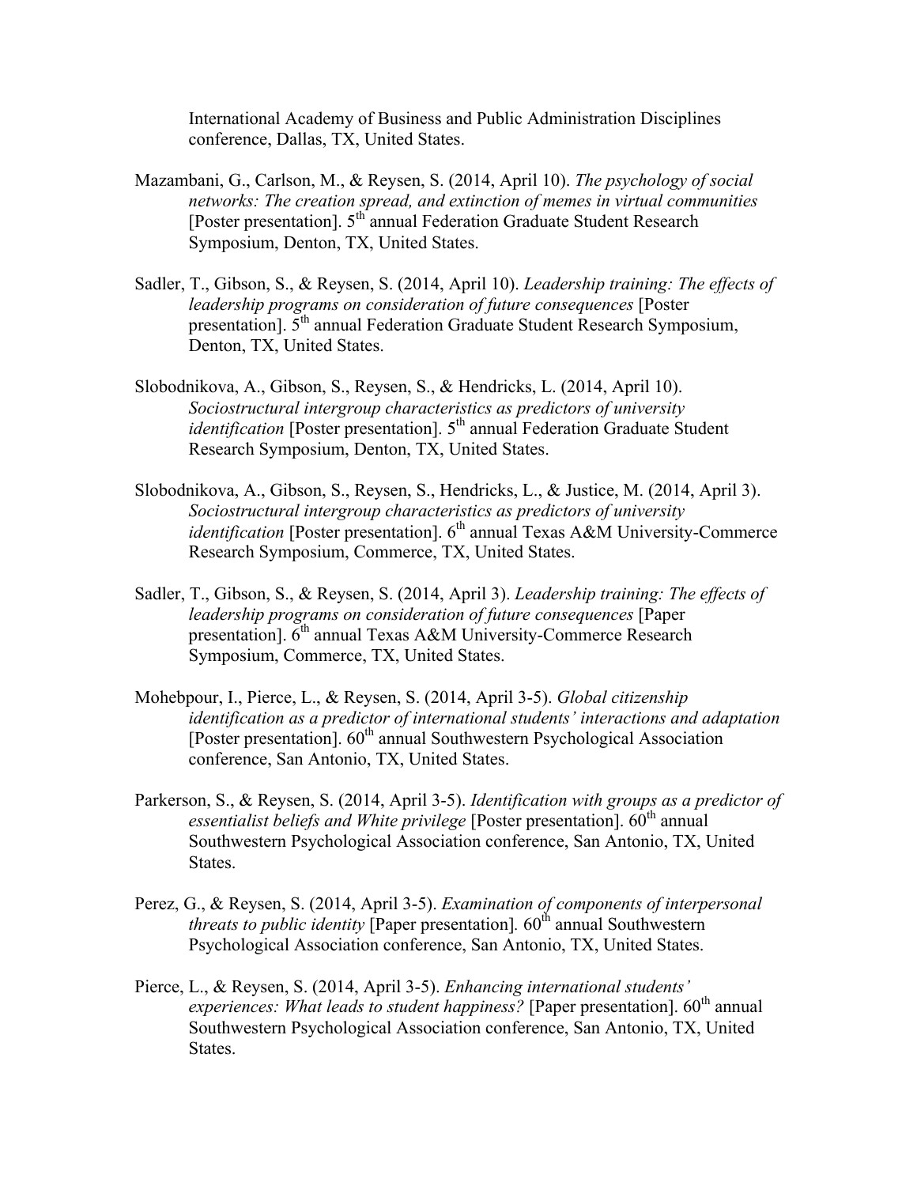International Academy of Business and Public Administration Disciplines conference, Dallas, TX, United States.

Mazambani, G., Carlson, M., & Reysen, S. (2014, April 10). *The psychology of social networks: The creation spread, and extinction of memes in virtual communities* [Poster presentation]. 5th annual Federation Graduate Student Research Symposium, Denton, TX, United States.

Sadler, T., Gibson, S., & Reysen, S. (2014, April 10). *Leadership training: The effects of leadership programs on consideration of future consequences* [Poster presentation]. 5th annual Federation Graduate Student Research Symposium, Denton, TX, United States.

Slobodnikova, A., Gibson, S., Reysen, S., & Hendricks, L. (2014, April 10). *Sociostructural intergroup characteristics as predictors of university identification* [Poster presentation]. 5th annual Federation Graduate Student Research Symposium, Denton, TX, United States.

Slobodnikova, A., Gibson, S., Reysen, S., Hendricks, L., & Justice, M. (2014, April 3). *Sociostructural intergroup characteristics as predictors of university identification* [Poster presentation]. 6th annual Texas A&M University-Commerce Research Symposium, Commerce, TX, United States.

Sadler, T., Gibson, S., & Reysen, S. (2014, April 3). *Leadership training: The effects of leadership programs on consideration of future consequences* [Paper presentation]. 6th annual Texas A&M University-Commerce Research Symposium, Commerce, TX, United States.

Mohebpour, I., Pierce, L., & Reysen, S. (2014, April 3-5). *Global citizenship identification as a predictor of international students' interactions and adaptation* [Poster presentation]. 60th annual Southwestern Psychological Association conference, San Antonio, TX, United States.

Parkerson, S., & Reysen, S. (2014, April 3-5). *Identification with groups as a predictor of essentialist beliefs and White privilege* [Poster presentation]. 60th annual Southwestern Psychological Association conference, San Antonio, TX, United States.

Perez, G., & Reysen, S. (2014, April 3-5). *Examination of components of interpersonal threats to public identity* [Paper presentation]. 60th annual Southwestern Psychological Association conference, San Antonio, TX, United States.

Pierce, L., & Reysen, S. (2014, April 3-5). *Enhancing international students' experiences: What leads to student happiness?* [Paper presentation]. 60th annual Southwestern Psychological Association conference, San Antonio, TX, United States.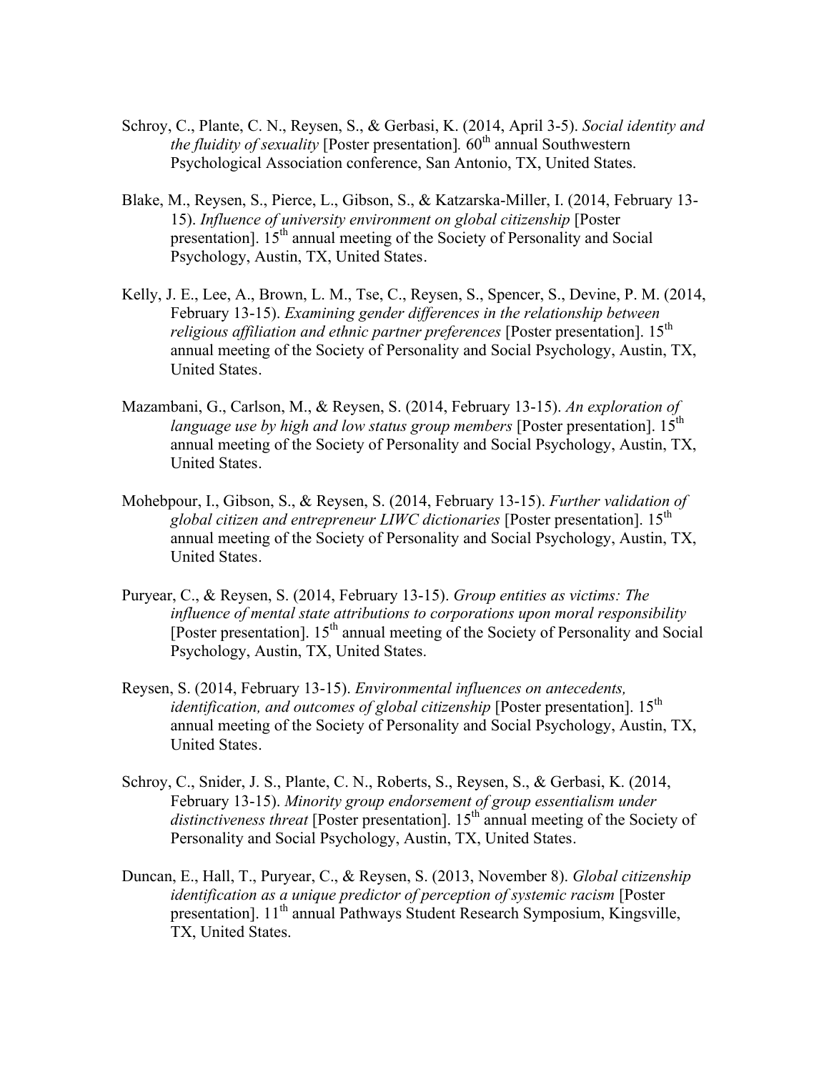Schroy, C., Plante, C. N., Reysen, S., & Gerbasi, K. (2014, April 3-5). *Social identity and the fluidity of sexuality* [Poster presentation]. 60th annual Southwestern Psychological Association conference, San Antonio, TX, United States.

Blake, M., Reysen, S., Pierce, L., Gibson, S., & Katzarska-Miller, I. (2014, February 13-15). *Influence of university environment on global citizenship* [Poster presentation]. 15th annual meeting of the Society of Personality and Social Psychology, Austin, TX, United States.

Kelly, J. E., Lee, A., Brown, L. M., Tse, C., Reysen, S., Spencer, S., Devine, P. M. (2014, February 13-15). *Examining gender differences in the relationship between religious affiliation and ethnic partner preferences* [Poster presentation]. 15th annual meeting of the Society of Personality and Social Psychology, Austin, TX, United States.

Mazambani, G., Carlson, M., & Reysen, S. (2014, February 13-15). *An exploration of language use by high and low status group members* [Poster presentation]. 15th annual meeting of the Society of Personality and Social Psychology, Austin, TX, United States.

Mohebpour, I., Gibson, S., & Reysen, S. (2014, February 13-15). *Further validation of global citizen and entrepreneur LIWC dictionaries* [Poster presentation]. 15th annual meeting of the Society of Personality and Social Psychology, Austin, TX, United States.

Puryear, C., & Reysen, S. (2014, February 13-15). *Group entities as victims: The influence of mental state attributions to corporations upon moral responsibility* [Poster presentation]. 15th annual meeting of the Society of Personality and Social Psychology, Austin, TX, United States.

Reysen, S. (2014, February 13-15). *Environmental influences on antecedents, identification, and outcomes of global citizenship* [Poster presentation]. 15th annual meeting of the Society of Personality and Social Psychology, Austin, TX, United States.

Schroy, C., Snider, J. S., Plante, C. N., Roberts, S., Reysen, S., & Gerbasi, K. (2014, February 13-15). *Minority group endorsement of group essentialism under distinctiveness threat* [Poster presentation]. 15th annual meeting of the Society of Personality and Social Psychology, Austin, TX, United States.

Duncan, E., Hall, T., Puryear, C., & Reysen, S. (2013, November 8). *Global citizenship identification as a unique predictor of perception of systemic racism* [Poster presentation]. 11th annual Pathways Student Research Symposium, Kingsville, TX, United States.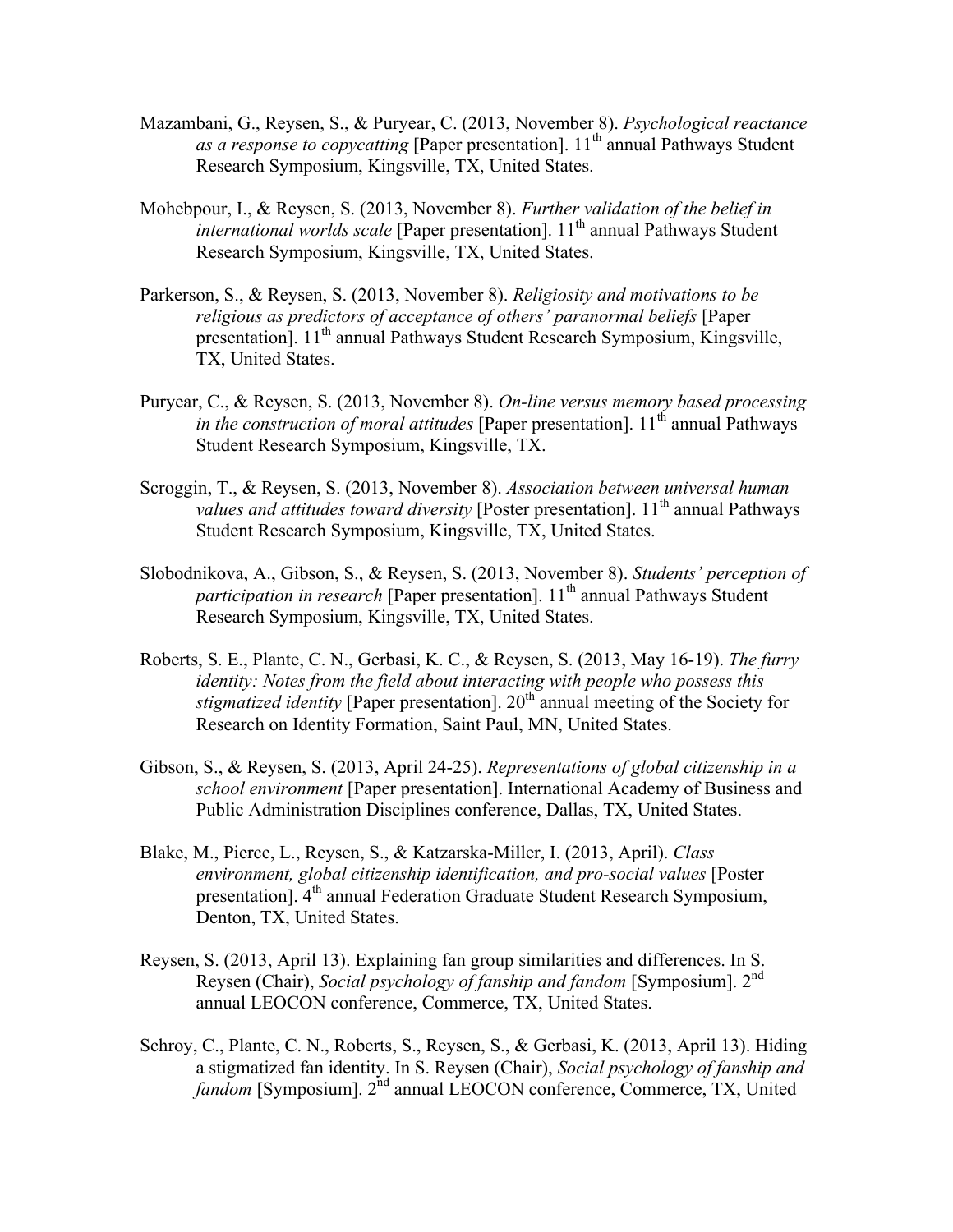Mazambani, G., Reysen, S., & Puryear, C. (2013, November 8). *Psychological reactance as a response to copycatting* [Paper presentation]. 11th annual Pathways Student Research Symposium, Kingsville, TX, United States.

Mohebpour, I., & Reysen, S. (2013, November 8). *Further validation of the belief in international worlds scale* [Paper presentation]. 11th annual Pathways Student Research Symposium, Kingsville, TX, United States.

Parkerson, S., & Reysen, S. (2013, November 8). *Religiosity and motivations to be religious as predictors of acceptance of others' paranormal beliefs* [Paper presentation]. 11th annual Pathways Student Research Symposium, Kingsville, TX, United States.

Puryear, C., & Reysen, S. (2013, November 8). *On-line versus memory based processing in the construction of moral attitudes* [Paper presentation]. 11th annual Pathways Student Research Symposium, Kingsville, TX.

Scroggin, T., & Reysen, S. (2013, November 8). *Association between universal human values and attitudes toward diversity* [Poster presentation]. 11th annual Pathways Student Research Symposium, Kingsville, TX, United States.

Slobodnikova, A., Gibson, S., & Reysen, S. (2013, November 8). *Students' perception of participation in research* [Paper presentation]. 11th annual Pathways Student Research Symposium, Kingsville, TX, United States.

Roberts, S. E., Plante, C. N., Gerbasi, K. C., & Reysen, S. (2013, May 16-19). *The furry identity: Notes from the field about interacting with people who possess this stigmatized identity* [Paper presentation]. 20th annual meeting of the Society for Research on Identity Formation, Saint Paul, MN, United States.

Gibson, S., & Reysen, S. (2013, April 24-25). *Representations of global citizenship in a school environment* [Paper presentation]. International Academy of Business and Public Administration Disciplines conference, Dallas, TX, United States.

Blake, M., Pierce, L., Reysen, S., & Katzarska-Miller, I. (2013, April). *Class environment, global citizenship identification, and pro-social values* [Poster presentation]. 4th annual Federation Graduate Student Research Symposium, Denton, TX, United States.

Reysen, S. (2013, April 13). Explaining fan group similarities and differences. In S. Reysen (Chair), *Social psychology of fanship and fandom* [Symposium]. 2nd annual LEOCON conference, Commerce, TX, United States.

Schroy, C., Plante, C. N., Roberts, S., Reysen, S., & Gerbasi, K. (2013, April 13). Hiding a stigmatized fan identity. In S. Reysen (Chair), *Social psychology of fanship and fandom* [Symposium]. 2nd annual LEOCON conference, Commerce, TX, United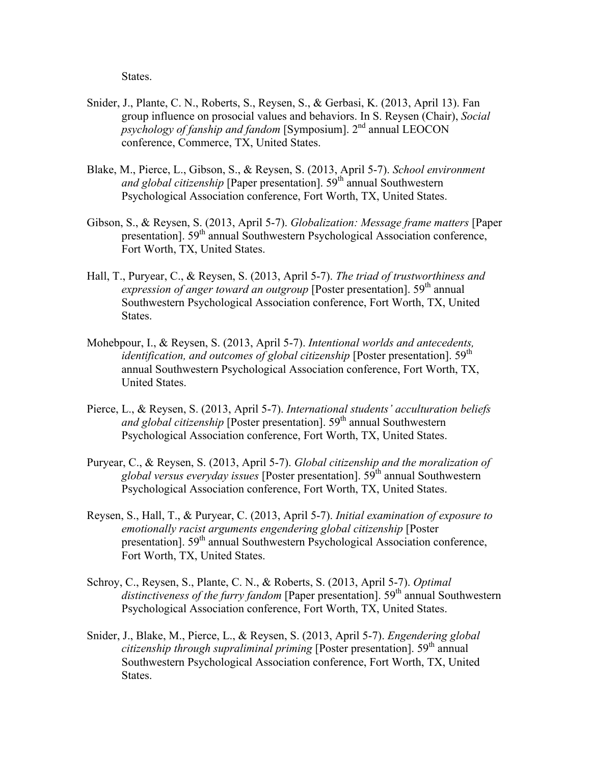States.

Snider, J., Plante, C. N., Roberts, S., Reysen, S., & Gerbasi, K. (2013, April 13). Fan group influence on prosocial values and behaviors. In S. Reysen (Chair), *Social psychology of fanship and fandom* [Symposium]. 2nd annual LEOCON conference, Commerce, TX, United States.

Blake, M., Pierce, L., Gibson, S., & Reysen, S. (2013, April 5-7). *School environment and global citizenship* [Paper presentation]. 59th annual Southwestern Psychological Association conference, Fort Worth, TX, United States.

Gibson, S., & Reysen, S. (2013, April 5-7). *Globalization: Message frame matters* [Paper presentation]. 59th annual Southwestern Psychological Association conference, Fort Worth, TX, United States.

Hall, T., Puryear, C., & Reysen, S. (2013, April 5-7). *The triad of trustworthiness and expression of anger toward an outgroup* [Poster presentation]. 59th annual Southwestern Psychological Association conference, Fort Worth, TX, United States.

Mohebpour, I., & Reysen, S. (2013, April 5-7). *Intentional worlds and antecedents, identification, and outcomes of global citizenship* [Poster presentation]. 59th annual Southwestern Psychological Association conference, Fort Worth, TX, United States.

Pierce, L., & Reysen, S. (2013, April 5-7). *International students' acculturation beliefs and global citizenship* [Poster presentation]. 59th annual Southwestern Psychological Association conference, Fort Worth, TX, United States.

Puryear, C., & Reysen, S. (2013, April 5-7). *Global citizenship and the moralization of global versus everyday issues* [Poster presentation]. 59th annual Southwestern Psychological Association conference, Fort Worth, TX, United States.

Reysen, S., Hall, T., & Puryear, C. (2013, April 5-7). *Initial examination of exposure to emotionally racist arguments engendering global citizenship* [Poster presentation]. 59th annual Southwestern Psychological Association conference, Fort Worth, TX, United States.

Schroy, C., Reysen, S., Plante, C. N., & Roberts, S. (2013, April 5-7). *Optimal distinctiveness of the furry fandom* [Paper presentation]. 59th annual Southwestern Psychological Association conference, Fort Worth, TX, United States.

Snider, J., Blake, M., Pierce, L., & Reysen, S. (2013, April 5-7). *Engendering global citizenship through supraliminal priming* [Poster presentation]. 59th annual Southwestern Psychological Association conference, Fort Worth, TX, United States.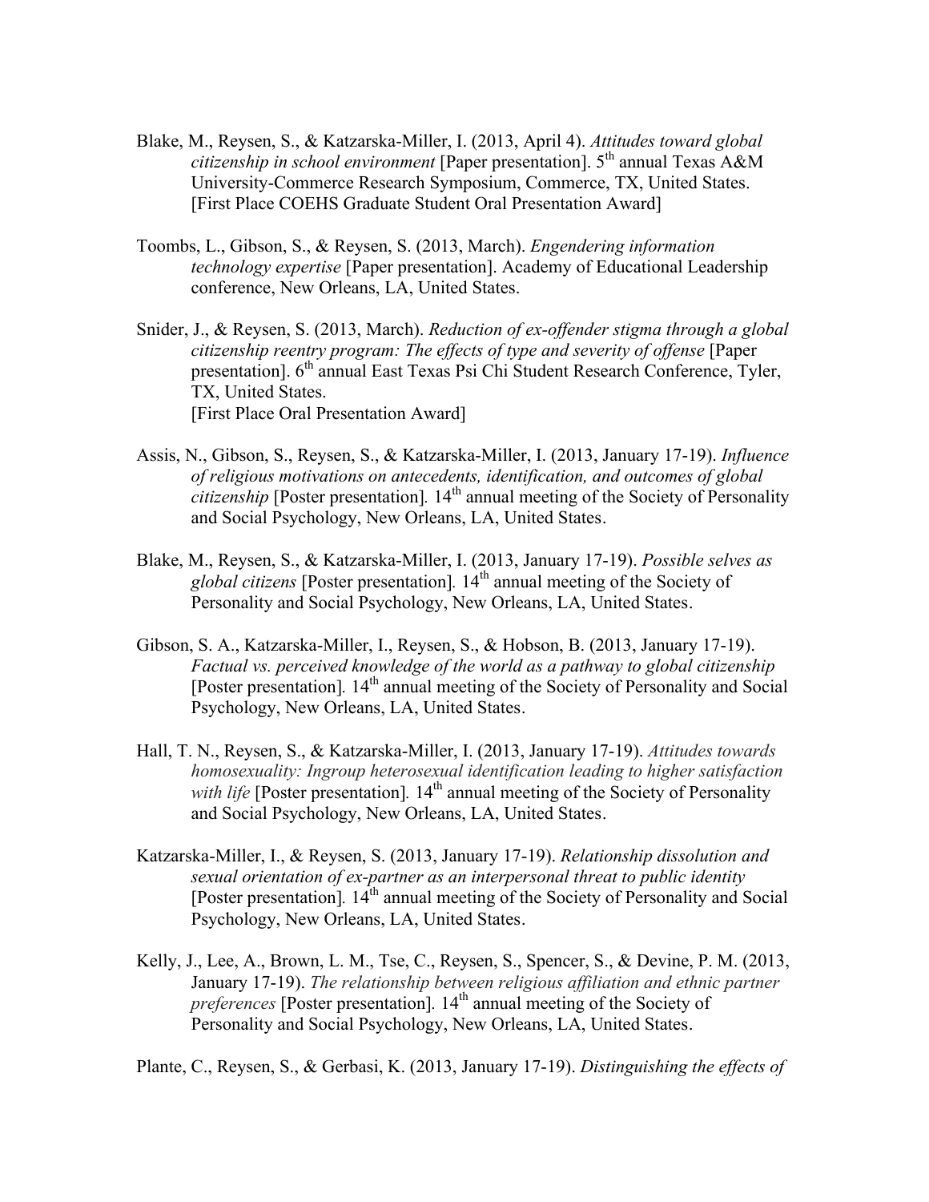Blake, M., Reysen, S., & Katzarska-Miller, I. (2013, April 4). *Attitudes toward global citizenship in school environment* [Paper presentation]. 5th annual Texas A&M University-Commerce Research Symposium, Commerce, TX, United States. [First Place COEHS Graduate Student Oral Presentation Award]

Toombs, L., Gibson, S., & Reysen, S. (2013, March). *Engendering information technology expertise* [Paper presentation]. Academy of Educational Leadership conference, New Orleans, LA, United States.

Snider, J., & Reysen, S. (2013, March). *Reduction of ex-offender stigma through a global citizenship reentry program: The effects of type and severity of offense* [Paper presentation]. 6th annual East Texas Psi Chi Student Research Conference, Tyler, TX, United States.
[First Place Oral Presentation Award]

Assis, N., Gibson, S., Reysen, S., & Katzarska-Miller, I. (2013, January 17-19). *Influence of religious motivations on antecedents, identification, and outcomes of global citizenship* [Poster presentation]. 14th annual meeting of the Society of Personality and Social Psychology, New Orleans, LA, United States.

Blake, M., Reysen, S., & Katzarska-Miller, I. (2013, January 17-19). *Possible selves as global citizens* [Poster presentation]. 14th annual meeting of the Society of Personality and Social Psychology, New Orleans, LA, United States.

Gibson, S. A., Katzarska-Miller, I., Reysen, S., & Hobson, B. (2013, January 17-19). *Factual vs. perceived knowledge of the world as a pathway to global citizenship* [Poster presentation]. 14th annual meeting of the Society of Personality and Social Psychology, New Orleans, LA, United States.

Hall, T. N., Reysen, S., & Katzarska-Miller, I. (2013, January 17-19). *Attitudes towards homosexuality: Ingroup heterosexual identification leading to higher satisfaction with life* [Poster presentation]. 14th annual meeting of the Society of Personality and Social Psychology, New Orleans, LA, United States.

Katzarska-Miller, I., & Reysen, S. (2013, January 17-19). *Relationship dissolution and sexual orientation of ex-partner as an interpersonal threat to public identity* [Poster presentation]. 14th annual meeting of the Society of Personality and Social Psychology, New Orleans, LA, United States.

Kelly, J., Lee, A., Brown, L. M., Tse, C., Reysen, S., Spencer, S., & Devine, P. M. (2013, January 17-19). *The relationship between religious affiliation and ethnic partner preferences* [Poster presentation]. 14th annual meeting of the Society of Personality and Social Psychology, New Orleans, LA, United States.

Plante, C., Reysen, S., & Gerbasi, K. (2013, January 17-19). *Distinguishing the effects of*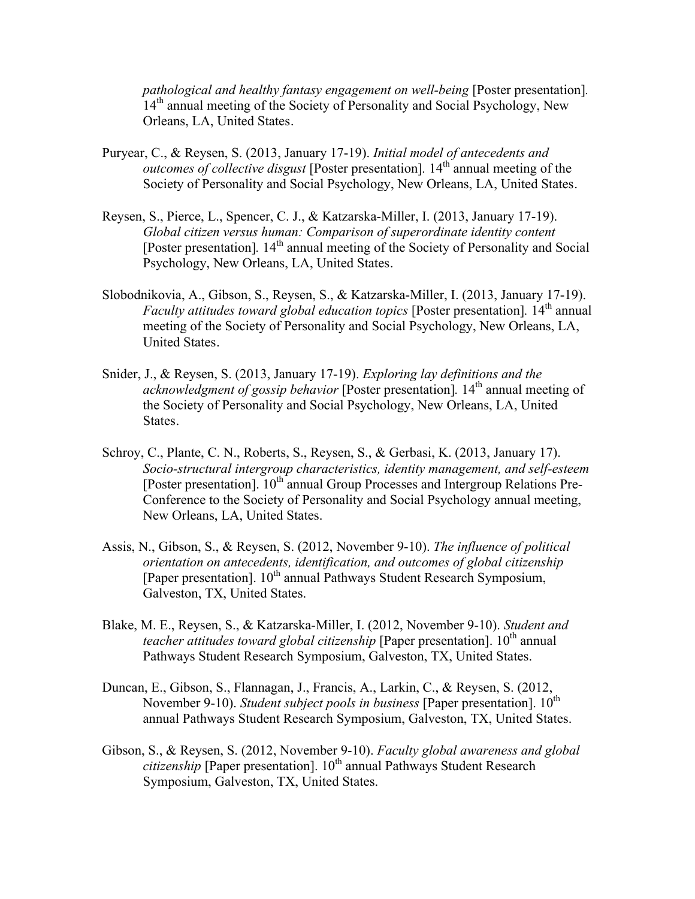*pathological and healthy fantasy engagement on well-being* [Poster presentation]. 14th annual meeting of the Society of Personality and Social Psychology, New Orleans, LA, United States.

Puryear, C., & Reysen, S. (2013, January 17-19). *Initial model of antecedents and outcomes of collective disgust* [Poster presentation]. 14th annual meeting of the Society of Personality and Social Psychology, New Orleans, LA, United States.

Reysen, S., Pierce, L., Spencer, C. J., & Katzarska-Miller, I. (2013, January 17-19). *Global citizen versus human: Comparison of superordinate identity content* [Poster presentation]. 14th annual meeting of the Society of Personality and Social Psychology, New Orleans, LA, United States.

Slobodnikovia, A., Gibson, S., Reysen, S., & Katzarska-Miller, I. (2013, January 17-19). *Faculty attitudes toward global education topics* [Poster presentation]. 14th annual meeting of the Society of Personality and Social Psychology, New Orleans, LA, United States.

Snider, J., & Reysen, S. (2013, January 17-19). *Exploring lay definitions and the acknowledgment of gossip behavior* [Poster presentation]. 14th annual meeting of the Society of Personality and Social Psychology, New Orleans, LA, United States.

Schroy, C., Plante, C. N., Roberts, S., Reysen, S., & Gerbasi, K. (2013, January 17). *Socio-structural intergroup characteristics, identity management, and self-esteem* [Poster presentation]. 10th annual Group Processes and Intergroup Relations Pre-Conference to the Society of Personality and Social Psychology annual meeting, New Orleans, LA, United States.

Assis, N., Gibson, S., & Reysen, S. (2012, November 9-10). *The influence of political orientation on antecedents, identification, and outcomes of global citizenship* [Paper presentation]. 10th annual Pathways Student Research Symposium, Galveston, TX, United States.

Blake, M. E., Reysen, S., & Katzarska-Miller, I. (2012, November 9-10). *Student and teacher attitudes toward global citizenship* [Paper presentation]. 10th annual Pathways Student Research Symposium, Galveston, TX, United States.

Duncan, E., Gibson, S., Flannagan, J., Francis, A., Larkin, C., & Reysen, S. (2012, November 9-10). *Student subject pools in business* [Paper presentation]. 10th annual Pathways Student Research Symposium, Galveston, TX, United States.

Gibson, S., & Reysen, S. (2012, November 9-10). *Faculty global awareness and global citizenship* [Paper presentation]. 10th annual Pathways Student Research Symposium, Galveston, TX, United States.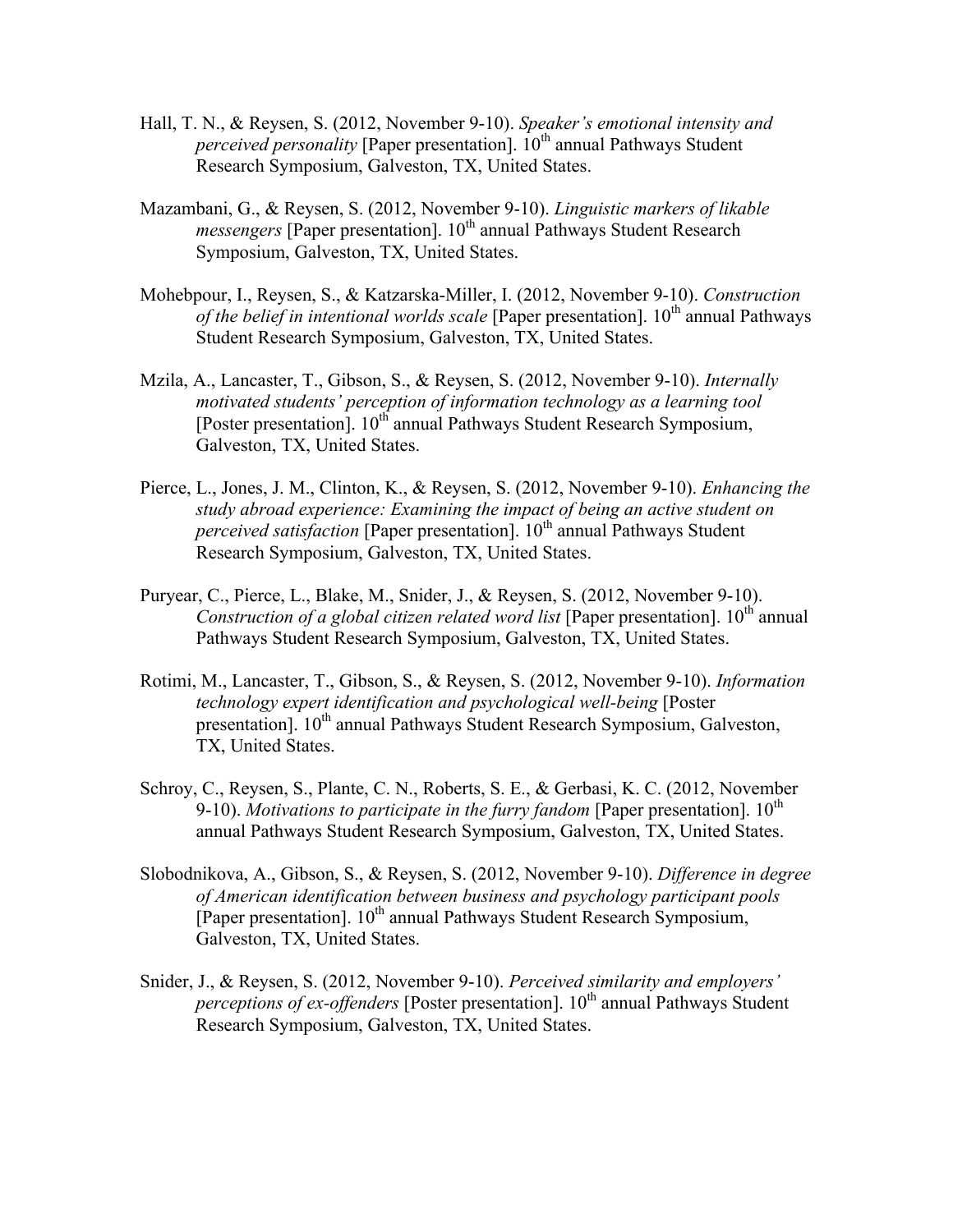Hall, T. N., & Reysen, S. (2012, November 9-10). *Speaker's emotional intensity and perceived personality* [Paper presentation]. 10th annual Pathways Student Research Symposium, Galveston, TX, United States.

Mazambani, G., & Reysen, S. (2012, November 9-10). *Linguistic markers of likable messengers* [Paper presentation]. 10th annual Pathways Student Research Symposium, Galveston, TX, United States.

Mohebpour, I., Reysen, S., & Katzarska-Miller, I. (2012, November 9-10). *Construction of the belief in intentional worlds scale* [Paper presentation]. 10th annual Pathways Student Research Symposium, Galveston, TX, United States.

Mzila, A., Lancaster, T., Gibson, S., & Reysen, S. (2012, November 9-10). *Internally motivated students' perception of information technology as a learning tool* [Poster presentation]. 10th annual Pathways Student Research Symposium, Galveston, TX, United States.

Pierce, L., Jones, J. M., Clinton, K., & Reysen, S. (2012, November 9-10). *Enhancing the study abroad experience: Examining the impact of being an active student on perceived satisfaction* [Paper presentation]. 10th annual Pathways Student Research Symposium, Galveston, TX, United States.

Puryear, C., Pierce, L., Blake, M., Snider, J., & Reysen, S. (2012, November 9-10). *Construction of a global citizen related word list* [Paper presentation]. 10th annual Pathways Student Research Symposium, Galveston, TX, United States.

Rotimi, M., Lancaster, T., Gibson, S., & Reysen, S. (2012, November 9-10). *Information technology expert identification and psychological well-being* [Poster presentation]. 10th annual Pathways Student Research Symposium, Galveston, TX, United States.

Schroy, C., Reysen, S., Plante, C. N., Roberts, S. E., & Gerbasi, K. C. (2012, November 9-10). *Motivations to participate in the furry fandom* [Paper presentation]. 10th annual Pathways Student Research Symposium, Galveston, TX, United States.

Slobodnikova, A., Gibson, S., & Reysen, S. (2012, November 9-10). *Difference in degree of American identification between business and psychology participant pools* [Paper presentation]. 10th annual Pathways Student Research Symposium, Galveston, TX, United States.

Snider, J., & Reysen, S. (2012, November 9-10). *Perceived similarity and employers' perceptions of ex-offenders* [Poster presentation]. 10th annual Pathways Student Research Symposium, Galveston, TX, United States.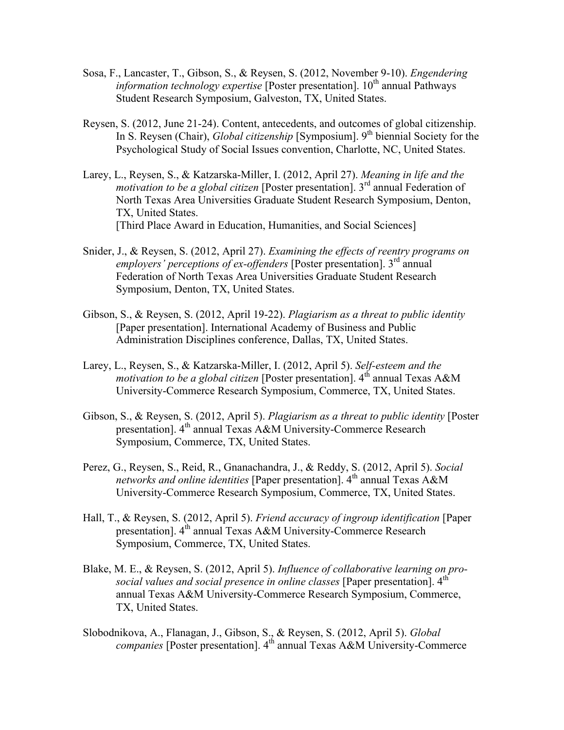Sosa, F., Lancaster, T., Gibson, S., & Reysen, S. (2012, November 9-10). *Engendering information technology expertise* [Poster presentation]. 10th annual Pathways Student Research Symposium, Galveston, TX, United States.

Reysen, S. (2012, June 21-24). Content, antecedents, and outcomes of global citizenship. In S. Reysen (Chair), *Global citizenship* [Symposium]. 9th biennial Society for the Psychological Study of Social Issues convention, Charlotte, NC, United States.

Larey, L., Reysen, S., & Katzarska-Miller, I. (2012, April 27). *Meaning in life and the motivation to be a global citizen* [Poster presentation]. 3rd annual Federation of North Texas Area Universities Graduate Student Research Symposium, Denton, TX, United States.
[Third Place Award in Education, Humanities, and Social Sciences]

Snider, J., & Reysen, S. (2012, April 27). *Examining the effects of reentry programs on employers' perceptions of ex-offenders* [Poster presentation]. 3rd annual Federation of North Texas Area Universities Graduate Student Research Symposium, Denton, TX, United States.

Gibson, S., & Reysen, S. (2012, April 19-22). *Plagiarism as a threat to public identity* [Paper presentation]. International Academy of Business and Public Administration Disciplines conference, Dallas, TX, United States.

Larey, L., Reysen, S., & Katzarska-Miller, I. (2012, April 5). *Self-esteem and the motivation to be a global citizen* [Poster presentation]. 4th annual Texas A&M University-Commerce Research Symposium, Commerce, TX, United States.

Gibson, S., & Reysen, S. (2012, April 5). *Plagiarism as a threat to public identity* [Poster presentation]. 4th annual Texas A&M University-Commerce Research Symposium, Commerce, TX, United States.

Perez, G., Reysen, S., Reid, R., Gnanachandra, J., & Reddy, S. (2012, April 5). *Social networks and online identities* [Paper presentation]. 4th annual Texas A&M University-Commerce Research Symposium, Commerce, TX, United States.

Hall, T., & Reysen, S. (2012, April 5). *Friend accuracy of ingroup identification* [Paper presentation]. 4th annual Texas A&M University-Commerce Research Symposium, Commerce, TX, United States.

Blake, M. E., & Reysen, S. (2012, April 5). *Influence of collaborative learning on pro-social values and social presence in online classes* [Paper presentation]. 4th annual Texas A&M University-Commerce Research Symposium, Commerce, TX, United States.

Slobodnikova, A., Flanagan, J., Gibson, S., & Reysen, S. (2012, April 5). *Global companies* [Poster presentation]. 4th annual Texas A&M University-Commerce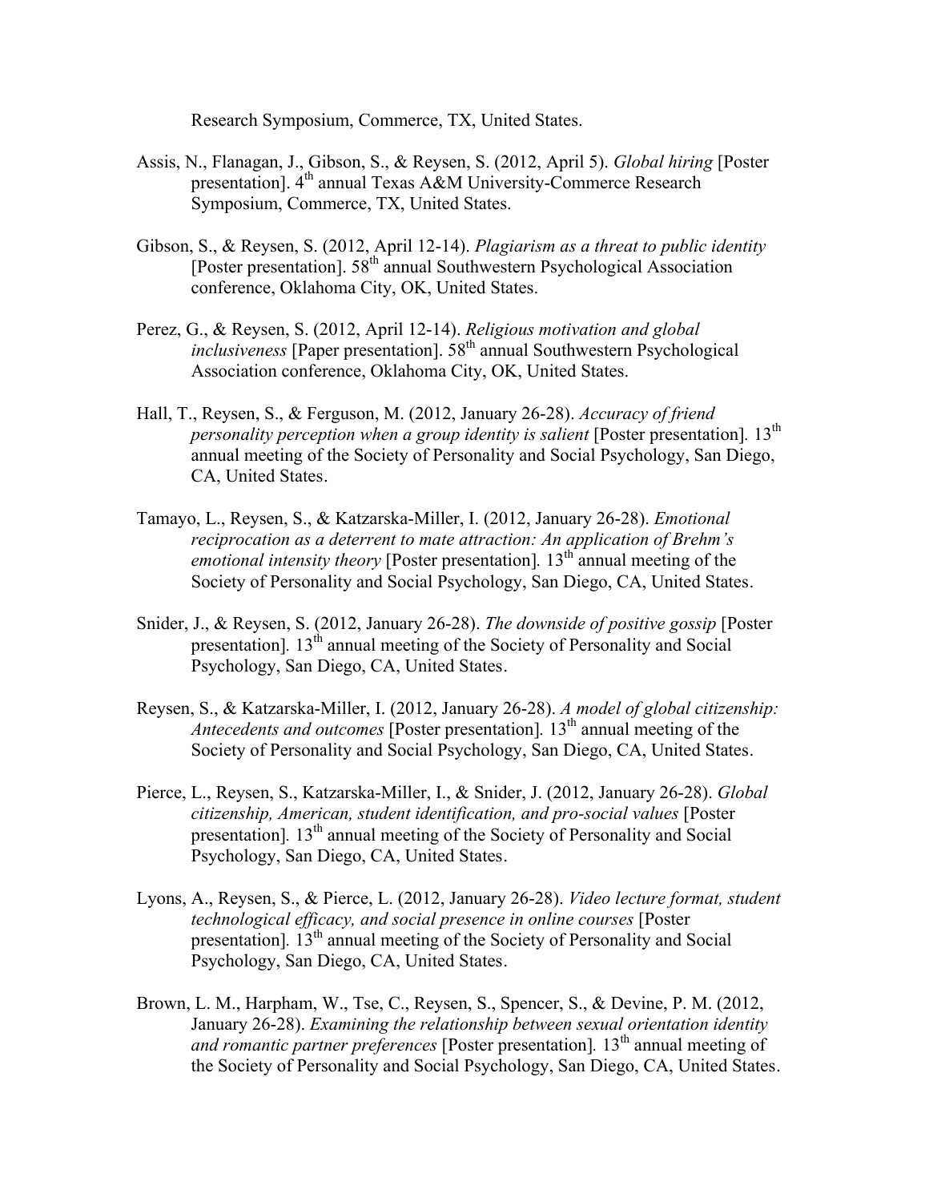Research Symposium, Commerce, TX, United States.

Assis, N., Flanagan, J., Gibson, S., & Reysen, S. (2012, April 5). *Global hiring* [Poster presentation]. 4th annual Texas A&M University-Commerce Research Symposium, Commerce, TX, United States.

Gibson, S., & Reysen, S. (2012, April 12-14). *Plagiarism as a threat to public identity* [Poster presentation]. 58th annual Southwestern Psychological Association conference, Oklahoma City, OK, United States.

Perez, G., & Reysen, S. (2012, April 12-14). *Religious motivation and global inclusiveness* [Paper presentation]. 58th annual Southwestern Psychological Association conference, Oklahoma City, OK, United States.

Hall, T., Reysen, S., & Ferguson, M. (2012, January 26-28). *Accuracy of friend personality perception when a group identity is salient* [Poster presentation]. 13th annual meeting of the Society of Personality and Social Psychology, San Diego, CA, United States.

Tamayo, L., Reysen, S., & Katzarska-Miller, I. (2012, January 26-28). *Emotional reciprocation as a deterrent to mate attraction: An application of Brehm's emotional intensity theory* [Poster presentation]. 13th annual meeting of the Society of Personality and Social Psychology, San Diego, CA, United States.

Snider, J., & Reysen, S. (2012, January 26-28). *The downside of positive gossip* [Poster presentation]. 13th annual meeting of the Society of Personality and Social Psychology, San Diego, CA, United States.

Reysen, S., & Katzarska-Miller, I. (2012, January 26-28). *A model of global citizenship: Antecedents and outcomes* [Poster presentation]. 13th annual meeting of the Society of Personality and Social Psychology, San Diego, CA, United States.

Pierce, L., Reysen, S., Katzarska-Miller, I., & Snider, J. (2012, January 26-28). *Global citizenship, American, student identification, and pro-social values* [Poster presentation]. 13th annual meeting of the Society of Personality and Social Psychology, San Diego, CA, United States.

Lyons, A., Reysen, S., & Pierce, L. (2012, January 26-28). *Video lecture format, student technological efficacy, and social presence in online courses* [Poster presentation]. 13th annual meeting of the Society of Personality and Social Psychology, San Diego, CA, United States.

Brown, L. M., Harpham, W., Tse, C., Reysen, S., Spencer, S., & Devine, P. M. (2012, January 26-28). *Examining the relationship between sexual orientation identity and romantic partner preferences* [Poster presentation]. 13th annual meeting of the Society of Personality and Social Psychology, San Diego, CA, United States.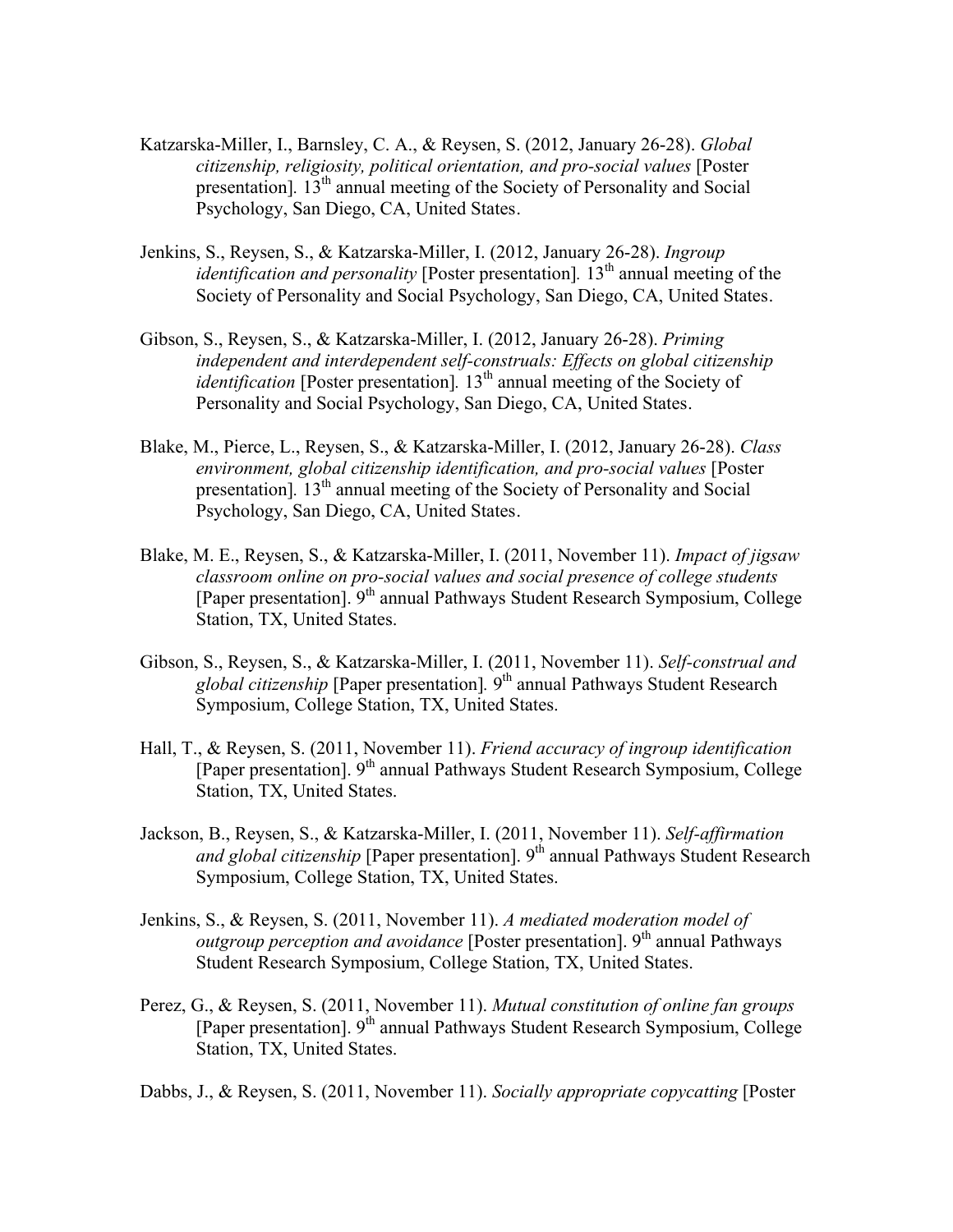Katzarska-Miller, I., Barnsley, C. A., & Reysen, S. (2012, January 26-28). *Global citizenship, religiosity, political orientation, and pro-social values* [Poster presentation]. 13th annual meeting of the Society of Personality and Social Psychology, San Diego, CA, United States.

Jenkins, S., Reysen, S., & Katzarska-Miller, I. (2012, January 26-28). *Ingroup identification and personality* [Poster presentation]. 13th annual meeting of the Society of Personality and Social Psychology, San Diego, CA, United States.

Gibson, S., Reysen, S., & Katzarska-Miller, I. (2012, January 26-28). *Priming independent and interdependent self-construals: Effects on global citizenship identification* [Poster presentation]. 13th annual meeting of the Society of Personality and Social Psychology, San Diego, CA, United States.

Blake, M., Pierce, L., Reysen, S., & Katzarska-Miller, I. (2012, January 26-28). *Class environment, global citizenship identification, and pro-social values* [Poster presentation]. 13th annual meeting of the Society of Personality and Social Psychology, San Diego, CA, United States.

Blake, M. E., Reysen, S., & Katzarska-Miller, I. (2011, November 11). *Impact of jigsaw classroom online on pro-social values and social presence of college students* [Paper presentation]. 9th annual Pathways Student Research Symposium, College Station, TX, United States.

Gibson, S., Reysen, S., & Katzarska-Miller, I. (2011, November 11). *Self-construal and global citizenship* [Paper presentation]. 9th annual Pathways Student Research Symposium, College Station, TX, United States.

Hall, T., & Reysen, S. (2011, November 11). *Friend accuracy of ingroup identification* [Paper presentation]. 9th annual Pathways Student Research Symposium, College Station, TX, United States.

Jackson, B., Reysen, S., & Katzarska-Miller, I. (2011, November 11). *Self-affirmation and global citizenship* [Paper presentation]. 9th annual Pathways Student Research Symposium, College Station, TX, United States.

Jenkins, S., & Reysen, S. (2011, November 11). *A mediated moderation model of outgroup perception and avoidance* [Poster presentation]. 9th annual Pathways Student Research Symposium, College Station, TX, United States.

Perez, G., & Reysen, S. (2011, November 11). *Mutual constitution of online fan groups* [Paper presentation]. 9th annual Pathways Student Research Symposium, College Station, TX, United States.

Dabbs, J., & Reysen, S. (2011, November 11). *Socially appropriate copycatting* [Poster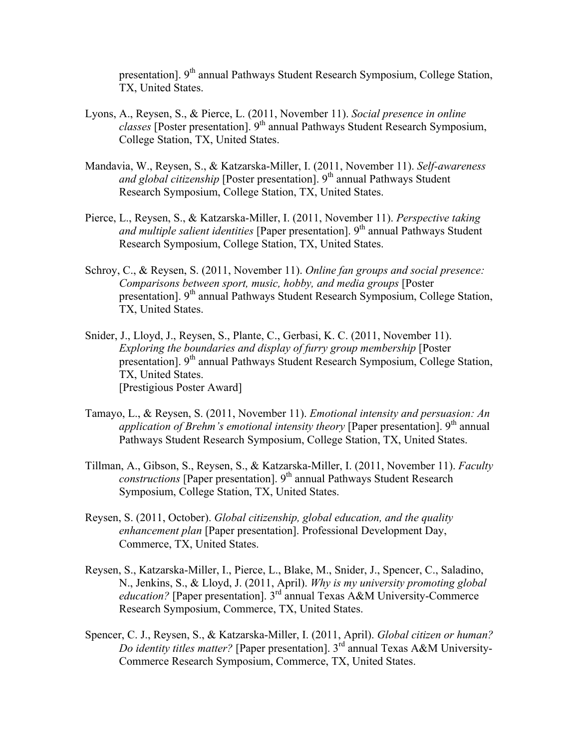presentation]. 9th annual Pathways Student Research Symposium, College Station, TX, United States.

Lyons, A., Reysen, S., & Pierce, L. (2011, November 11). *Social presence in online classes* [Poster presentation]. 9th annual Pathways Student Research Symposium, College Station, TX, United States.

Mandavia, W., Reysen, S., & Katzarska-Miller, I. (2011, November 11). *Self-awareness and global citizenship* [Poster presentation]. 9th annual Pathways Student Research Symposium, College Station, TX, United States.

Pierce, L., Reysen, S., & Katzarska-Miller, I. (2011, November 11). *Perspective taking and multiple salient identities* [Paper presentation]. 9th annual Pathways Student Research Symposium, College Station, TX, United States.

Schroy, C., & Reysen, S. (2011, November 11). *Online fan groups and social presence: Comparisons between sport, music, hobby, and media groups* [Poster presentation]. 9th annual Pathways Student Research Symposium, College Station, TX, United States.

Snider, J., Lloyd, J., Reysen, S., Plante, C., Gerbasi, K. C. (2011, November 11). *Exploring the boundaries and display of furry group membership* [Poster presentation]. 9th annual Pathways Student Research Symposium, College Station, TX, United States.
[Prestigious Poster Award]

Tamayo, L., & Reysen, S. (2011, November 11). *Emotional intensity and persuasion: An application of Brehm's emotional intensity theory* [Paper presentation]. 9th annual Pathways Student Research Symposium, College Station, TX, United States.

Tillman, A., Gibson, S., Reysen, S., & Katzarska-Miller, I. (2011, November 11). *Faculty constructions* [Paper presentation]. 9th annual Pathways Student Research Symposium, College Station, TX, United States.

Reysen, S. (2011, October). *Global citizenship, global education, and the quality enhancement plan* [Paper presentation]. Professional Development Day, Commerce, TX, United States.

Reysen, S., Katzarska-Miller, I., Pierce, L., Blake, M., Snider, J., Spencer, C., Saladino, N., Jenkins, S., & Lloyd, J. (2011, April). *Why is my university promoting global education?* [Paper presentation]. 3rd annual Texas A&M University-Commerce Research Symposium, Commerce, TX, United States.

Spencer, C. J., Reysen, S., & Katzarska-Miller, I. (2011, April). *Global citizen or human? Do identity titles matter?* [Paper presentation]. 3rd annual Texas A&M University-Commerce Research Symposium, Commerce, TX, United States.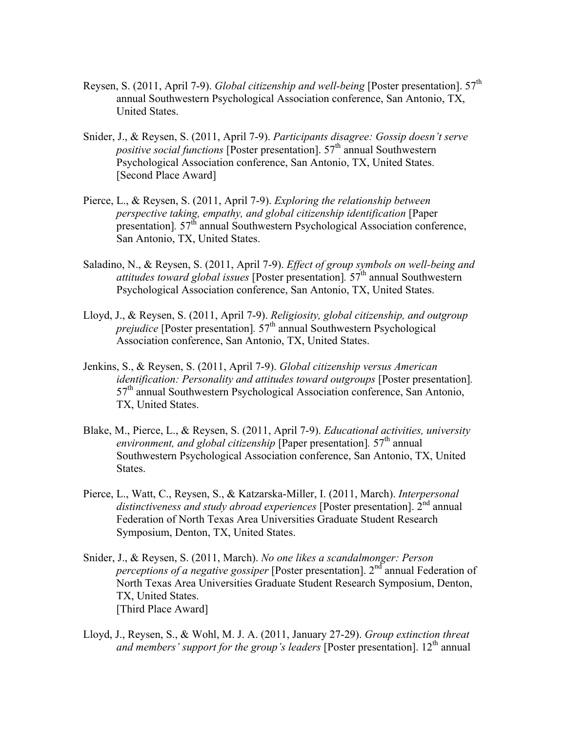Reysen, S. (2011, April 7-9). *Global citizenship and well-being* [Poster presentation]. 57th annual Southwestern Psychological Association conference, San Antonio, TX, United States.

Snider, J., & Reysen, S. (2011, April 7-9). *Participants disagree: Gossip doesn't serve positive social functions* [Poster presentation]. 57th annual Southwestern Psychological Association conference, San Antonio, TX, United States. [Second Place Award]

Pierce, L., & Reysen, S. (2011, April 7-9). *Exploring the relationship between perspective taking, empathy, and global citizenship identification* [Paper presentation]. 57th annual Southwestern Psychological Association conference, San Antonio, TX, United States.

Saladino, N., & Reysen, S. (2011, April 7-9). *Effect of group symbols on well-being and attitudes toward global issues* [Poster presentation]. 57th annual Southwestern Psychological Association conference, San Antonio, TX, United States.

Lloyd, J., & Reysen, S. (2011, April 7-9). *Religiosity, global citizenship, and outgroup prejudice* [Poster presentation]. 57th annual Southwestern Psychological Association conference, San Antonio, TX, United States.

Jenkins, S., & Reysen, S. (2011, April 7-9). *Global citizenship versus American identification: Personality and attitudes toward outgroups* [Poster presentation]. 57th annual Southwestern Psychological Association conference, San Antonio, TX, United States.

Blake, M., Pierce, L., & Reysen, S. (2011, April 7-9). *Educational activities, university environment, and global citizenship* [Paper presentation]. 57th annual Southwestern Psychological Association conference, San Antonio, TX, United States.

Pierce, L., Watt, C., Reysen, S., & Katzarska-Miller, I. (2011, March). *Interpersonal distinctiveness and study abroad experiences* [Poster presentation]. 2nd annual Federation of North Texas Area Universities Graduate Student Research Symposium, Denton, TX, United States.

Snider, J., & Reysen, S. (2011, March). *No one likes a scandalmonger: Person perceptions of a negative gossiper* [Poster presentation]. 2nd annual Federation of North Texas Area Universities Graduate Student Research Symposium, Denton, TX, United States.
[Third Place Award]

Lloyd, J., Reysen, S., & Wohl, M. J. A. (2011, January 27-29). *Group extinction threat and members' support for the group's leaders* [Poster presentation]. 12th annual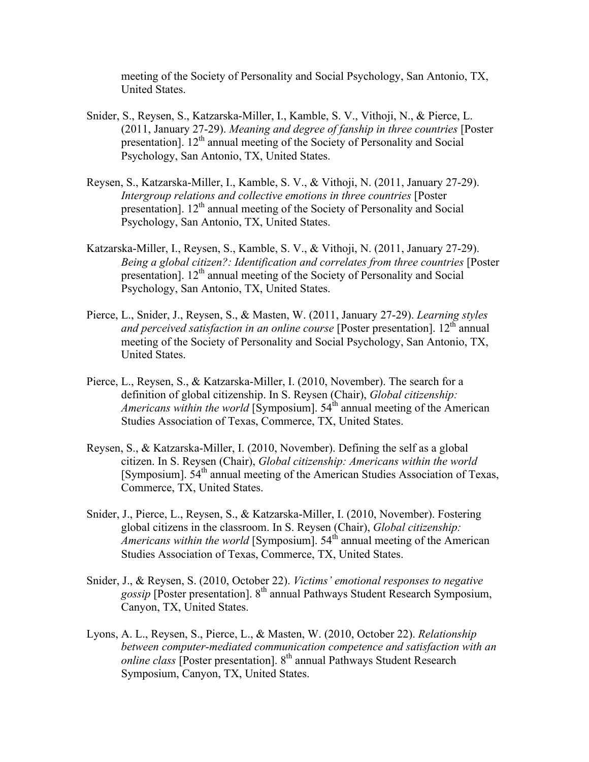meeting of the Society of Personality and Social Psychology, San Antonio, TX, United States.

Snider, S., Reysen, S., Katzarska-Miller, I., Kamble, S. V., Vithoji, N., & Pierce, L. (2011, January 27-29). *Meaning and degree of fanship in three countries* [Poster presentation]. 12th annual meeting of the Society of Personality and Social Psychology, San Antonio, TX, United States.

Reysen, S., Katzarska-Miller, I., Kamble, S. V., & Vithoji, N. (2011, January 27-29). *Intergroup relations and collective emotions in three countries* [Poster presentation]. 12th annual meeting of the Society of Personality and Social Psychology, San Antonio, TX, United States.

Katzarska-Miller, I., Reysen, S., Kamble, S. V., & Vithoji, N. (2011, January 27-29). *Being a global citizen?: Identification and correlates from three countries* [Poster presentation]. 12th annual meeting of the Society of Personality and Social Psychology, San Antonio, TX, United States.

Pierce, L., Snider, J., Reysen, S., & Masten, W. (2011, January 27-29). *Learning styles and perceived satisfaction in an online course* [Poster presentation]. 12th annual meeting of the Society of Personality and Social Psychology, San Antonio, TX, United States.

Pierce, L., Reysen, S., & Katzarska-Miller, I. (2010, November). The search for a definition of global citizenship. In S. Reysen (Chair), *Global citizenship: Americans within the world* [Symposium]. 54th annual meeting of the American Studies Association of Texas, Commerce, TX, United States.

Reysen, S., & Katzarska-Miller, I. (2010, November). Defining the self as a global citizen. In S. Reysen (Chair), *Global citizenship: Americans within the world* [Symposium]. 54th annual meeting of the American Studies Association of Texas, Commerce, TX, United States.

Snider, J., Pierce, L., Reysen, S., & Katzarska-Miller, I. (2010, November). Fostering global citizens in the classroom. In S. Reysen (Chair), *Global citizenship: Americans within the world* [Symposium]. 54th annual meeting of the American Studies Association of Texas, Commerce, TX, United States.

Snider, J., & Reysen, S. (2010, October 22). *Victims' emotional responses to negative gossip* [Poster presentation]. 8th annual Pathways Student Research Symposium, Canyon, TX, United States.

Lyons, A. L., Reysen, S., Pierce, L., & Masten, W. (2010, October 22). *Relationship between computer-mediated communication competence and satisfaction with an online class* [Poster presentation]. 8th annual Pathways Student Research Symposium, Canyon, TX, United States.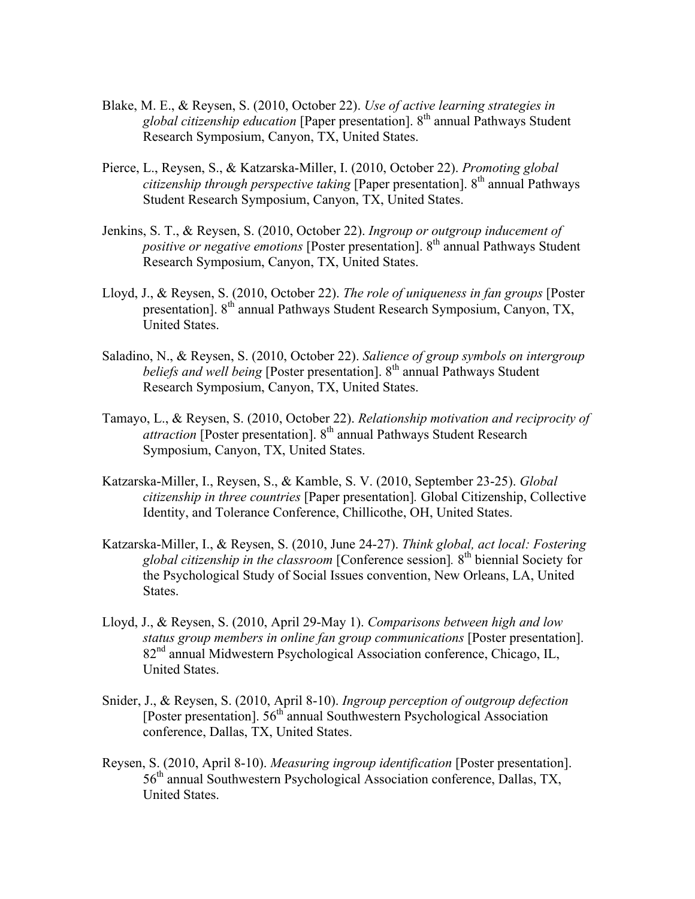Blake, M. E., & Reysen, S. (2010, October 22). *Use of active learning strategies in global citizenship education* [Paper presentation]. 8th annual Pathways Student Research Symposium, Canyon, TX, United States.

Pierce, L., Reysen, S., & Katzarska-Miller, I. (2010, October 22). *Promoting global citizenship through perspective taking* [Paper presentation]. 8th annual Pathways Student Research Symposium, Canyon, TX, United States.

Jenkins, S. T., & Reysen, S. (2010, October 22). *Ingroup or outgroup inducement of positive or negative emotions* [Poster presentation]. 8th annual Pathways Student Research Symposium, Canyon, TX, United States.

Lloyd, J., & Reysen, S. (2010, October 22). *The role of uniqueness in fan groups* [Poster presentation]. 8th annual Pathways Student Research Symposium, Canyon, TX, United States.

Saladino, N., & Reysen, S. (2010, October 22). *Salience of group symbols on intergroup beliefs and well being* [Poster presentation]. 8th annual Pathways Student Research Symposium, Canyon, TX, United States.

Tamayo, L., & Reysen, S. (2010, October 22). *Relationship motivation and reciprocity of attraction* [Poster presentation]. 8th annual Pathways Student Research Symposium, Canyon, TX, United States.

Katzarska-Miller, I., Reysen, S., & Kamble, S. V. (2010, September 23-25). *Global citizenship in three countries* [Paper presentation]. Global Citizenship, Collective Identity, and Tolerance Conference, Chillicothe, OH, United States.

Katzarska-Miller, I., & Reysen, S. (2010, June 24-27). *Think global, act local: Fostering global citizenship in the classroom* [Conference session]. 8th biennial Society for the Psychological Study of Social Issues convention, New Orleans, LA, United States.

Lloyd, J., & Reysen, S. (2010, April 29-May 1). *Comparisons between high and low status group members in online fan group communications* [Poster presentation]. 82nd annual Midwestern Psychological Association conference, Chicago, IL, United States.

Snider, J., & Reysen, S. (2010, April 8-10). *Ingroup perception of outgroup defection* [Poster presentation]. 56th annual Southwestern Psychological Association conference, Dallas, TX, United States.

Reysen, S. (2010, April 8-10). *Measuring ingroup identification* [Poster presentation]. 56th annual Southwestern Psychological Association conference, Dallas, TX, United States.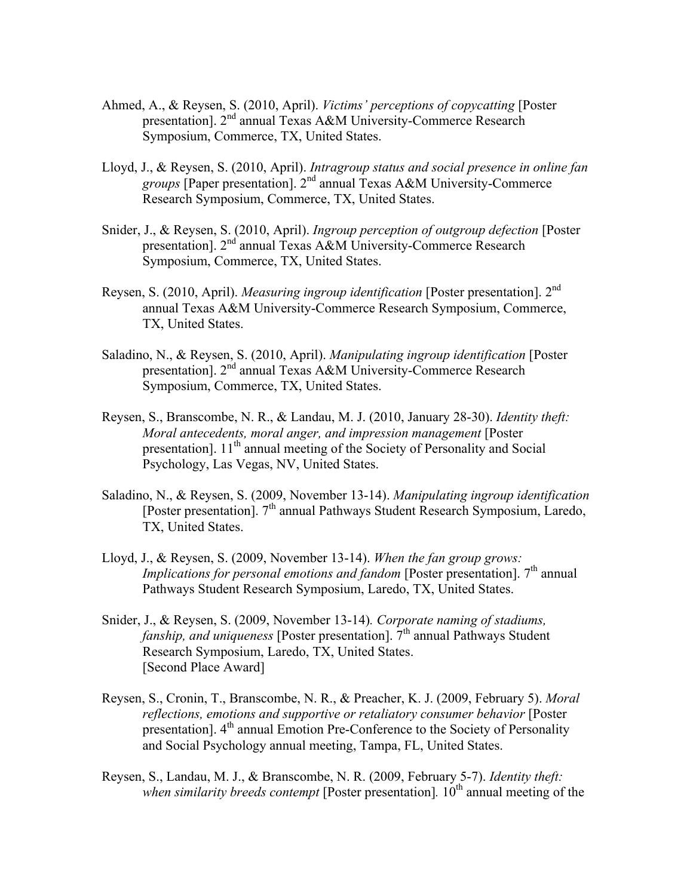Ahmed, A., & Reysen, S. (2010, April). *Victims' perceptions of copycatting* [Poster presentation]. 2nd annual Texas A&M University-Commerce Research Symposium, Commerce, TX, United States.

Lloyd, J., & Reysen, S. (2010, April). *Intragroup status and social presence in online fan groups* [Paper presentation]. 2nd annual Texas A&M University-Commerce Research Symposium, Commerce, TX, United States.

Snider, J., & Reysen, S. (2010, April). *Ingroup perception of outgroup defection* [Poster presentation]. 2nd annual Texas A&M University-Commerce Research Symposium, Commerce, TX, United States.

Reysen, S. (2010, April). *Measuring ingroup identification* [Poster presentation]. 2nd annual Texas A&M University-Commerce Research Symposium, Commerce, TX, United States.

Saladino, N., & Reysen, S. (2010, April). *Manipulating ingroup identification* [Poster presentation]. 2nd annual Texas A&M University-Commerce Research Symposium, Commerce, TX, United States.

Reysen, S., Branscombe, N. R., & Landau, M. J. (2010, January 28-30). *Identity theft: Moral antecedents, moral anger, and impression management* [Poster presentation]. 11th annual meeting of the Society of Personality and Social Psychology, Las Vegas, NV, United States.

Saladino, N., & Reysen, S. (2009, November 13-14). *Manipulating ingroup identification* [Poster presentation]. 7th annual Pathways Student Research Symposium, Laredo, TX, United States.

Lloyd, J., & Reysen, S. (2009, November 13-14). *When the fan group grows: Implications for personal emotions and fandom* [Poster presentation]. 7th annual Pathways Student Research Symposium, Laredo, TX, United States.

Snider, J., & Reysen, S. (2009, November 13-14). *Corporate naming of stadiums, fanship, and uniqueness* [Poster presentation]. 7th annual Pathways Student Research Symposium, Laredo, TX, United States.
[Second Place Award]

Reysen, S., Cronin, T., Branscombe, N. R., & Preacher, K. J. (2009, February 5). *Moral reflections, emotions and supportive or retaliatory consumer behavior* [Poster presentation]. 4th annual Emotion Pre-Conference to the Society of Personality and Social Psychology annual meeting, Tampa, FL, United States.

Reysen, S., Landau, M. J., & Branscombe, N. R. (2009, February 5-7). *Identity theft: when similarity breeds contempt* [Poster presentation]. 10th annual meeting of the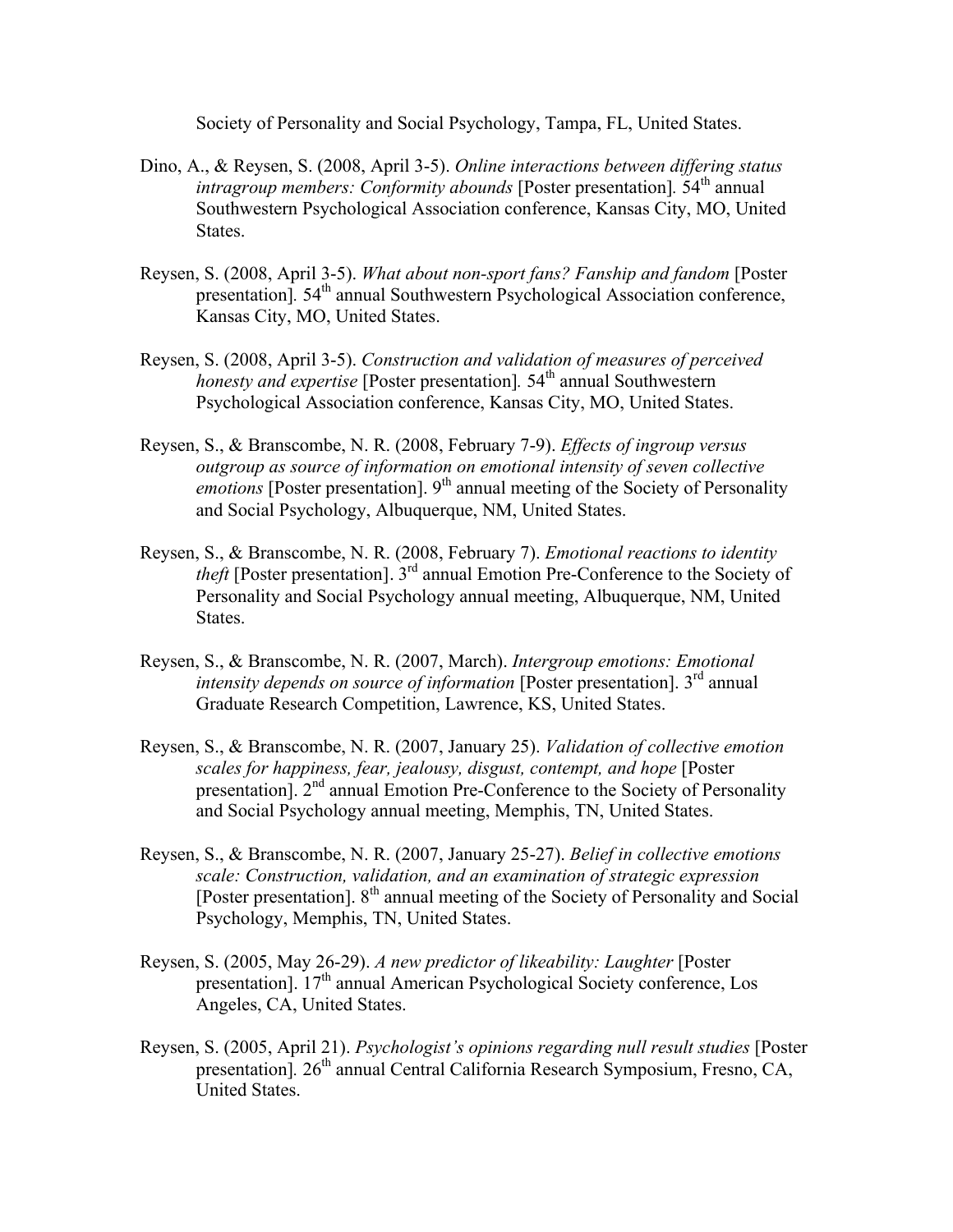Society of Personality and Social Psychology, Tampa, FL, United States.

Dino, A., & Reysen, S. (2008, April 3-5). *Online interactions between differing status intragroup members: Conformity abounds* [Poster presentation]. 54th annual Southwestern Psychological Association conference, Kansas City, MO, United States.

Reysen, S. (2008, April 3-5). *What about non-sport fans? Fanship and fandom* [Poster presentation]. 54th annual Southwestern Psychological Association conference, Kansas City, MO, United States.

Reysen, S. (2008, April 3-5). *Construction and validation of measures of perceived honesty and expertise* [Poster presentation]. 54th annual Southwestern Psychological Association conference, Kansas City, MO, United States.

Reysen, S., & Branscombe, N. R. (2008, February 7-9). *Effects of ingroup versus outgroup as source of information on emotional intensity of seven collective emotions* [Poster presentation]. 9th annual meeting of the Society of Personality and Social Psychology, Albuquerque, NM, United States.

Reysen, S., & Branscombe, N. R. (2008, February 7). *Emotional reactions to identity theft* [Poster presentation]. 3rd annual Emotion Pre-Conference to the Society of Personality and Social Psychology annual meeting, Albuquerque, NM, United States.

Reysen, S., & Branscombe, N. R. (2007, March). *Intergroup emotions: Emotional intensity depends on source of information* [Poster presentation]. 3rd annual Graduate Research Competition, Lawrence, KS, United States.

Reysen, S., & Branscombe, N. R. (2007, January 25). *Validation of collective emotion scales for happiness, fear, jealousy, disgust, contempt, and hope* [Poster presentation]. 2nd annual Emotion Pre-Conference to the Society of Personality and Social Psychology annual meeting, Memphis, TN, United States.

Reysen, S., & Branscombe, N. R. (2007, January 25-27). *Belief in collective emotions scale: Construction, validation, and an examination of strategic expression* [Poster presentation]. 8th annual meeting of the Society of Personality and Social Psychology, Memphis, TN, United States.

Reysen, S. (2005, May 26-29). *A new predictor of likeability: Laughter* [Poster presentation]. 17th annual American Psychological Society conference, Los Angeles, CA, United States.

Reysen, S. (2005, April 21). *Psychologist's opinions regarding null result studies* [Poster presentation]. 26th annual Central California Research Symposium, Fresno, CA, United States.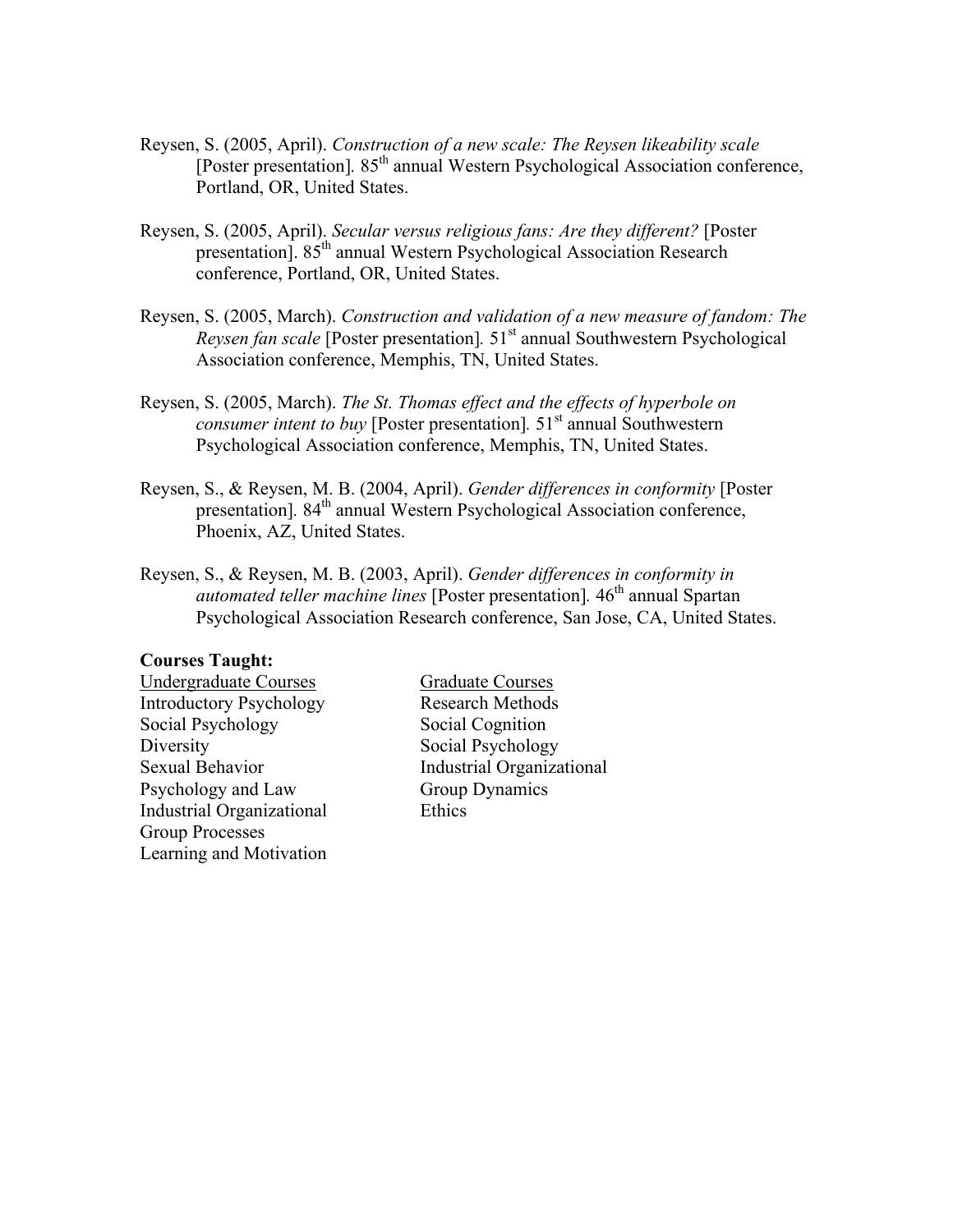Reysen, S. (2005, April). *Construction of a new scale: The Reysen likeability scale* [Poster presentation]. 85th annual Western Psychological Association conference, Portland, OR, United States.

Reysen, S. (2005, April). *Secular versus religious fans: Are they different?* [Poster presentation]. 85th annual Western Psychological Association Research conference, Portland, OR, United States.

Reysen, S. (2005, March). *Construction and validation of a new measure of fandom: The Reysen fan scale* [Poster presentation]. 51st annual Southwestern Psychological Association conference, Memphis, TN, United States.

Reysen, S. (2005, March). *The St. Thomas effect and the effects of hyperbole on consumer intent to buy* [Poster presentation]. 51st annual Southwestern Psychological Association conference, Memphis, TN, United States.

Reysen, S., & Reysen, M. B. (2004, April). *Gender differences in conformity* [Poster presentation]. 84th annual Western Psychological Association conference, Phoenix, AZ, United States.

Reysen, S., & Reysen, M. B. (2003, April). *Gender differences in conformity in automated teller machine lines* [Poster presentation]. 46th annual Spartan Psychological Association Research conference, San Jose, CA, United States.

**Courses Taught:**

<u>Undergraduate Courses</u>

Introductory Psychology
Social Psychology
Diversity
Sexual Behavior
Psychology and Law
Industrial Organizational
Group Processes
Learning and Motivation

<u>Graduate Courses</u>

Research Methods
Social Cognition
Social Psychology
Industrial Organizational
Group Dynamics
Ethics